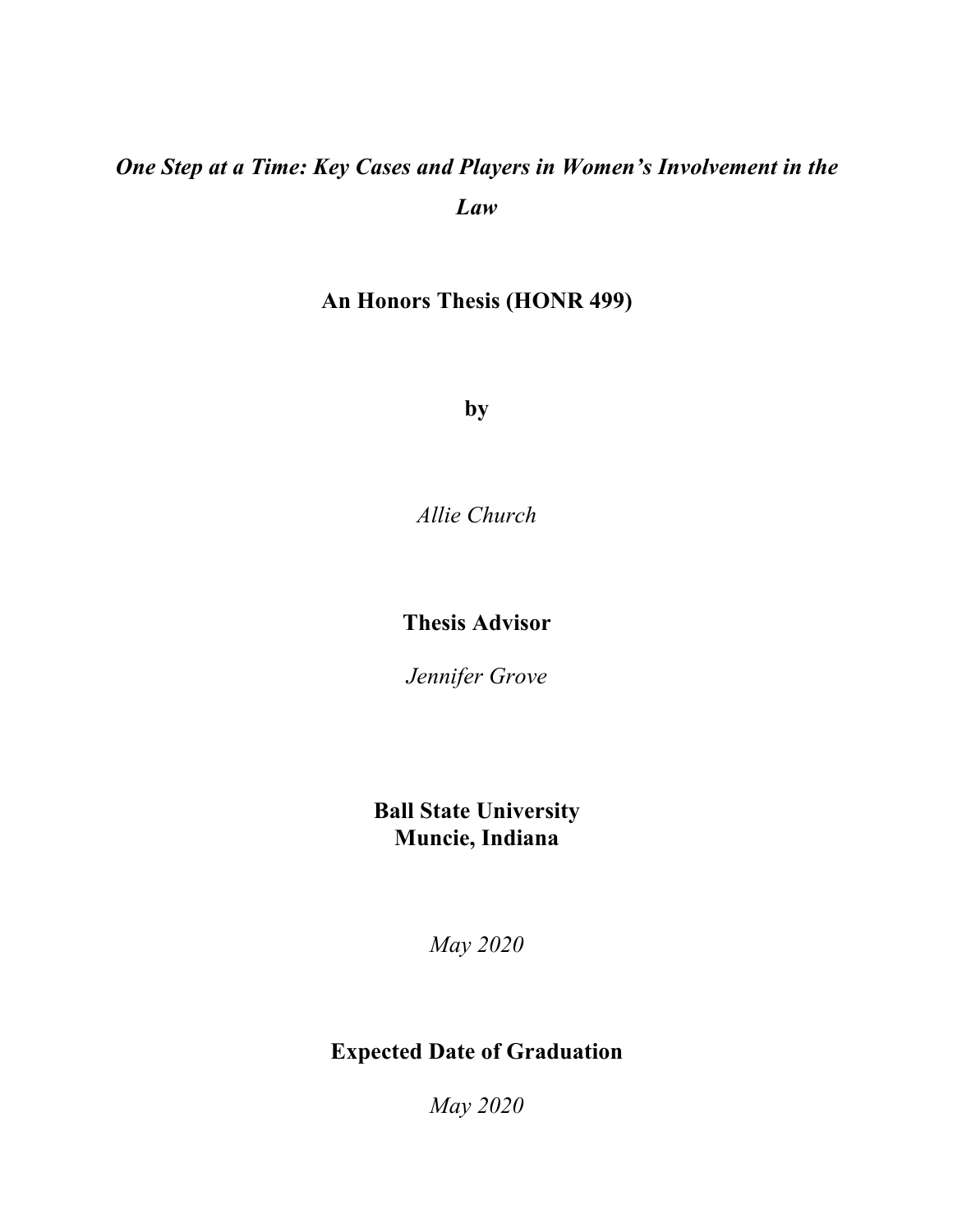# ***One Step at a Time: Key Cases and Players in Women's Involvement in the Law***

**An Honors Thesis (HONR 499)**

**by**

*Allie Church*

**Thesis Advisor**

*Jennifer Grove*

**Ball State University**
**Muncie, Indiana**

*May 2020*

**Expected Date of Graduation**

*May 2020*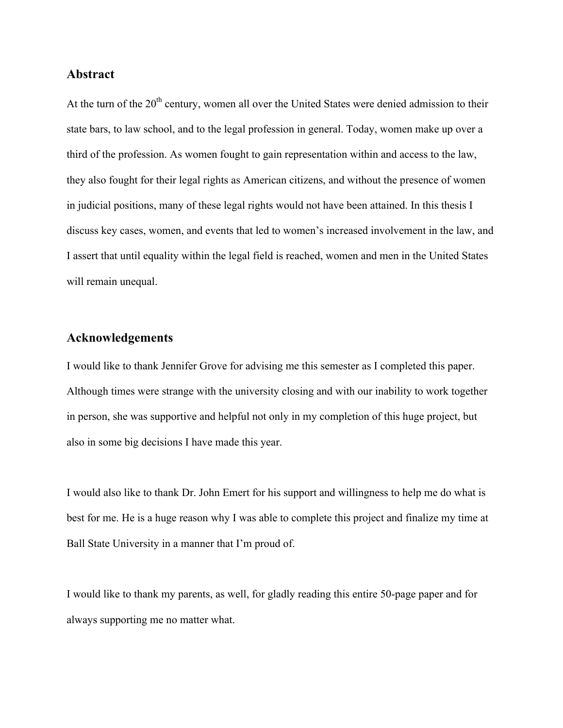## Abstract

At the turn of the 20th century, women all over the United States were denied admission to their state bars, to law school, and to the legal profession in general. Today, women make up over a third of the profession. As women fought to gain representation within and access to the law, they also fought for their legal rights as American citizens, and without the presence of women in judicial positions, many of these legal rights would not have been attained. In this thesis I discuss key cases, women, and events that led to women's increased involvement in the law, and I assert that until equality within the legal field is reached, women and men in the United States will remain unequal.

## Acknowledgements

I would like to thank Jennifer Grove for advising me this semester as I completed this paper. Although times were strange with the university closing and with our inability to work together in person, she was supportive and helpful not only in my completion of this huge project, but also in some big decisions I have made this year.

I would also like to thank Dr. John Emert for his support and willingness to help me do what is best for me. He is a huge reason why I was able to complete this project and finalize my time at Ball State University in a manner that I'm proud of.

I would like to thank my parents, as well, for gladly reading this entire 50-page paper and for always supporting me no matter what.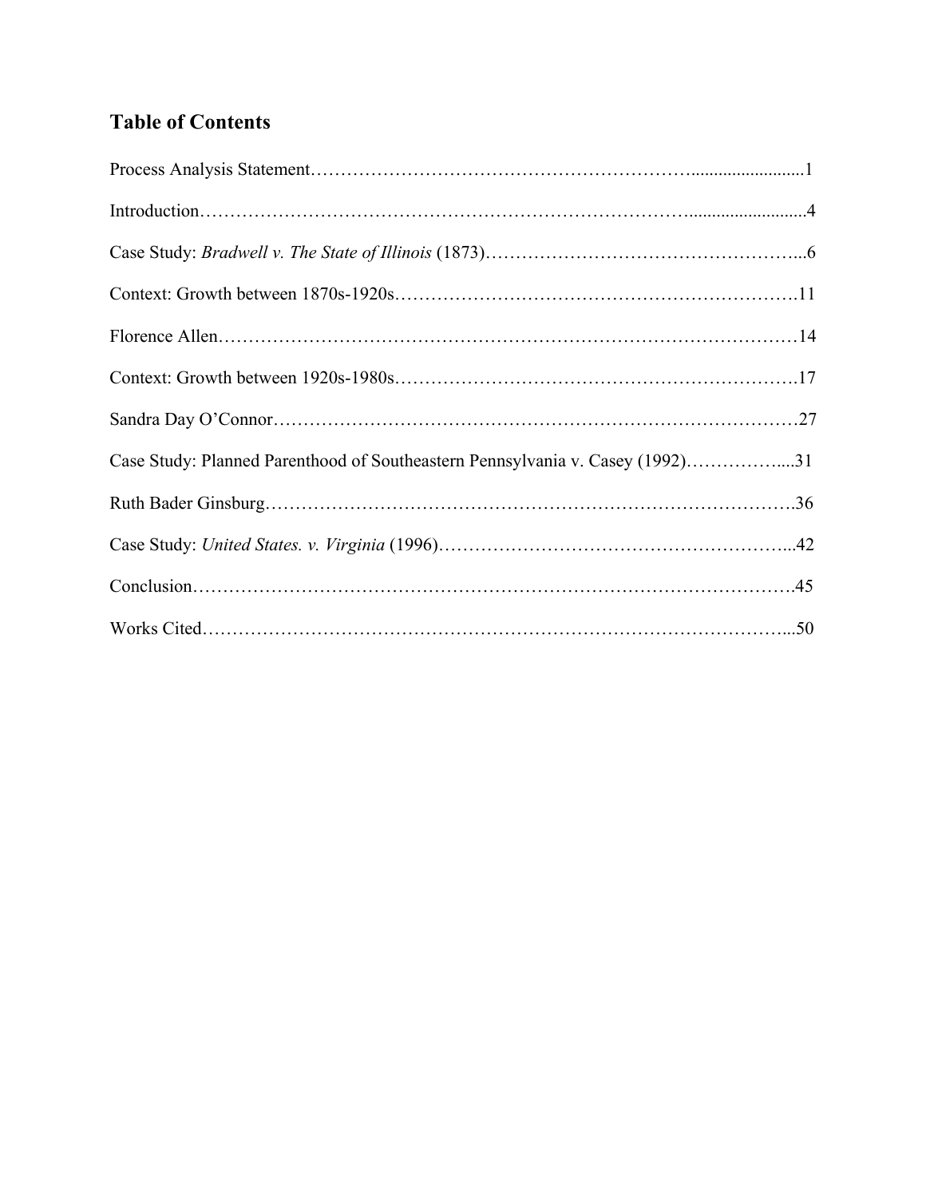## Table of Contents

Process Analysis Statement……………………………………………………….........................1

Introduction…………………………………………………………………….........................4

Case Study: *Bradwell v. The State of Illinois* (1873)……………………………………………...6

Context: Growth between 1870s-1920s……………………………………………………….11

Florence Allen………………………………………………………………………………14

Context: Growth between 1920s-1980s……………………………………………………….17

Sandra Day O'Connor………………………………………………………………………27

Case Study: Planned Parenthood of Southeastern Pennsylvania v. Casey (1992)……………....31

Ruth Bader Ginsburg………………………………………………………………………….36

Case Study: *United States. v. Virginia* (1996)…………………………………………………...42

Conclusion…………………………………………………………………………………….45

Works Cited……………………………………………………………………………………...50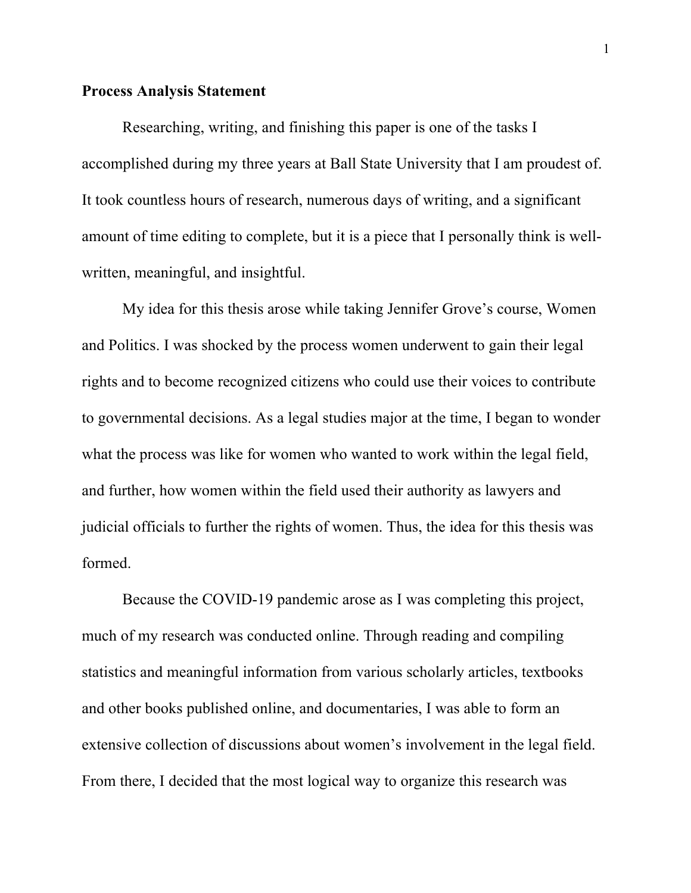**Process Analysis Statement**

Researching, writing, and finishing this paper is one of the tasks I accomplished during my three years at Ball State University that I am proudest of. It took countless hours of research, numerous days of writing, and a significant amount of time editing to complete, but it is a piece that I personally think is well-written, meaningful, and insightful.

My idea for this thesis arose while taking Jennifer Grove's course, Women and Politics. I was shocked by the process women underwent to gain their legal rights and to become recognized citizens who could use their voices to contribute to governmental decisions. As a legal studies major at the time, I began to wonder what the process was like for women who wanted to work within the legal field, and further, how women within the field used their authority as lawyers and judicial officials to further the rights of women. Thus, the idea for this thesis was formed.

Because the COVID-19 pandemic arose as I was completing this project, much of my research was conducted online. Through reading and compiling statistics and meaningful information from various scholarly articles, textbooks and other books published online, and documentaries, I was able to form an extensive collection of discussions about women's involvement in the legal field. From there, I decided that the most logical way to organize this research was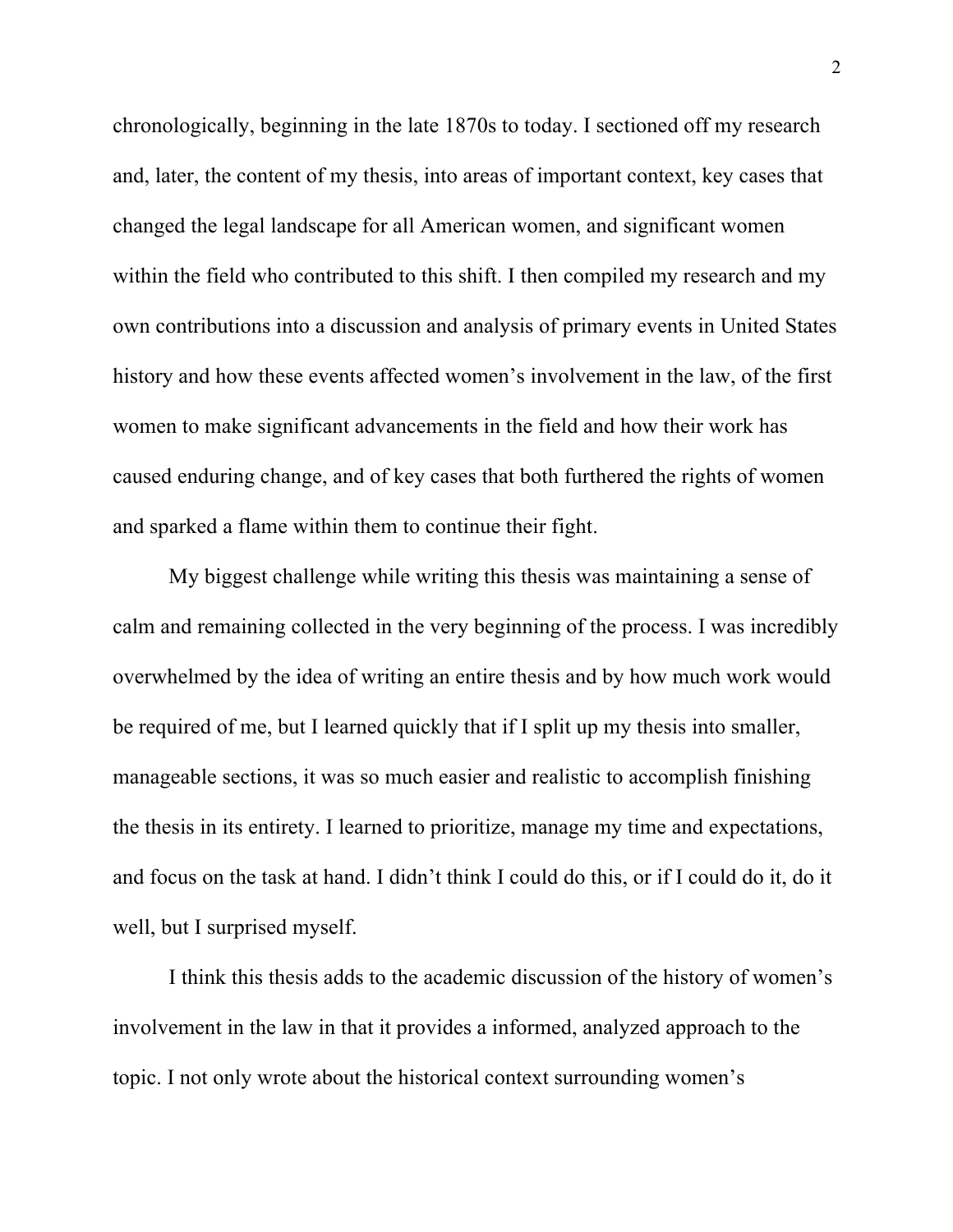chronologically, beginning in the late 1870s to today. I sectioned off my research and, later, the content of my thesis, into areas of important context, key cases that changed the legal landscape for all American women, and significant women within the field who contributed to this shift. I then compiled my research and my own contributions into a discussion and analysis of primary events in United States history and how these events affected women's involvement in the law, of the first women to make significant advancements in the field and how their work has caused enduring change, and of key cases that both furthered the rights of women and sparked a flame within them to continue their fight.

My biggest challenge while writing this thesis was maintaining a sense of calm and remaining collected in the very beginning of the process. I was incredibly overwhelmed by the idea of writing an entire thesis and by how much work would be required of me, but I learned quickly that if I split up my thesis into smaller, manageable sections, it was so much easier and realistic to accomplish finishing the thesis in its entirety. I learned to prioritize, manage my time and expectations, and focus on the task at hand. I didn't think I could do this, or if I could do it, do it well, but I surprised myself.

I think this thesis adds to the academic discussion of the history of women's involvement in the law in that it provides a informed, analyzed approach to the topic. I not only wrote about the historical context surrounding women's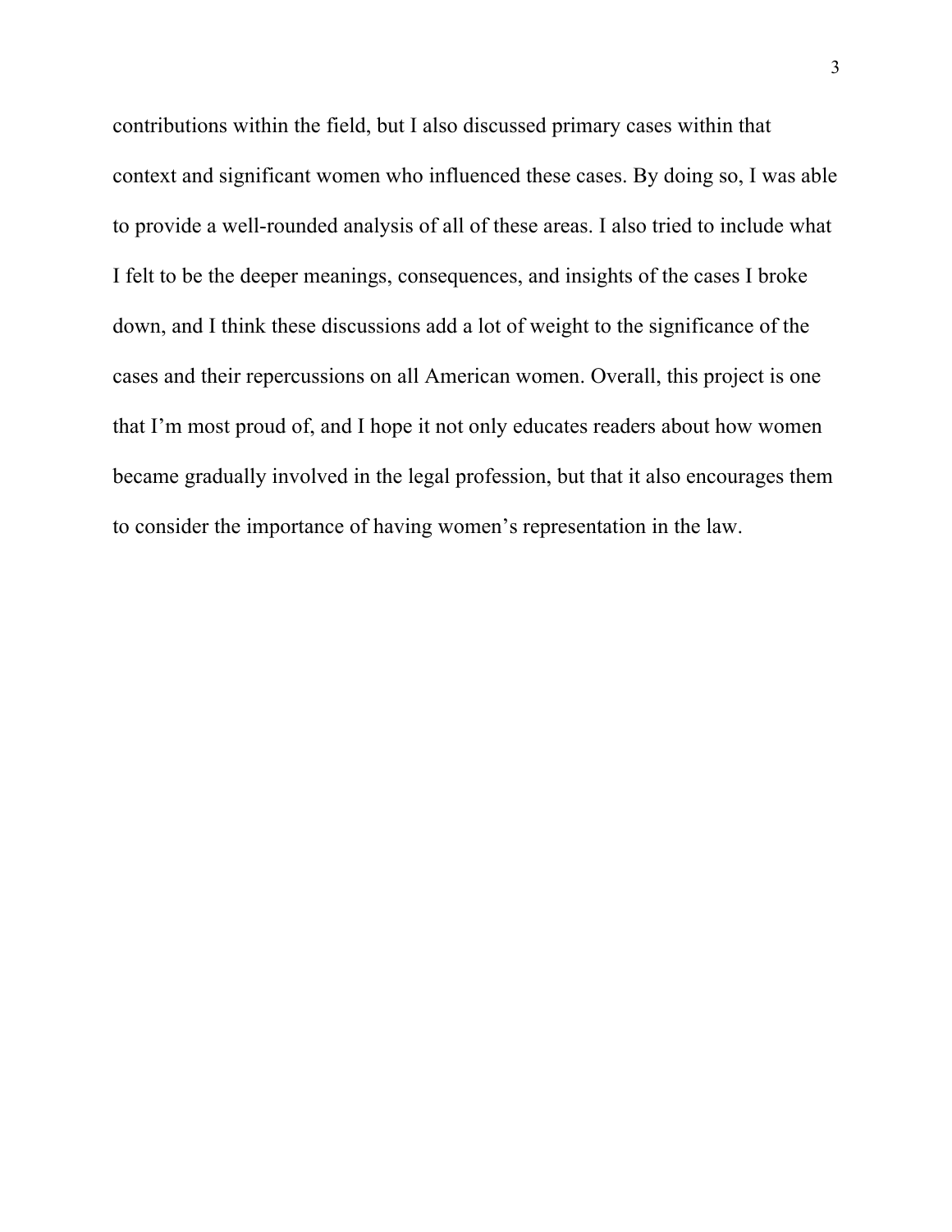contributions within the field, but I also discussed primary cases within that context and significant women who influenced these cases. By doing so, I was able to provide a well-rounded analysis of all of these areas. I also tried to include what I felt to be the deeper meanings, consequences, and insights of the cases I broke down, and I think these discussions add a lot of weight to the significance of the cases and their repercussions on all American women. Overall, this project is one that I'm most proud of, and I hope it not only educates readers about how women became gradually involved in the legal profession, but that it also encourages them to consider the importance of having women's representation in the law.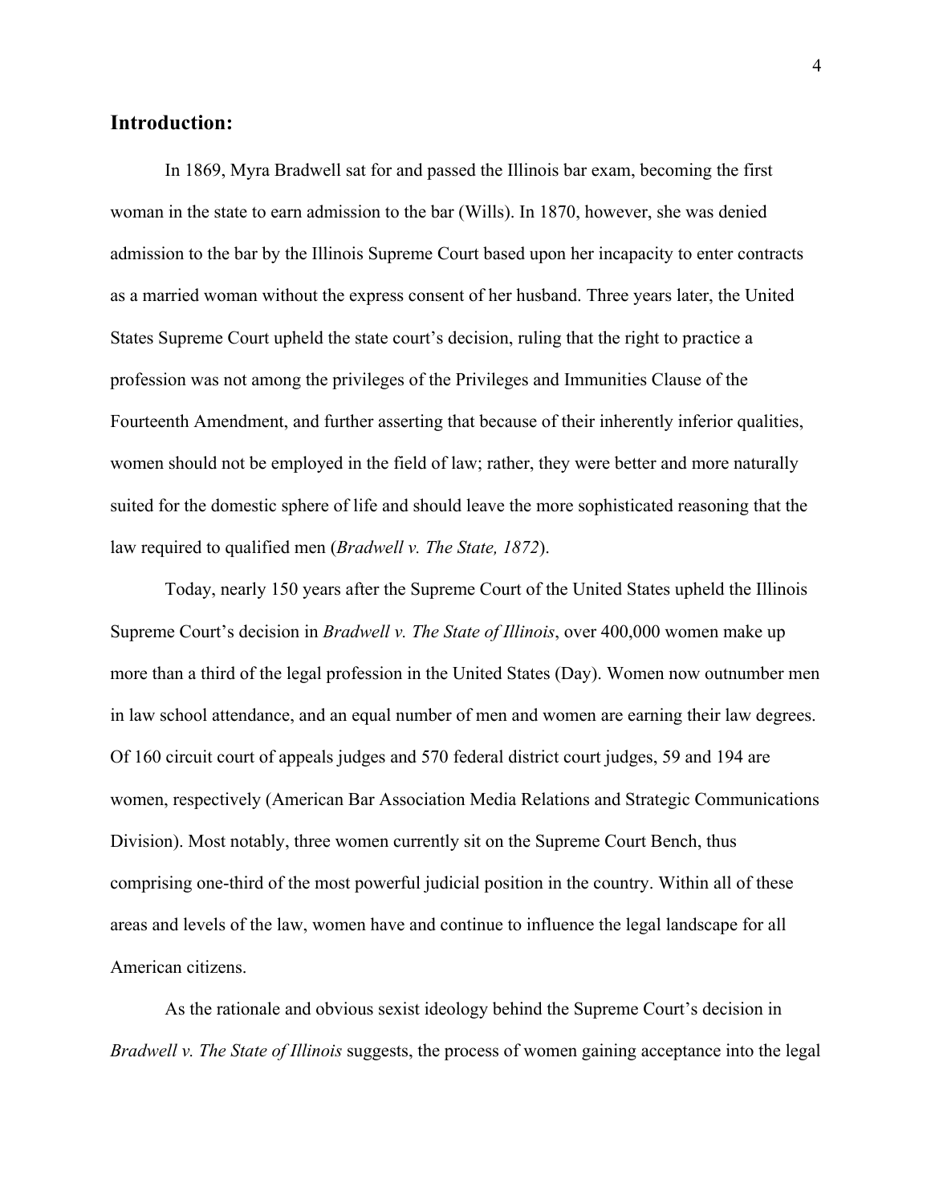## Introduction:

In 1869, Myra Bradwell sat for and passed the Illinois bar exam, becoming the first woman in the state to earn admission to the bar (Wills). In 1870, however, she was denied admission to the bar by the Illinois Supreme Court based upon her incapacity to enter contracts as a married woman without the express consent of her husband. Three years later, the United States Supreme Court upheld the state court's decision, ruling that the right to practice a profession was not among the privileges of the Privileges and Immunities Clause of the Fourteenth Amendment, and further asserting that because of their inherently inferior qualities, women should not be employed in the field of law; rather, they were better and more naturally suited for the domestic sphere of life and should leave the more sophisticated reasoning that the law required to qualified men (*Bradwell v. The State, 1872*).

Today, nearly 150 years after the Supreme Court of the United States upheld the Illinois Supreme Court's decision in *Bradwell v. The State of Illinois*, over 400,000 women make up more than a third of the legal profession in the United States (Day). Women now outnumber men in law school attendance, and an equal number of men and women are earning their law degrees. Of 160 circuit court of appeals judges and 570 federal district court judges, 59 and 194 are women, respectively (American Bar Association Media Relations and Strategic Communications Division). Most notably, three women currently sit on the Supreme Court Bench, thus comprising one-third of the most powerful judicial position in the country. Within all of these areas and levels of the law, women have and continue to influence the legal landscape for all American citizens.

As the rationale and obvious sexist ideology behind the Supreme Court's decision in *Bradwell v. The State of Illinois* suggests, the process of women gaining acceptance into the legal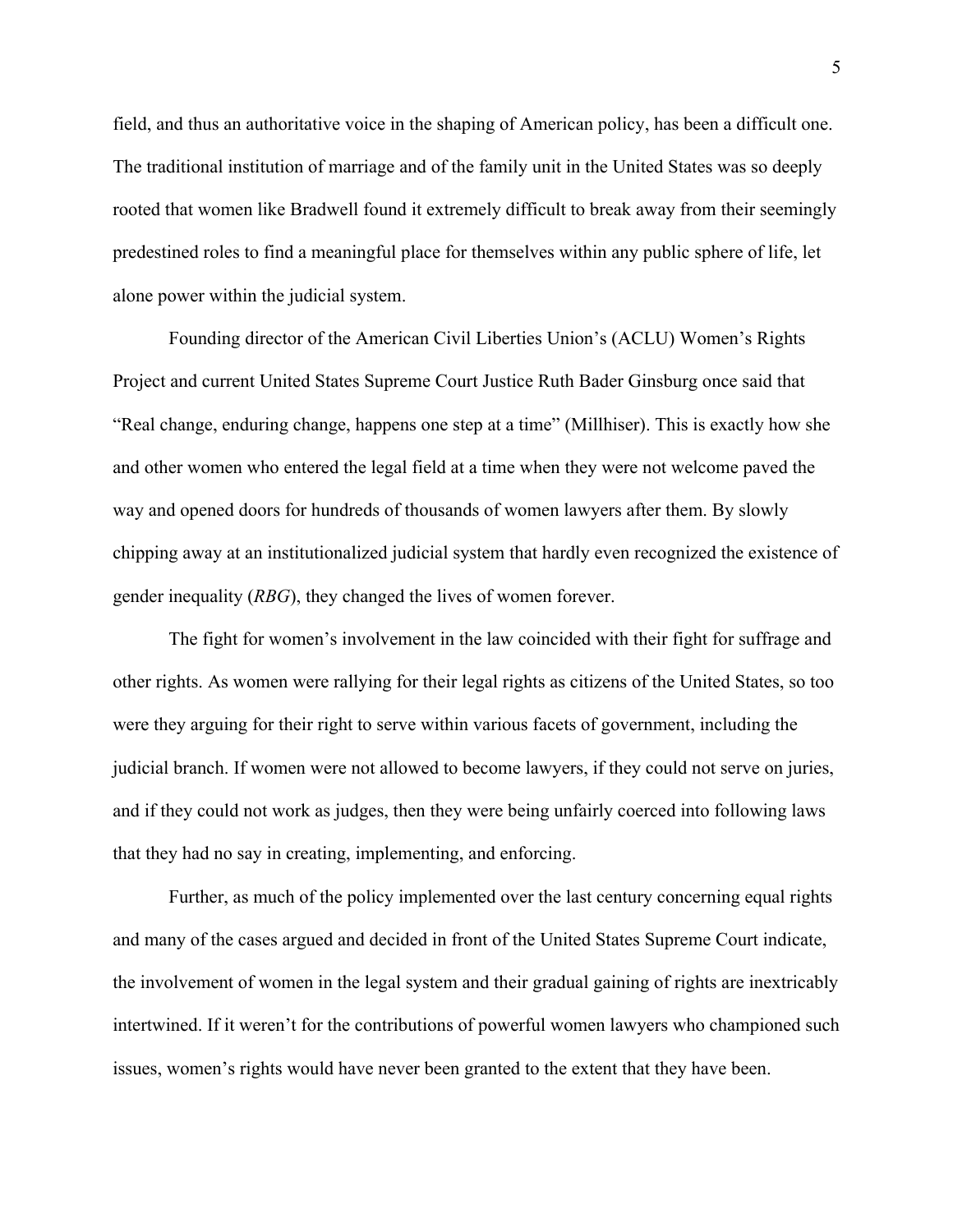field, and thus an authoritative voice in the shaping of American policy, has been a difficult one. The traditional institution of marriage and of the family unit in the United States was so deeply rooted that women like Bradwell found it extremely difficult to break away from their seemingly predestined roles to find a meaningful place for themselves within any public sphere of life, let alone power within the judicial system.

Founding director of the American Civil Liberties Union's (ACLU) Women's Rights Project and current United States Supreme Court Justice Ruth Bader Ginsburg once said that "Real change, enduring change, happens one step at a time" (Millhiser). This is exactly how she and other women who entered the legal field at a time when they were not welcome paved the way and opened doors for hundreds of thousands of women lawyers after them. By slowly chipping away at an institutionalized judicial system that hardly even recognized the existence of gender inequality (*RBG*), they changed the lives of women forever.

The fight for women's involvement in the law coincided with their fight for suffrage and other rights. As women were rallying for their legal rights as citizens of the United States, so too were they arguing for their right to serve within various facets of government, including the judicial branch. If women were not allowed to become lawyers, if they could not serve on juries, and if they could not work as judges, then they were being unfairly coerced into following laws that they had no say in creating, implementing, and enforcing.

Further, as much of the policy implemented over the last century concerning equal rights and many of the cases argued and decided in front of the United States Supreme Court indicate, the involvement of women in the legal system and their gradual gaining of rights are inextricably intertwined. If it weren't for the contributions of powerful women lawyers who championed such issues, women's rights would have never been granted to the extent that they have been.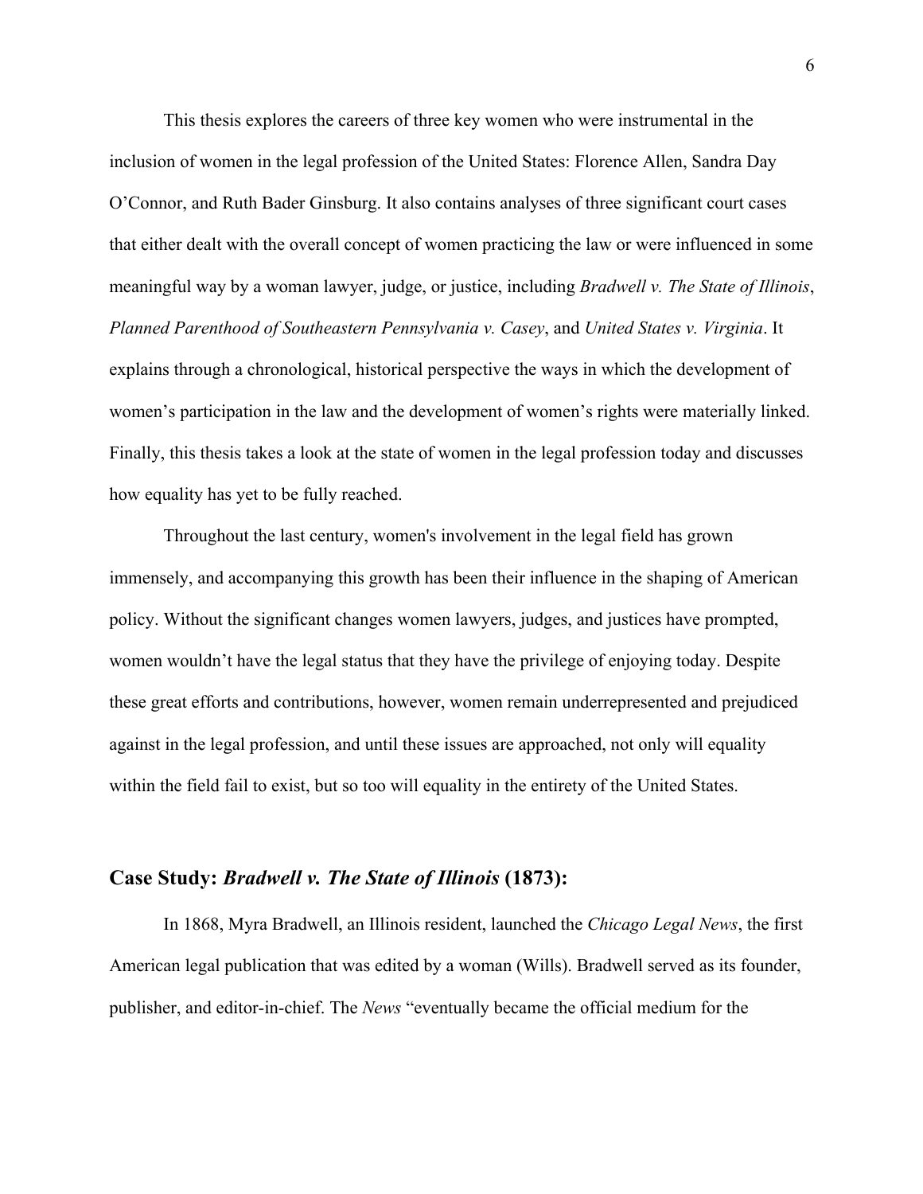This thesis explores the careers of three key women who were instrumental in the inclusion of women in the legal profession of the United States: Florence Allen, Sandra Day O'Connor, and Ruth Bader Ginsburg. It also contains analyses of three significant court cases that either dealt with the overall concept of women practicing the law or were influenced in some meaningful way by a woman lawyer, judge, or justice, including *Bradwell v. The State of Illinois*, *Planned Parenthood of Southeastern Pennsylvania v. Casey*, and *United States v. Virginia*. It explains through a chronological, historical perspective the ways in which the development of women's participation in the law and the development of women's rights were materially linked. Finally, this thesis takes a look at the state of women in the legal profession today and discusses how equality has yet to be fully reached.

Throughout the last century, women's involvement in the legal field has grown immensely, and accompanying this growth has been their influence in the shaping of American policy. Without the significant changes women lawyers, judges, and justices have prompted, women wouldn't have the legal status that they have the privilege of enjoying today. Despite these great efforts and contributions, however, women remain underrepresented and prejudiced against in the legal profession, and until these issues are approached, not only will equality within the field fail to exist, but so too will equality in the entirety of the United States.

## Case Study: *Bradwell v. The State of Illinois* (1873):

In 1868, Myra Bradwell, an Illinois resident, launched the *Chicago Legal News*, the first American legal publication that was edited by a woman (Wills). Bradwell served as its founder, publisher, and editor-in-chief. The *News* "eventually became the official medium for the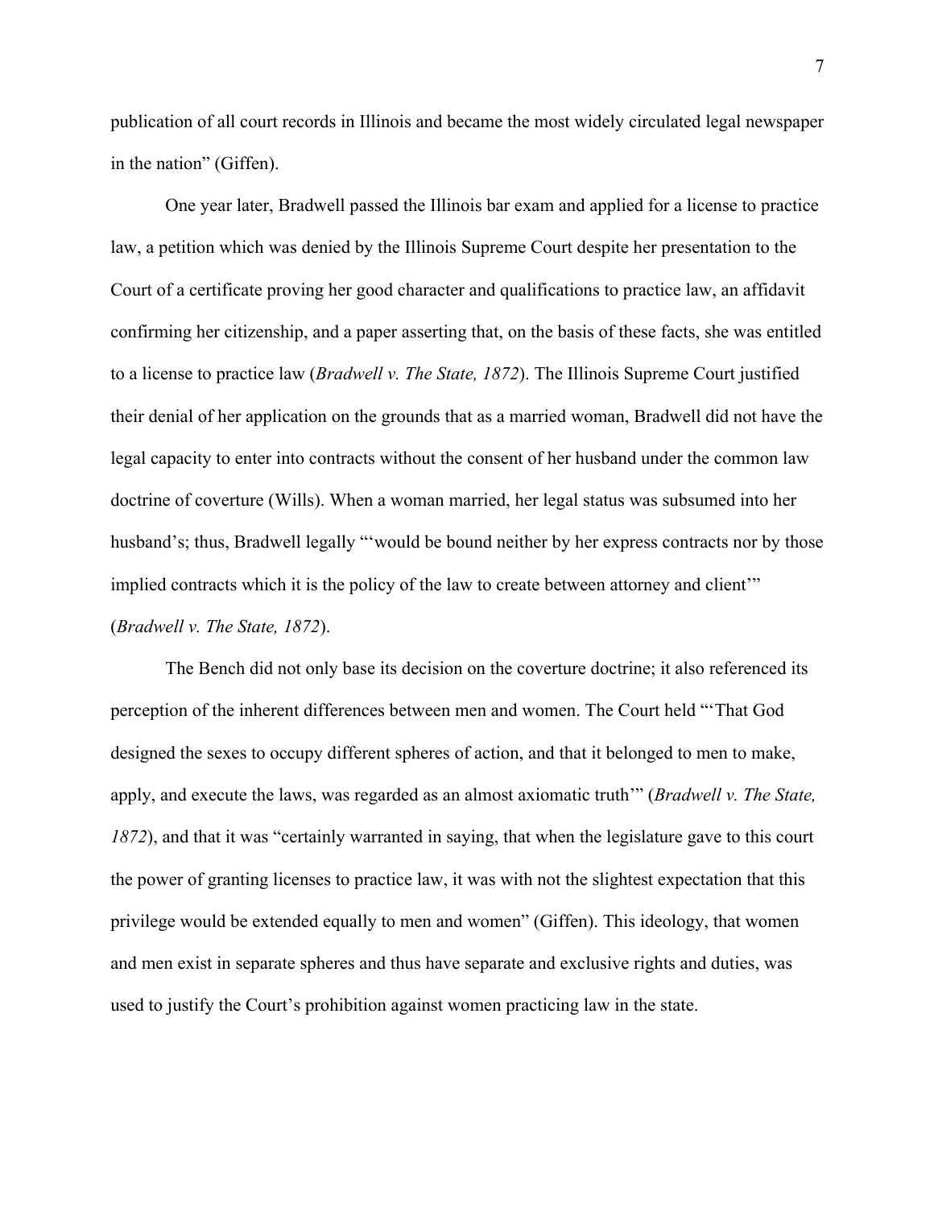publication of all court records in Illinois and became the most widely circulated legal newspaper in the nation" (Giffen).

One year later, Bradwell passed the Illinois bar exam and applied for a license to practice law, a petition which was denied by the Illinois Supreme Court despite her presentation to the Court of a certificate proving her good character and qualifications to practice law, an affidavit confirming her citizenship, and a paper asserting that, on the basis of these facts, she was entitled to a license to practice law (*Bradwell v. The State, 1872*). The Illinois Supreme Court justified their denial of her application on the grounds that as a married woman, Bradwell did not have the legal capacity to enter into contracts without the consent of her husband under the common law doctrine of coverture (Wills). When a woman married, her legal status was subsumed into her husband's; thus, Bradwell legally "'would be bound neither by her express contracts nor by those implied contracts which it is the policy of the law to create between attorney and client'" (*Bradwell v. The State, 1872*).

The Bench did not only base its decision on the coverture doctrine; it also referenced its perception of the inherent differences between men and women. The Court held "'That God designed the sexes to occupy different spheres of action, and that it belonged to men to make, apply, and execute the laws, was regarded as an almost axiomatic truth'" (*Bradwell v. The State, 1872*), and that it was "certainly warranted in saying, that when the legislature gave to this court the power of granting licenses to practice law, it was with not the slightest expectation that this privilege would be extended equally to men and women" (Giffen). This ideology, that women and men exist in separate spheres and thus have separate and exclusive rights and duties, was used to justify the Court's prohibition against women practicing law in the state.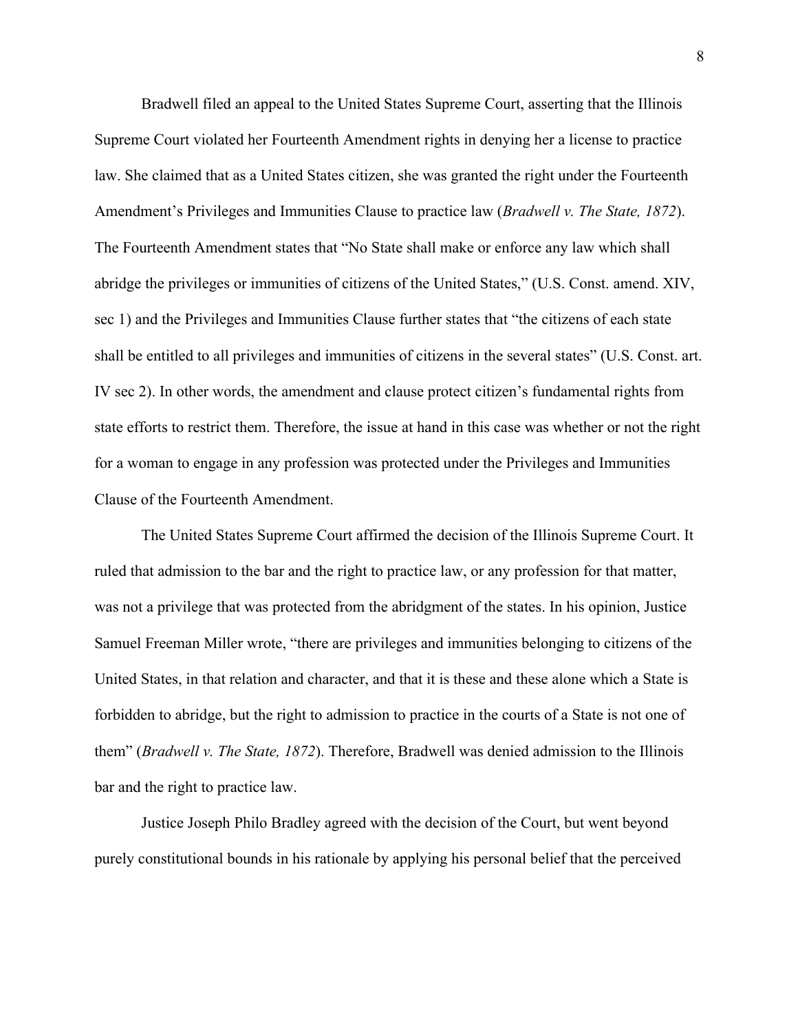Bradwell filed an appeal to the United States Supreme Court, asserting that the Illinois Supreme Court violated her Fourteenth Amendment rights in denying her a license to practice law. She claimed that as a United States citizen, she was granted the right under the Fourteenth Amendment's Privileges and Immunities Clause to practice law (*Bradwell v. The State, 1872*). The Fourteenth Amendment states that "No State shall make or enforce any law which shall abridge the privileges or immunities of citizens of the United States," (U.S. Const. amend. XIV, sec 1) and the Privileges and Immunities Clause further states that "the citizens of each state shall be entitled to all privileges and immunities of citizens in the several states" (U.S. Const. art. IV sec 2). In other words, the amendment and clause protect citizen's fundamental rights from state efforts to restrict them. Therefore, the issue at hand in this case was whether or not the right for a woman to engage in any profession was protected under the Privileges and Immunities Clause of the Fourteenth Amendment.

The United States Supreme Court affirmed the decision of the Illinois Supreme Court. It ruled that admission to the bar and the right to practice law, or any profession for that matter, was not a privilege that was protected from the abridgment of the states. In his opinion, Justice Samuel Freeman Miller wrote, "there are privileges and immunities belonging to citizens of the United States, in that relation and character, and that it is these and these alone which a State is forbidden to abridge, but the right to admission to practice in the courts of a State is not one of them" (*Bradwell v. The State, 1872*). Therefore, Bradwell was denied admission to the Illinois bar and the right to practice law.

Justice Joseph Philo Bradley agreed with the decision of the Court, but went beyond purely constitutional bounds in his rationale by applying his personal belief that the perceived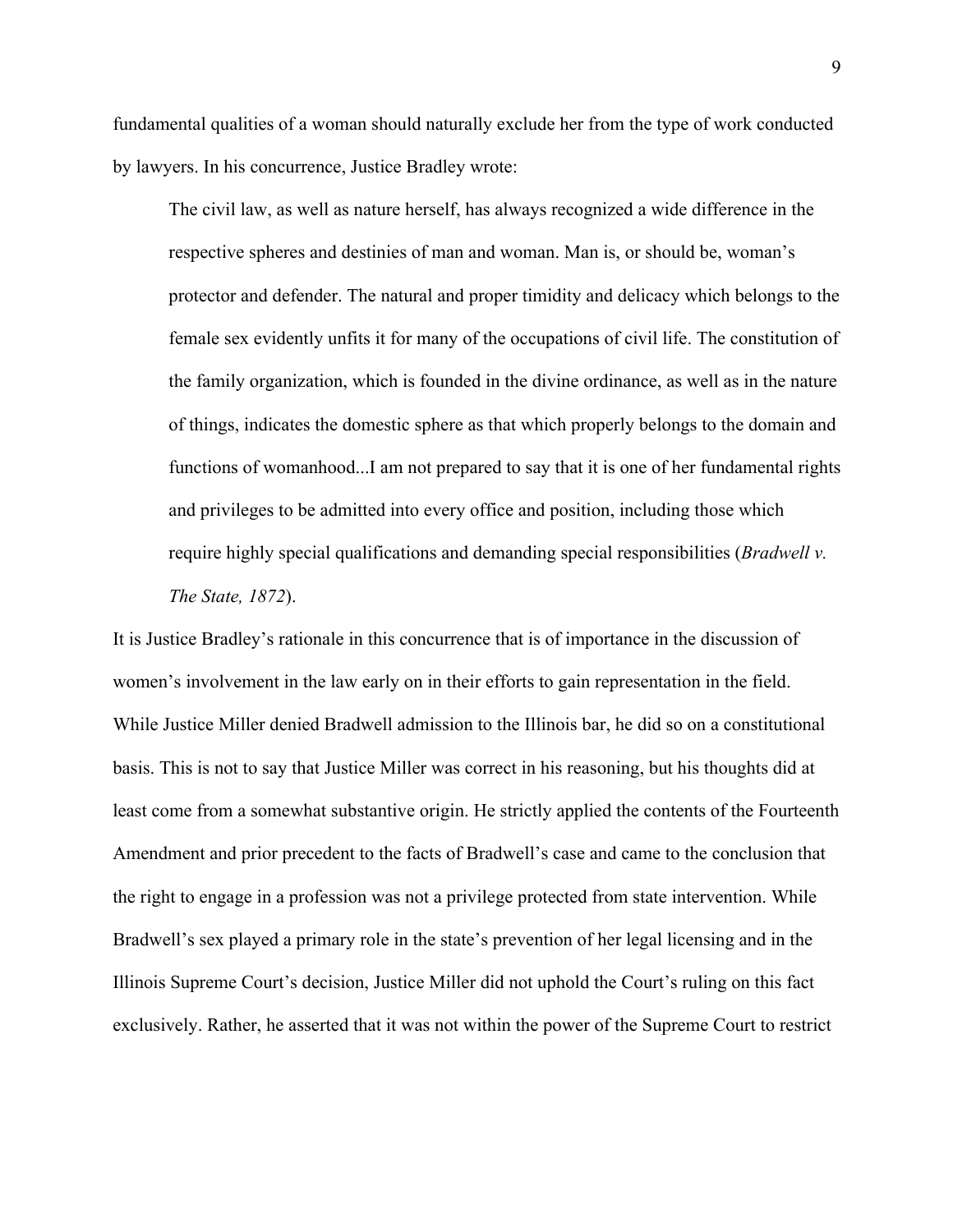fundamental qualities of a woman should naturally exclude her from the type of work conducted by lawyers. In his concurrence, Justice Bradley wrote:

> The civil law, as well as nature herself, has always recognized a wide difference in the respective spheres and destinies of man and woman. Man is, or should be, woman's protector and defender. The natural and proper timidity and delicacy which belongs to the female sex evidently unfits it for many of the occupations of civil life. The constitution of the family organization, which is founded in the divine ordinance, as well as in the nature of things, indicates the domestic sphere as that which properly belongs to the domain and functions of womanhood...I am not prepared to say that it is one of her fundamental rights and privileges to be admitted into every office and position, including those which require highly special qualifications and demanding special responsibilities (*Bradwell v. The State, 1872*).

It is Justice Bradley's rationale in this concurrence that is of importance in the discussion of women's involvement in the law early on in their efforts to gain representation in the field. While Justice Miller denied Bradwell admission to the Illinois bar, he did so on a constitutional basis. This is not to say that Justice Miller was correct in his reasoning, but his thoughts did at least come from a somewhat substantive origin. He strictly applied the contents of the Fourteenth Amendment and prior precedent to the facts of Bradwell's case and came to the conclusion that the right to engage in a profession was not a privilege protected from state intervention. While Bradwell's sex played a primary role in the state's prevention of her legal licensing and in the Illinois Supreme Court's decision, Justice Miller did not uphold the Court's ruling on this fact exclusively. Rather, he asserted that it was not within the power of the Supreme Court to restrict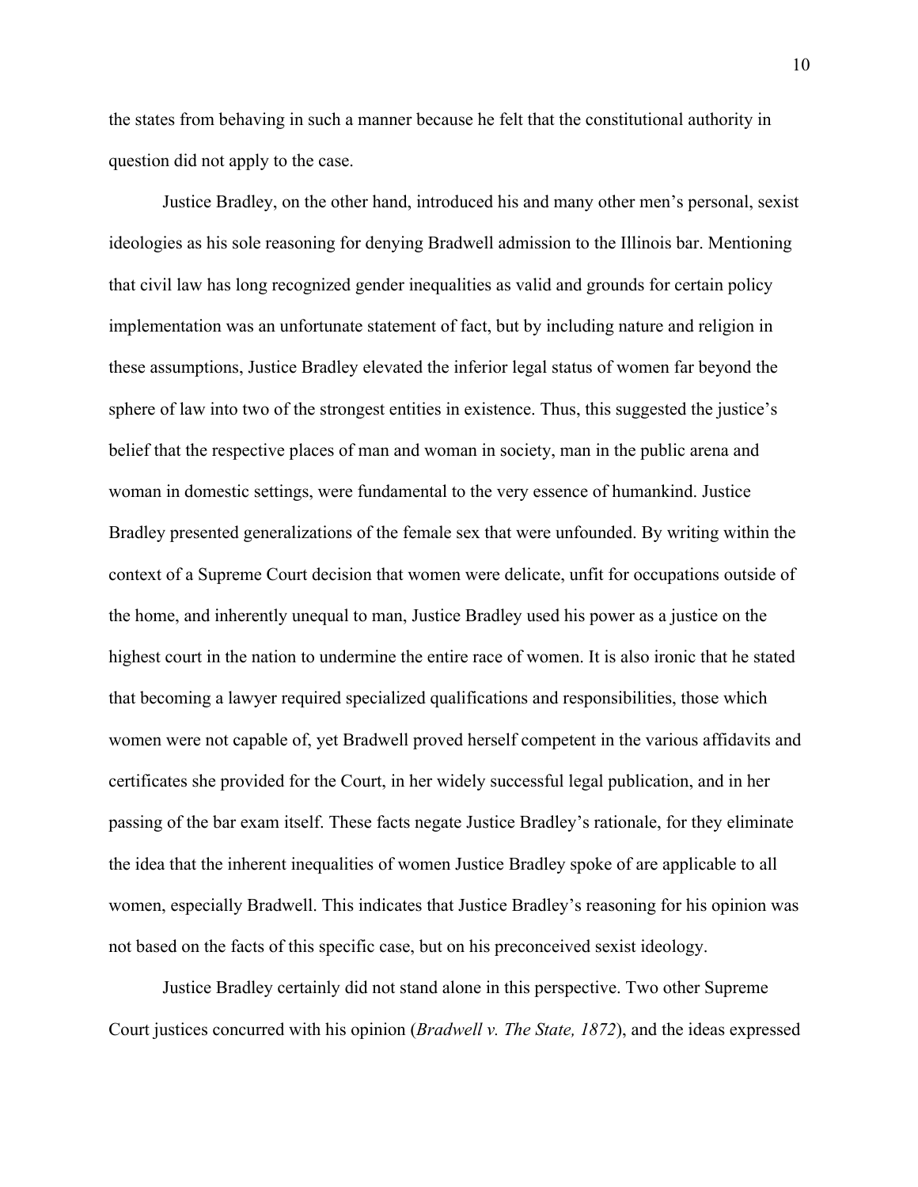the states from behaving in such a manner because he felt that the constitutional authority in question did not apply to the case.

Justice Bradley, on the other hand, introduced his and many other men's personal, sexist ideologies as his sole reasoning for denying Bradwell admission to the Illinois bar. Mentioning that civil law has long recognized gender inequalities as valid and grounds for certain policy implementation was an unfortunate statement of fact, but by including nature and religion in these assumptions, Justice Bradley elevated the inferior legal status of women far beyond the sphere of law into two of the strongest entities in existence. Thus, this suggested the justice's belief that the respective places of man and woman in society, man in the public arena and woman in domestic settings, were fundamental to the very essence of humankind. Justice Bradley presented generalizations of the female sex that were unfounded. By writing within the context of a Supreme Court decision that women were delicate, unfit for occupations outside of the home, and inherently unequal to man, Justice Bradley used his power as a justice on the highest court in the nation to undermine the entire race of women. It is also ironic that he stated that becoming a lawyer required specialized qualifications and responsibilities, those which women were not capable of, yet Bradwell proved herself competent in the various affidavits and certificates she provided for the Court, in her widely successful legal publication, and in her passing of the bar exam itself. These facts negate Justice Bradley's rationale, for they eliminate the idea that the inherent inequalities of women Justice Bradley spoke of are applicable to all women, especially Bradwell. This indicates that Justice Bradley's reasoning for his opinion was not based on the facts of this specific case, but on his preconceived sexist ideology.

Justice Bradley certainly did not stand alone in this perspective. Two other Supreme Court justices concurred with his opinion (*Bradwell v. The State, 1872*), and the ideas expressed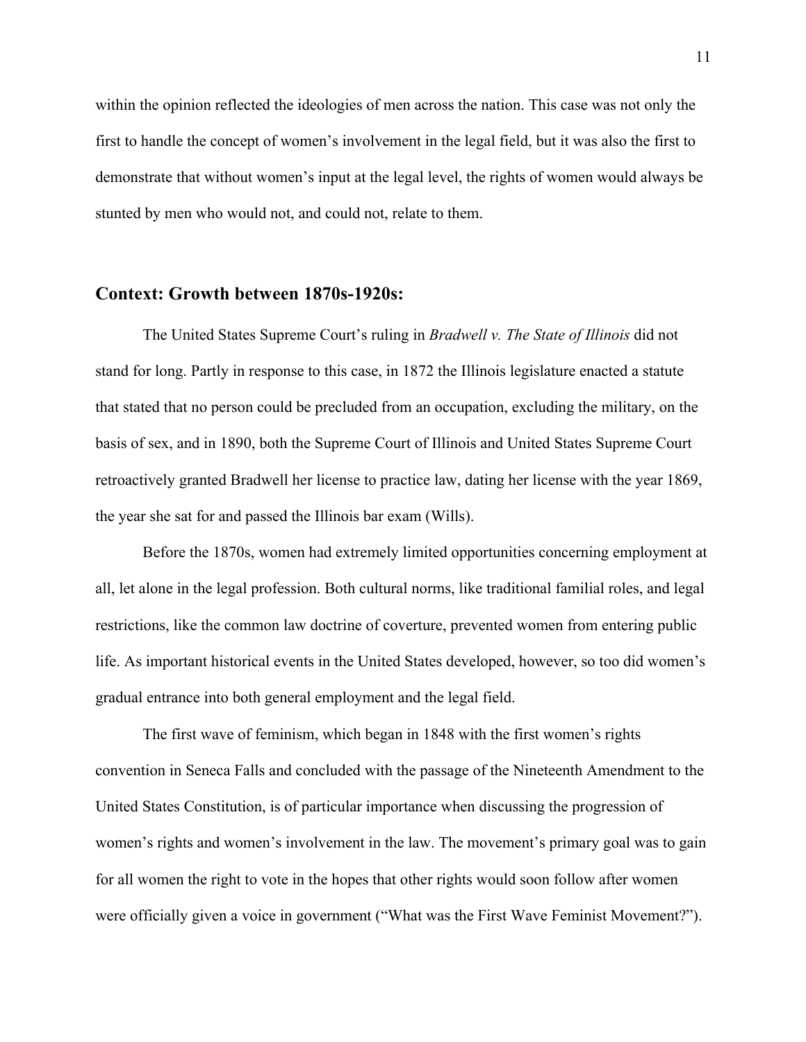within the opinion reflected the ideologies of men across the nation. This case was not only the first to handle the concept of women's involvement in the legal field, but it was also the first to demonstrate that without women's input at the legal level, the rights of women would always be stunted by men who would not, and could not, relate to them.

## Context: Growth between 1870s-1920s:

The United States Supreme Court's ruling in *Bradwell v. The State of Illinois* did not stand for long. Partly in response to this case, in 1872 the Illinois legislature enacted a statute that stated that no person could be precluded from an occupation, excluding the military, on the basis of sex, and in 1890, both the Supreme Court of Illinois and United States Supreme Court retroactively granted Bradwell her license to practice law, dating her license with the year 1869, the year she sat for and passed the Illinois bar exam (Wills).

Before the 1870s, women had extremely limited opportunities concerning employment at all, let alone in the legal profession. Both cultural norms, like traditional familial roles, and legal restrictions, like the common law doctrine of coverture, prevented women from entering public life. As important historical events in the United States developed, however, so too did women's gradual entrance into both general employment and the legal field.

The first wave of feminism, which began in 1848 with the first women's rights convention in Seneca Falls and concluded with the passage of the Nineteenth Amendment to the United States Constitution, is of particular importance when discussing the progression of women's rights and women's involvement in the law. The movement's primary goal was to gain for all women the right to vote in the hopes that other rights would soon follow after women were officially given a voice in government ("What was the First Wave Feminist Movement?").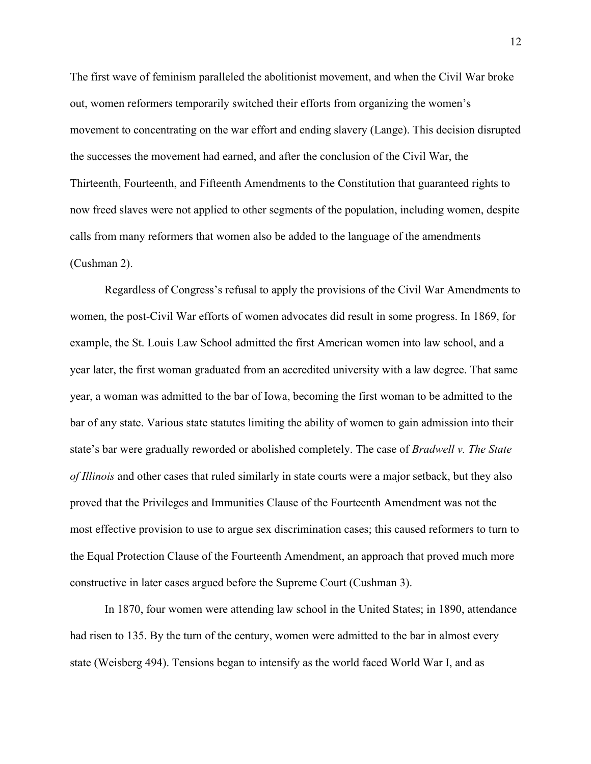The first wave of feminism paralleled the abolitionist movement, and when the Civil War broke out, women reformers temporarily switched their efforts from organizing the women's movement to concentrating on the war effort and ending slavery (Lange). This decision disrupted the successes the movement had earned, and after the conclusion of the Civil War, the Thirteenth, Fourteenth, and Fifteenth Amendments to the Constitution that guaranteed rights to now freed slaves were not applied to other segments of the population, including women, despite calls from many reformers that women also be added to the language of the amendments (Cushman 2).

Regardless of Congress's refusal to apply the provisions of the Civil War Amendments to women, the post-Civil War efforts of women advocates did result in some progress. In 1869, for example, the St. Louis Law School admitted the first American women into law school, and a year later, the first woman graduated from an accredited university with a law degree. That same year, a woman was admitted to the bar of Iowa, becoming the first woman to be admitted to the bar of any state. Various state statutes limiting the ability of women to gain admission into their state's bar were gradually reworded or abolished completely. The case of *Bradwell v. The State of Illinois* and other cases that ruled similarly in state courts were a major setback, but they also proved that the Privileges and Immunities Clause of the Fourteenth Amendment was not the most effective provision to use to argue sex discrimination cases; this caused reformers to turn to the Equal Protection Clause of the Fourteenth Amendment, an approach that proved much more constructive in later cases argued before the Supreme Court (Cushman 3).

In 1870, four women were attending law school in the United States; in 1890, attendance had risen to 135. By the turn of the century, women were admitted to the bar in almost every state (Weisberg 494). Tensions began to intensify as the world faced World War I, and as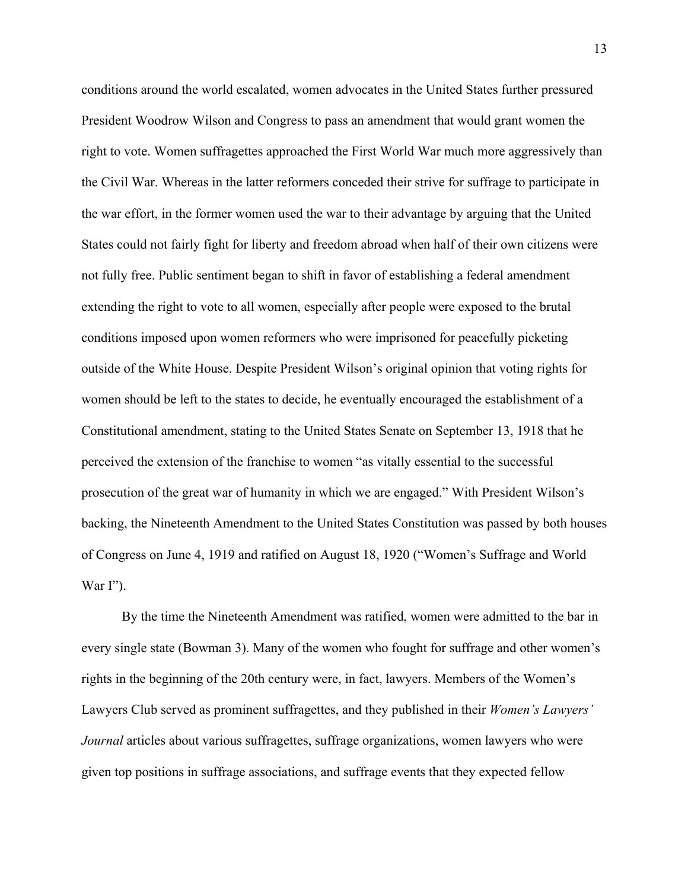conditions around the world escalated, women advocates in the United States further pressured President Woodrow Wilson and Congress to pass an amendment that would grant women the right to vote. Women suffragettes approached the First World War much more aggressively than the Civil War. Whereas in the latter reformers conceded their strive for suffrage to participate in the war effort, in the former women used the war to their advantage by arguing that the United States could not fairly fight for liberty and freedom abroad when half of their own citizens were not fully free. Public sentiment began to shift in favor of establishing a federal amendment extending the right to vote to all women, especially after people were exposed to the brutal conditions imposed upon women reformers who were imprisoned for peacefully picketing outside of the White House. Despite President Wilson's original opinion that voting rights for women should be left to the states to decide, he eventually encouraged the establishment of a Constitutional amendment, stating to the United States Senate on September 13, 1918 that he perceived the extension of the franchise to women "as vitally essential to the successful prosecution of the great war of humanity in which we are engaged." With President Wilson's backing, the Nineteenth Amendment to the United States Constitution was passed by both houses of Congress on June 4, 1919 and ratified on August 18, 1920 ("Women's Suffrage and World War I").

By the time the Nineteenth Amendment was ratified, women were admitted to the bar in every single state (Bowman 3). Many of the women who fought for suffrage and other women's rights in the beginning of the 20th century were, in fact, lawyers. Members of the Women's Lawyers Club served as prominent suffragettes, and they published in their *Women's Lawyers' Journal* articles about various suffragettes, suffrage organizations, women lawyers who were given top positions in suffrage associations, and suffrage events that they expected fellow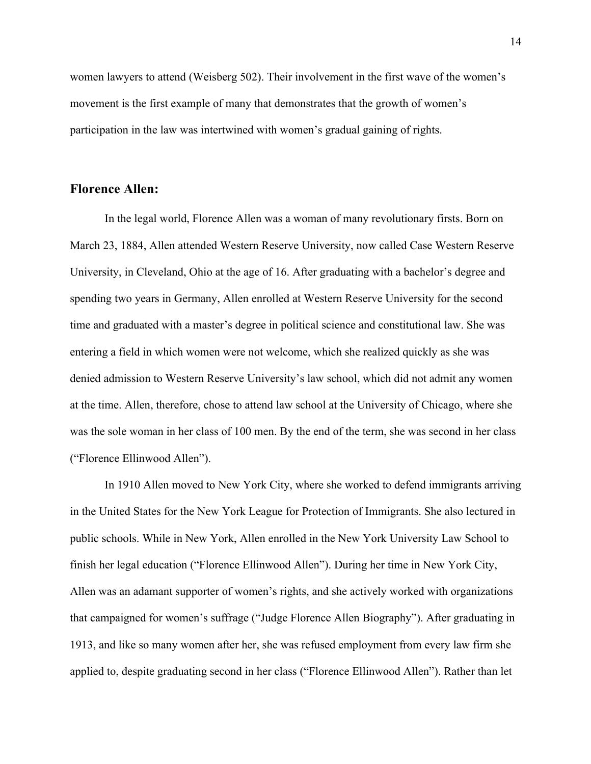women lawyers to attend (Weisberg 502). Their involvement in the first wave of the women's movement is the first example of many that demonstrates that the growth of women's participation in the law was intertwined with women's gradual gaining of rights.

## Florence Allen:

In the legal world, Florence Allen was a woman of many revolutionary firsts. Born on March 23, 1884, Allen attended Western Reserve University, now called Case Western Reserve University, in Cleveland, Ohio at the age of 16. After graduating with a bachelor's degree and spending two years in Germany, Allen enrolled at Western Reserve University for the second time and graduated with a master's degree in political science and constitutional law. She was entering a field in which women were not welcome, which she realized quickly as she was denied admission to Western Reserve University's law school, which did not admit any women at the time. Allen, therefore, chose to attend law school at the University of Chicago, where she was the sole woman in her class of 100 men. By the end of the term, she was second in her class ("Florence Ellinwood Allen").

In 1910 Allen moved to New York City, where she worked to defend immigrants arriving in the United States for the New York League for Protection of Immigrants. She also lectured in public schools. While in New York, Allen enrolled in the New York University Law School to finish her legal education ("Florence Ellinwood Allen"). During her time in New York City, Allen was an adamant supporter of women's rights, and she actively worked with organizations that campaigned for women's suffrage ("Judge Florence Allen Biography"). After graduating in 1913, and like so many women after her, she was refused employment from every law firm she applied to, despite graduating second in her class ("Florence Ellinwood Allen"). Rather than let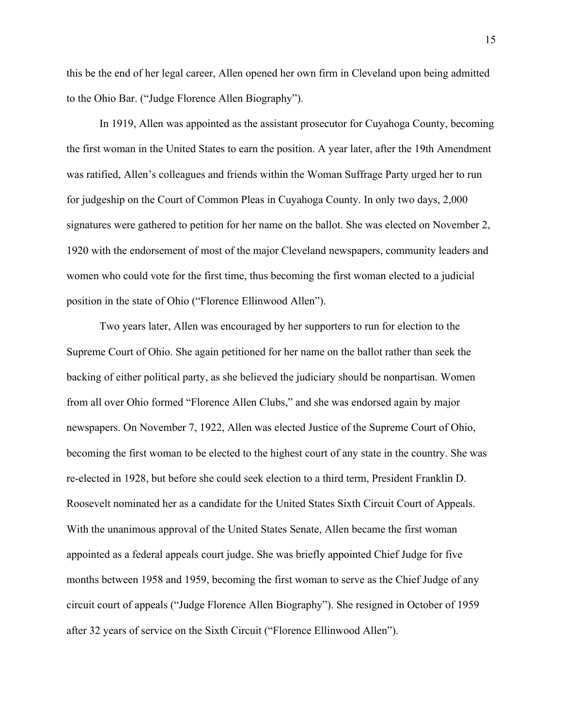this be the end of her legal career, Allen opened her own firm in Cleveland upon being admitted to the Ohio Bar. ("Judge Florence Allen Biography").

In 1919, Allen was appointed as the assistant prosecutor for Cuyahoga County, becoming the first woman in the United States to earn the position. A year later, after the 19th Amendment was ratified, Allen's colleagues and friends within the Woman Suffrage Party urged her to run for judgeship on the Court of Common Pleas in Cuyahoga County. In only two days, 2,000 signatures were gathered to petition for her name on the ballot. She was elected on November 2, 1920 with the endorsement of most of the major Cleveland newspapers, community leaders and women who could vote for the first time, thus becoming the first woman elected to a judicial position in the state of Ohio ("Florence Ellinwood Allen").

Two years later, Allen was encouraged by her supporters to run for election to the Supreme Court of Ohio. She again petitioned for her name on the ballot rather than seek the backing of either political party, as she believed the judiciary should be nonpartisan. Women from all over Ohio formed "Florence Allen Clubs," and she was endorsed again by major newspapers. On November 7, 1922, Allen was elected Justice of the Supreme Court of Ohio, becoming the first woman to be elected to the highest court of any state in the country. She was re-elected in 1928, but before she could seek election to a third term, President Franklin D. Roosevelt nominated her as a candidate for the United States Sixth Circuit Court of Appeals. With the unanimous approval of the United States Senate, Allen became the first woman appointed as a federal appeals court judge. She was briefly appointed Chief Judge for five months between 1958 and 1959, becoming the first woman to serve as the Chief Judge of any circuit court of appeals ("Judge Florence Allen Biography"). She resigned in October of 1959 after 32 years of service on the Sixth Circuit ("Florence Ellinwood Allen").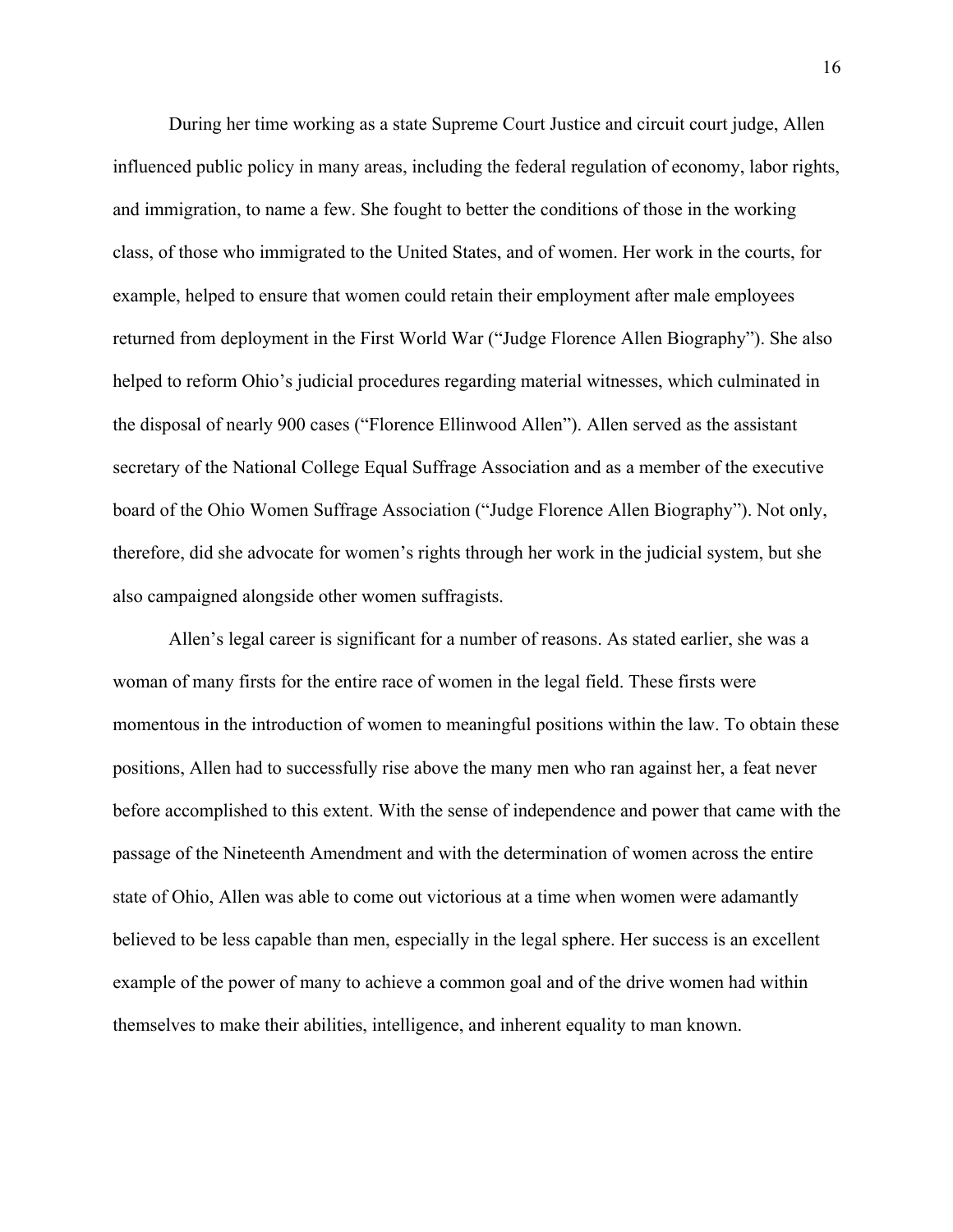During her time working as a state Supreme Court Justice and circuit court judge, Allen influenced public policy in many areas, including the federal regulation of economy, labor rights, and immigration, to name a few. She fought to better the conditions of those in the working class, of those who immigrated to the United States, and of women. Her work in the courts, for example, helped to ensure that women could retain their employment after male employees returned from deployment in the First World War ("Judge Florence Allen Biography"). She also helped to reform Ohio's judicial procedures regarding material witnesses, which culminated in the disposal of nearly 900 cases ("Florence Ellinwood Allen"). Allen served as the assistant secretary of the National College Equal Suffrage Association and as a member of the executive board of the Ohio Women Suffrage Association ("Judge Florence Allen Biography"). Not only, therefore, did she advocate for women's rights through her work in the judicial system, but she also campaigned alongside other women suffragists.

Allen's legal career is significant for a number of reasons. As stated earlier, she was a woman of many firsts for the entire race of women in the legal field. These firsts were momentous in the introduction of women to meaningful positions within the law. To obtain these positions, Allen had to successfully rise above the many men who ran against her, a feat never before accomplished to this extent. With the sense of independence and power that came with the passage of the Nineteenth Amendment and with the determination of women across the entire state of Ohio, Allen was able to come out victorious at a time when women were adamantly believed to be less capable than men, especially in the legal sphere. Her success is an excellent example of the power of many to achieve a common goal and of the drive women had within themselves to make their abilities, intelligence, and inherent equality to man known.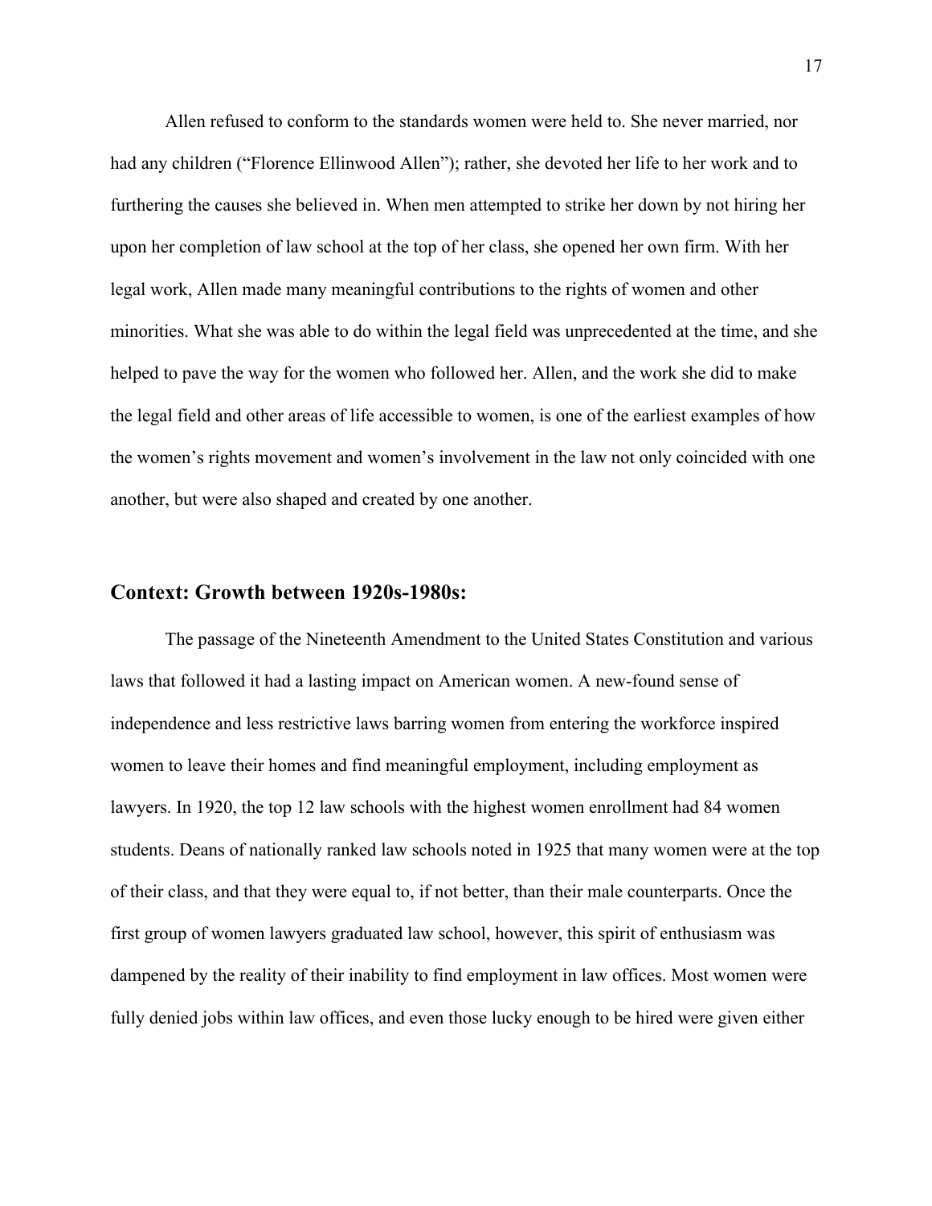Allen refused to conform to the standards women were held to. She never married, nor had any children ("Florence Ellinwood Allen"); rather, she devoted her life to her work and to furthering the causes she believed in. When men attempted to strike her down by not hiring her upon her completion of law school at the top of her class, she opened her own firm. With her legal work, Allen made many meaningful contributions to the rights of women and other minorities. What she was able to do within the legal field was unprecedented at the time, and she helped to pave the way for the women who followed her. Allen, and the work she did to make the legal field and other areas of life accessible to women, is one of the earliest examples of how the women's rights movement and women's involvement in the law not only coincided with one another, but were also shaped and created by one another.

## Context: Growth between 1920s-1980s:

The passage of the Nineteenth Amendment to the United States Constitution and various laws that followed it had a lasting impact on American women. A new-found sense of independence and less restrictive laws barring women from entering the workforce inspired women to leave their homes and find meaningful employment, including employment as lawyers. In 1920, the top 12 law schools with the highest women enrollment had 84 women students. Deans of nationally ranked law schools noted in 1925 that many women were at the top of their class, and that they were equal to, if not better, than their male counterparts. Once the first group of women lawyers graduated law school, however, this spirit of enthusiasm was dampened by the reality of their inability to find employment in law offices. Most women were fully denied jobs within law offices, and even those lucky enough to be hired were given either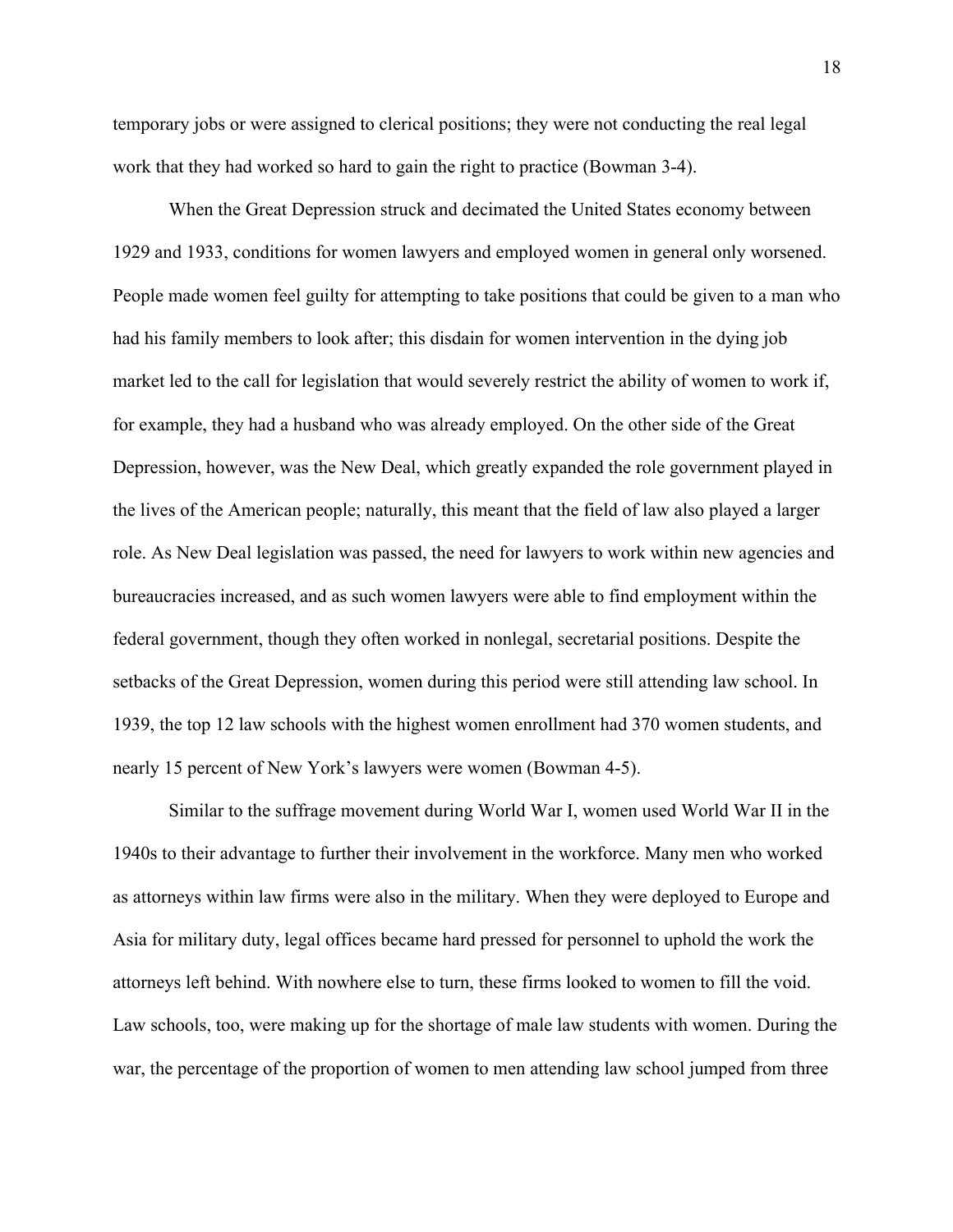temporary jobs or were assigned to clerical positions; they were not conducting the real legal work that they had worked so hard to gain the right to practice (Bowman 3-4).

When the Great Depression struck and decimated the United States economy between 1929 and 1933, conditions for women lawyers and employed women in general only worsened. People made women feel guilty for attempting to take positions that could be given to a man who had his family members to look after; this disdain for women intervention in the dying job market led to the call for legislation that would severely restrict the ability of women to work if, for example, they had a husband who was already employed. On the other side of the Great Depression, however, was the New Deal, which greatly expanded the role government played in the lives of the American people; naturally, this meant that the field of law also played a larger role. As New Deal legislation was passed, the need for lawyers to work within new agencies and bureaucracies increased, and as such women lawyers were able to find employment within the federal government, though they often worked in nonlegal, secretarial positions. Despite the setbacks of the Great Depression, women during this period were still attending law school. In 1939, the top 12 law schools with the highest women enrollment had 370 women students, and nearly 15 percent of New York's lawyers were women (Bowman 4-5).

Similar to the suffrage movement during World War I, women used World War II in the 1940s to their advantage to further their involvement in the workforce. Many men who worked as attorneys within law firms were also in the military. When they were deployed to Europe and Asia for military duty, legal offices became hard pressed for personnel to uphold the work the attorneys left behind. With nowhere else to turn, these firms looked to women to fill the void. Law schools, too, were making up for the shortage of male law students with women. During the war, the percentage of the proportion of women to men attending law school jumped from three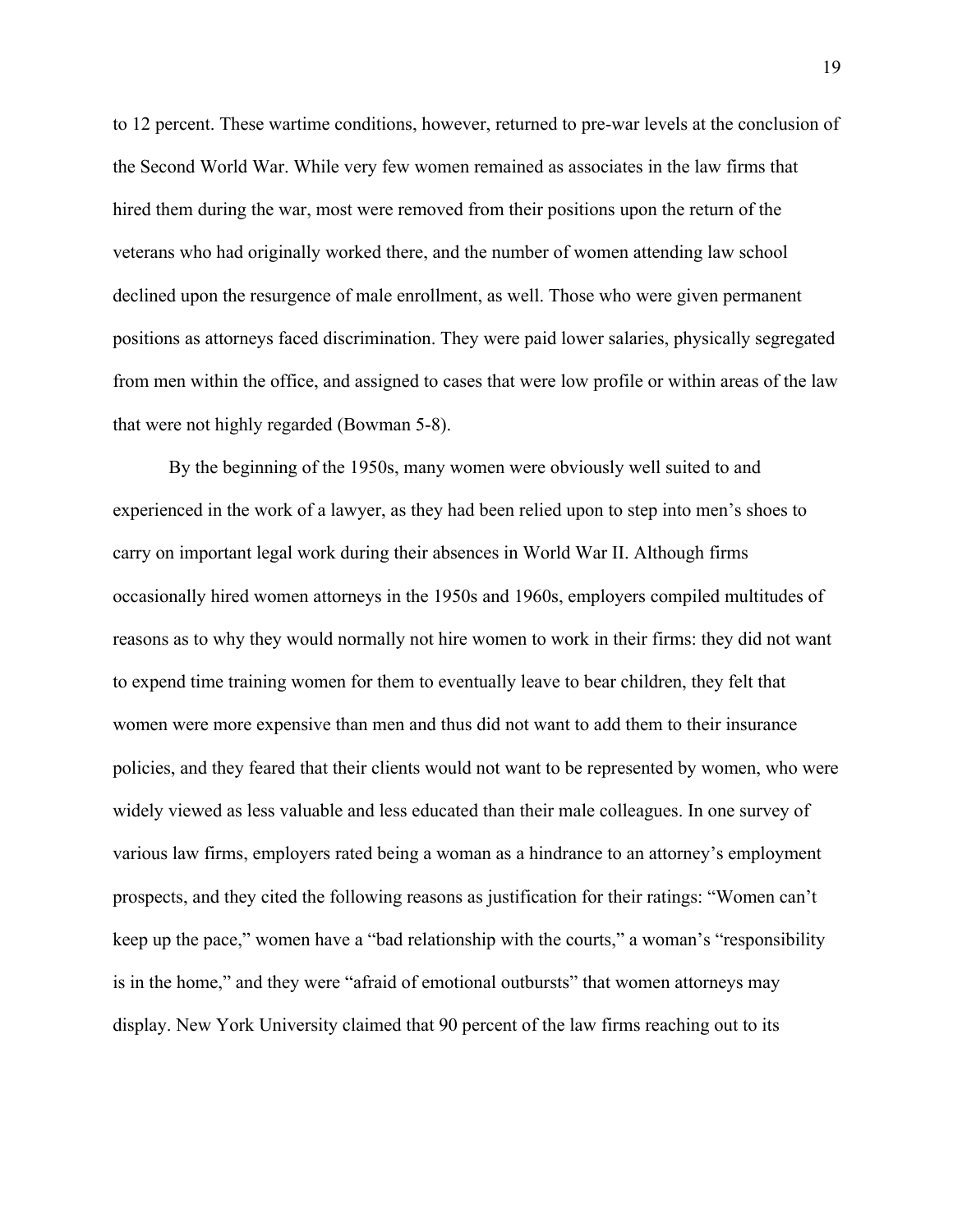to 12 percent. These wartime conditions, however, returned to pre-war levels at the conclusion of the Second World War. While very few women remained as associates in the law firms that hired them during the war, most were removed from their positions upon the return of the veterans who had originally worked there, and the number of women attending law school declined upon the resurgence of male enrollment, as well. Those who were given permanent positions as attorneys faced discrimination. They were paid lower salaries, physically segregated from men within the office, and assigned to cases that were low profile or within areas of the law that were not highly regarded (Bowman 5-8).

By the beginning of the 1950s, many women were obviously well suited to and experienced in the work of a lawyer, as they had been relied upon to step into men's shoes to carry on important legal work during their absences in World War II. Although firms occasionally hired women attorneys in the 1950s and 1960s, employers compiled multitudes of reasons as to why they would normally not hire women to work in their firms: they did not want to expend time training women for them to eventually leave to bear children, they felt that women were more expensive than men and thus did not want to add them to their insurance policies, and they feared that their clients would not want to be represented by women, who were widely viewed as less valuable and less educated than their male colleagues. In one survey of various law firms, employers rated being a woman as a hindrance to an attorney's employment prospects, and they cited the following reasons as justification for their ratings: "Women can't keep up the pace," women have a "bad relationship with the courts," a woman's "responsibility is in the home," and they were "afraid of emotional outbursts" that women attorneys may display. New York University claimed that 90 percent of the law firms reaching out to its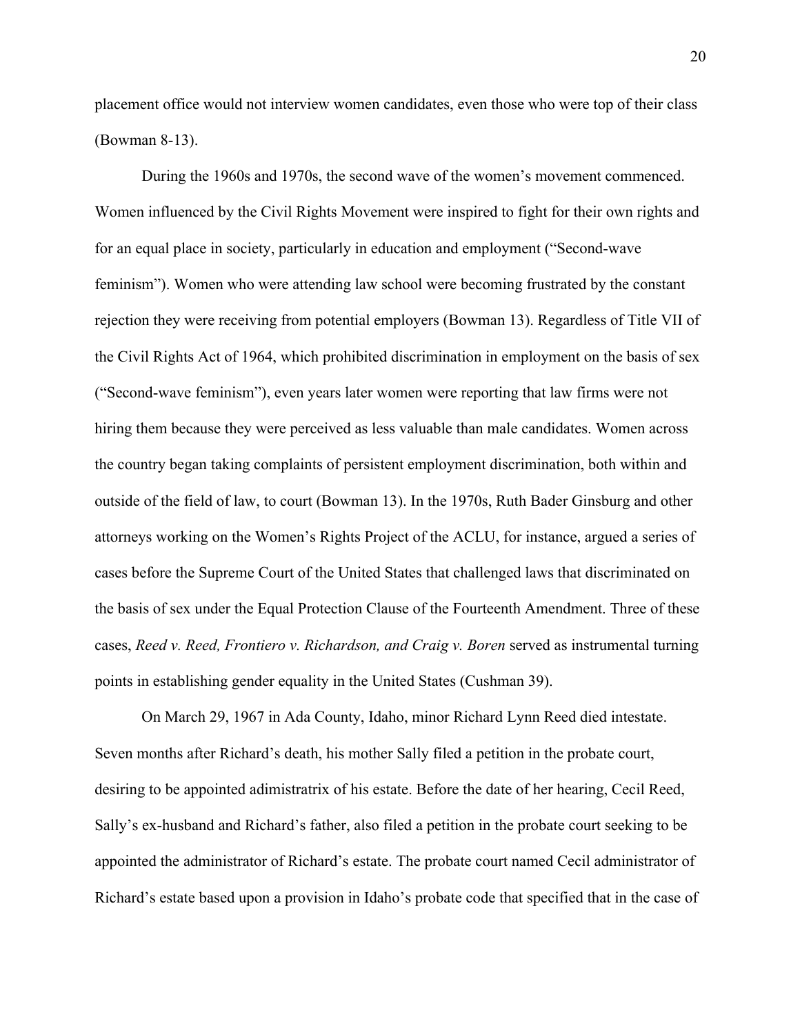placement office would not interview women candidates, even those who were top of their class (Bowman 8-13).

During the 1960s and 1970s, the second wave of the women's movement commenced. Women influenced by the Civil Rights Movement were inspired to fight for their own rights and for an equal place in society, particularly in education and employment ("Second-wave feminism"). Women who were attending law school were becoming frustrated by the constant rejection they were receiving from potential employers (Bowman 13). Regardless of Title VII of the Civil Rights Act of 1964, which prohibited discrimination in employment on the basis of sex ("Second-wave feminism"), even years later women were reporting that law firms were not hiring them because they were perceived as less valuable than male candidates. Women across the country began taking complaints of persistent employment discrimination, both within and outside of the field of law, to court (Bowman 13). In the 1970s, Ruth Bader Ginsburg and other attorneys working on the Women's Rights Project of the ACLU, for instance, argued a series of cases before the Supreme Court of the United States that challenged laws that discriminated on the basis of sex under the Equal Protection Clause of the Fourteenth Amendment. Three of these cases, *Reed v. Reed, Frontiero v. Richardson, and Craig v. Boren* served as instrumental turning points in establishing gender equality in the United States (Cushman 39).

On March 29, 1967 in Ada County, Idaho, minor Richard Lynn Reed died intestate. Seven months after Richard's death, his mother Sally filed a petition in the probate court, desiring to be appointed adimistratrix of his estate. Before the date of her hearing, Cecil Reed, Sally's ex-husband and Richard's father, also filed a petition in the probate court seeking to be appointed the administrator of Richard's estate. The probate court named Cecil administrator of Richard's estate based upon a provision in Idaho's probate code that specified that in the case of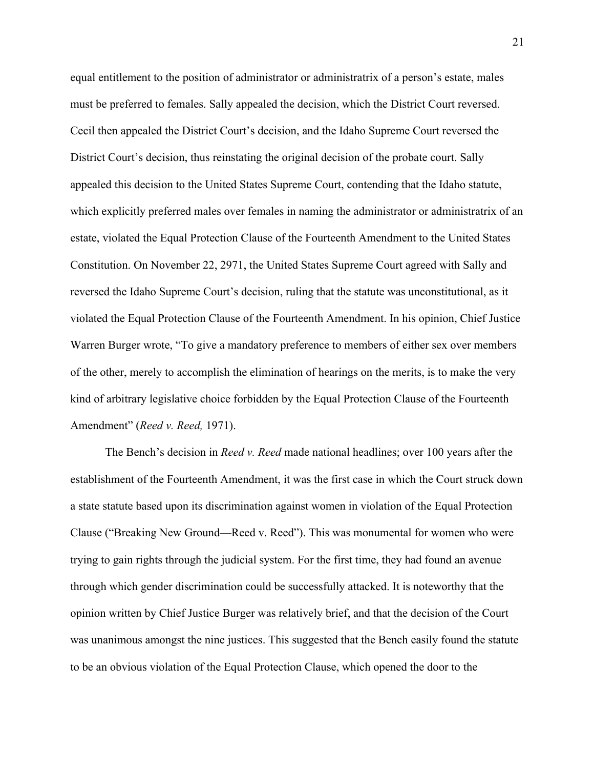equal entitlement to the position of administrator or administratrix of a person's estate, males must be preferred to females. Sally appealed the decision, which the District Court reversed. Cecil then appealed the District Court's decision, and the Idaho Supreme Court reversed the District Court's decision, thus reinstating the original decision of the probate court. Sally appealed this decision to the United States Supreme Court, contending that the Idaho statute, which explicitly preferred males over females in naming the administrator or administratrix of an estate, violated the Equal Protection Clause of the Fourteenth Amendment to the United States Constitution. On November 22, 2971, the United States Supreme Court agreed with Sally and reversed the Idaho Supreme Court's decision, ruling that the statute was unconstitutional, as it violated the Equal Protection Clause of the Fourteenth Amendment. In his opinion, Chief Justice Warren Burger wrote, "To give a mandatory preference to members of either sex over members of the other, merely to accomplish the elimination of hearings on the merits, is to make the very kind of arbitrary legislative choice forbidden by the Equal Protection Clause of the Fourteenth Amendment" (*Reed v. Reed,* 1971).

The Bench's decision in *Reed v. Reed* made national headlines; over 100 years after the establishment of the Fourteenth Amendment, it was the first case in which the Court struck down a state statute based upon its discrimination against women in violation of the Equal Protection Clause ("Breaking New Ground—Reed v. Reed"). This was monumental for women who were trying to gain rights through the judicial system. For the first time, they had found an avenue through which gender discrimination could be successfully attacked. It is noteworthy that the opinion written by Chief Justice Burger was relatively brief, and that the decision of the Court was unanimous amongst the nine justices. This suggested that the Bench easily found the statute to be an obvious violation of the Equal Protection Clause, which opened the door to the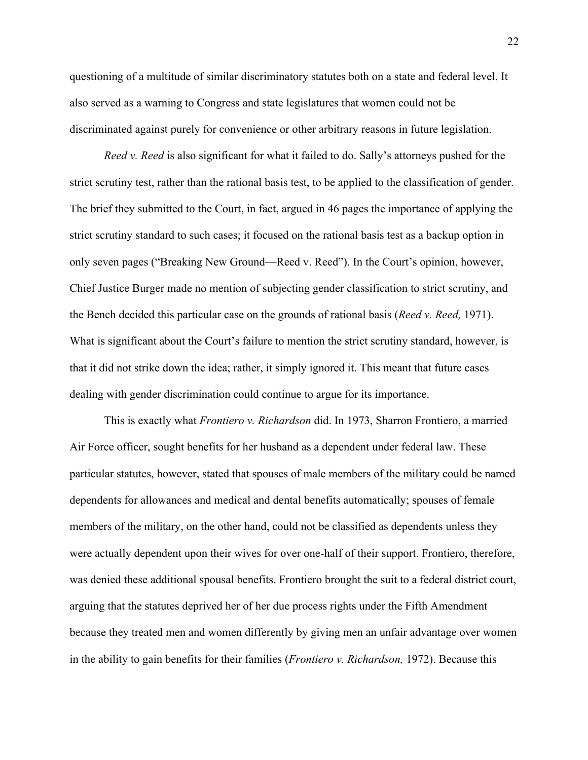questioning of a multitude of similar discriminatory statutes both on a state and federal level. It also served as a warning to Congress and state legislatures that women could not be discriminated against purely for convenience or other arbitrary reasons in future legislation.

*Reed v. Reed* is also significant for what it failed to do. Sally's attorneys pushed for the strict scrutiny test, rather than the rational basis test, to be applied to the classification of gender. The brief they submitted to the Court, in fact, argued in 46 pages the importance of applying the strict scrutiny standard to such cases; it focused on the rational basis test as a backup option in only seven pages ("Breaking New Ground—Reed v. Reed"). In the Court's opinion, however, Chief Justice Burger made no mention of subjecting gender classification to strict scrutiny, and the Bench decided this particular case on the grounds of rational basis (*Reed v. Reed,* 1971). What is significant about the Court's failure to mention the strict scrutiny standard, however, is that it did not strike down the idea; rather, it simply ignored it. This meant that future cases dealing with gender discrimination could continue to argue for its importance.

This is exactly what *Frontiero v. Richardson* did. In 1973, Sharron Frontiero, a married Air Force officer, sought benefits for her husband as a dependent under federal law. These particular statutes, however, stated that spouses of male members of the military could be named dependents for allowances and medical and dental benefits automatically; spouses of female members of the military, on the other hand, could not be classified as dependents unless they were actually dependent upon their wives for over one-half of their support. Frontiero, therefore, was denied these additional spousal benefits. Frontiero brought the suit to a federal district court, arguing that the statutes deprived her of her due process rights under the Fifth Amendment because they treated men and women differently by giving men an unfair advantage over women in the ability to gain benefits for their families (*Frontiero v. Richardson,* 1972). Because this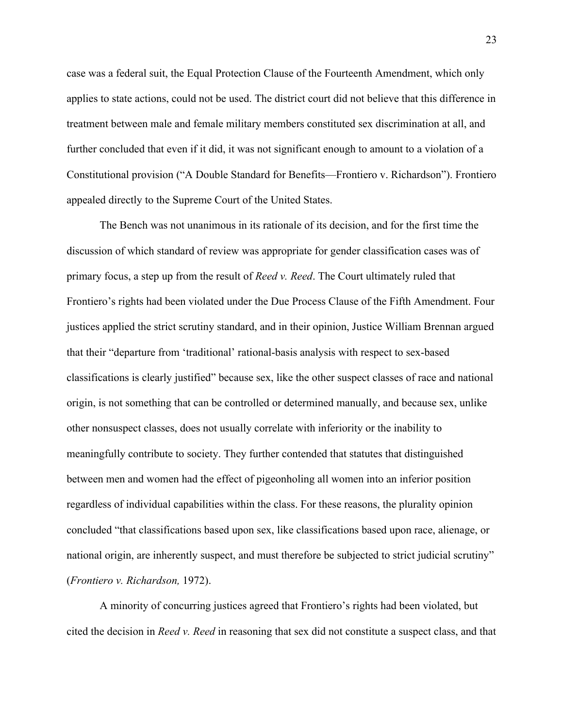case was a federal suit, the Equal Protection Clause of the Fourteenth Amendment, which only applies to state actions, could not be used. The district court did not believe that this difference in treatment between male and female military members constituted sex discrimination at all, and further concluded that even if it did, it was not significant enough to amount to a violation of a Constitutional provision ("A Double Standard for Benefits—Frontiero v. Richardson"). Frontiero appealed directly to the Supreme Court of the United States.

The Bench was not unanimous in its rationale of its decision, and for the first time the discussion of which standard of review was appropriate for gender classification cases was of primary focus, a step up from the result of *Reed v. Reed*. The Court ultimately ruled that Frontiero's rights had been violated under the Due Process Clause of the Fifth Amendment. Four justices applied the strict scrutiny standard, and in their opinion, Justice William Brennan argued that their "departure from 'traditional' rational-basis analysis with respect to sex-based classifications is clearly justified" because sex, like the other suspect classes of race and national origin, is not something that can be controlled or determined manually, and because sex, unlike other nonsuspect classes, does not usually correlate with inferiority or the inability to meaningfully contribute to society. They further contended that statutes that distinguished between men and women had the effect of pigeonholing all women into an inferior position regardless of individual capabilities within the class. For these reasons, the plurality opinion concluded "that classifications based upon sex, like classifications based upon race, alienage, or national origin, are inherently suspect, and must therefore be subjected to strict judicial scrutiny" (*Frontiero v. Richardson,* 1972).

A minority of concurring justices agreed that Frontiero's rights had been violated, but cited the decision in *Reed v. Reed* in reasoning that sex did not constitute a suspect class, and that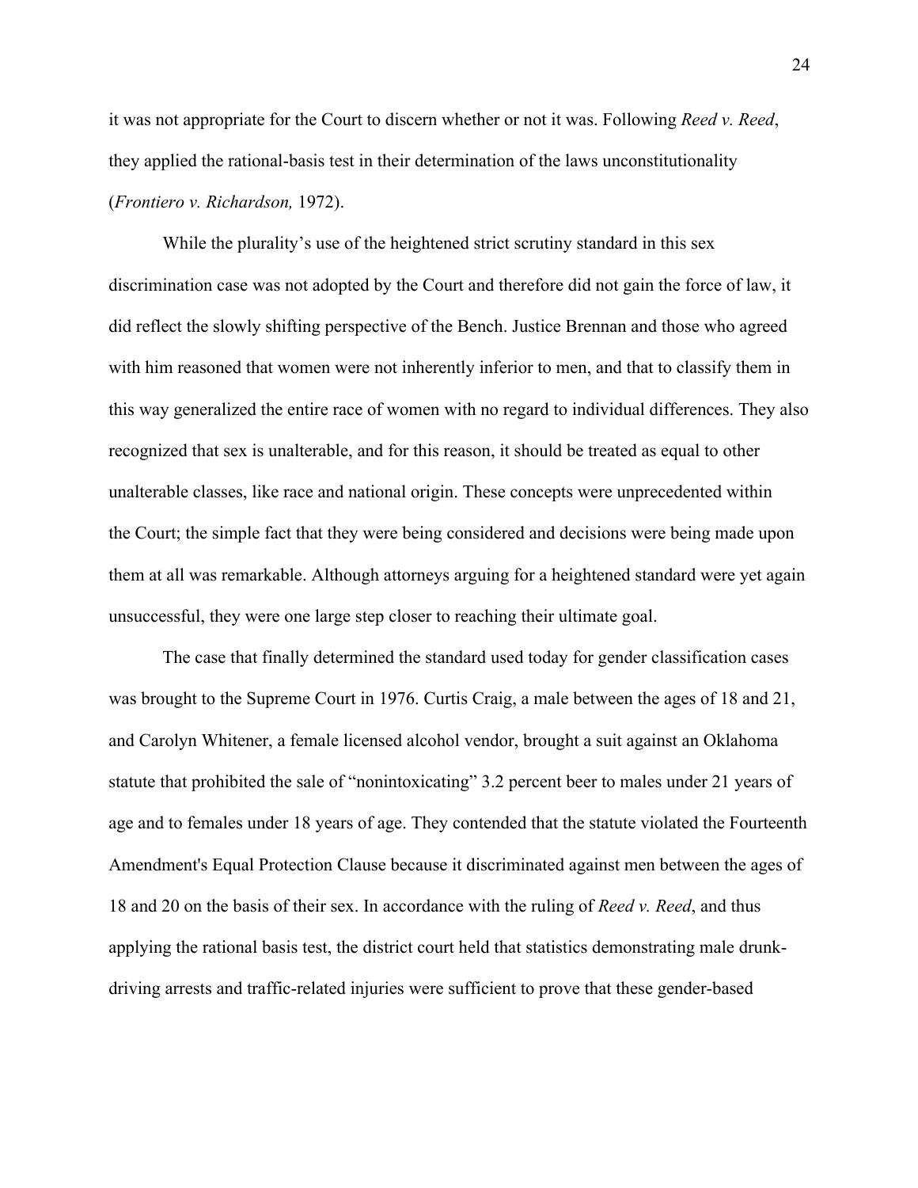it was not appropriate for the Court to discern whether or not it was. Following *Reed v. Reed*, they applied the rational-basis test in their determination of the laws unconstitutionality (*Frontiero v. Richardson,* 1972).

While the plurality's use of the heightened strict scrutiny standard in this sex discrimination case was not adopted by the Court and therefore did not gain the force of law, it did reflect the slowly shifting perspective of the Bench. Justice Brennan and those who agreed with him reasoned that women were not inherently inferior to men, and that to classify them in this way generalized the entire race of women with no regard to individual differences. They also recognized that sex is unalterable, and for this reason, it should be treated as equal to other unalterable classes, like race and national origin. These concepts were unprecedented within the Court; the simple fact that they were being considered and decisions were being made upon them at all was remarkable. Although attorneys arguing for a heightened standard were yet again unsuccessful, they were one large step closer to reaching their ultimate goal.

The case that finally determined the standard used today for gender classification cases was brought to the Supreme Court in 1976. Curtis Craig, a male between the ages of 18 and 21, and Carolyn Whitener, a female licensed alcohol vendor, brought a suit against an Oklahoma statute that prohibited the sale of "nonintoxicating" 3.2 percent beer to males under 21 years of age and to females under 18 years of age. They contended that the statute violated the Fourteenth Amendment's Equal Protection Clause because it discriminated against men between the ages of 18 and 20 on the basis of their sex. In accordance with the ruling of *Reed v. Reed*, and thus applying the rational basis test, the district court held that statistics demonstrating male drunk-driving arrests and traffic-related injuries were sufficient to prove that these gender-based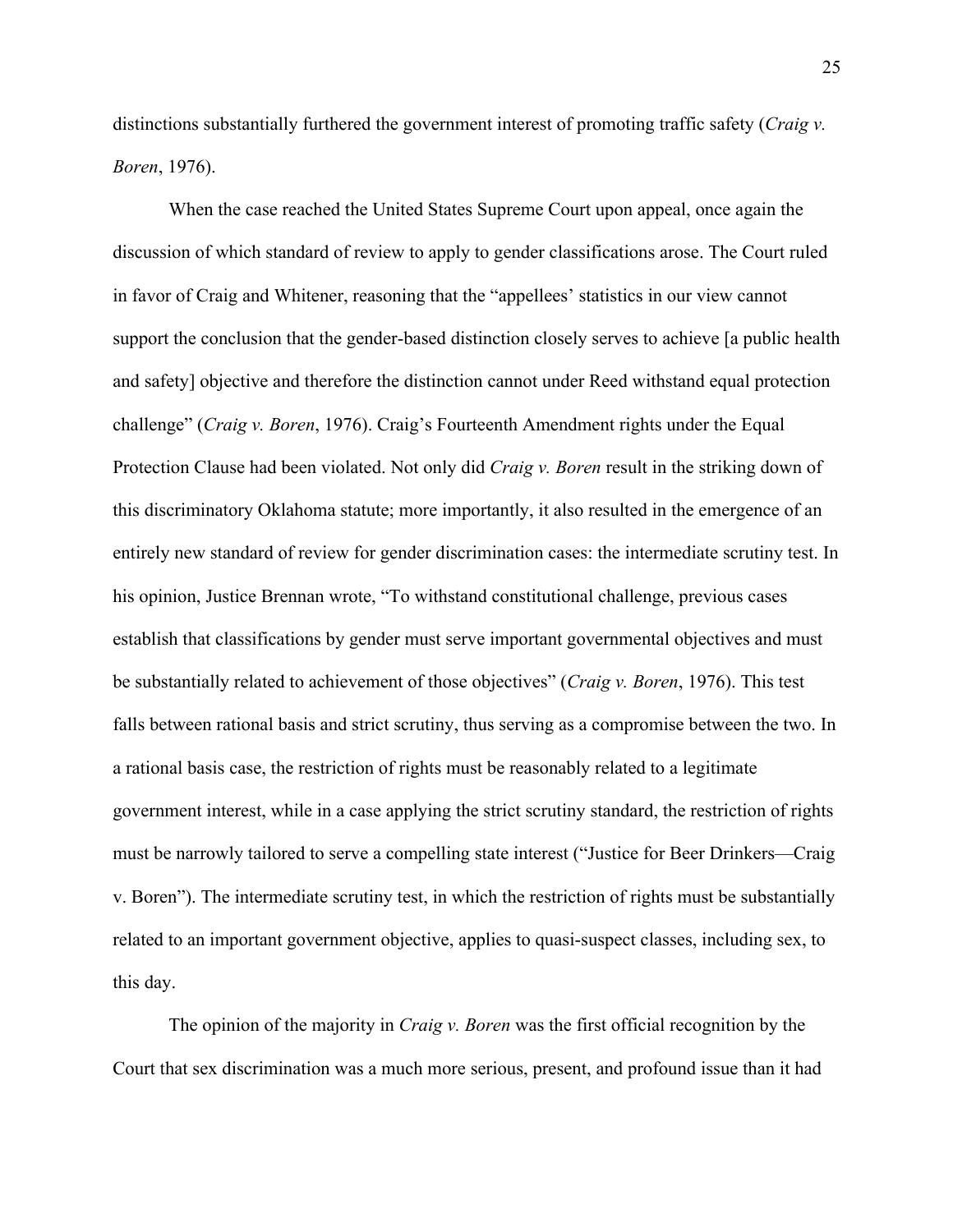distinctions substantially furthered the government interest of promoting traffic safety (*Craig v. Boren*, 1976).

When the case reached the United States Supreme Court upon appeal, once again the discussion of which standard of review to apply to gender classifications arose. The Court ruled in favor of Craig and Whitener, reasoning that the "appellees' statistics in our view cannot support the conclusion that the gender-based distinction closely serves to achieve [a public health and safety] objective and therefore the distinction cannot under Reed withstand equal protection challenge" (*Craig v. Boren*, 1976). Craig's Fourteenth Amendment rights under the Equal Protection Clause had been violated. Not only did *Craig v. Boren* result in the striking down of this discriminatory Oklahoma statute; more importantly, it also resulted in the emergence of an entirely new standard of review for gender discrimination cases: the intermediate scrutiny test. In his opinion, Justice Brennan wrote, "To withstand constitutional challenge, previous cases establish that classifications by gender must serve important governmental objectives and must be substantially related to achievement of those objectives" (*Craig v. Boren*, 1976). This test falls between rational basis and strict scrutiny, thus serving as a compromise between the two. In a rational basis case, the restriction of rights must be reasonably related to a legitimate government interest, while in a case applying the strict scrutiny standard, the restriction of rights must be narrowly tailored to serve a compelling state interest ("Justice for Beer Drinkers—Craig v. Boren"). The intermediate scrutiny test, in which the restriction of rights must be substantially related to an important government objective, applies to quasi-suspect classes, including sex, to this day.

The opinion of the majority in *Craig v. Boren* was the first official recognition by the Court that sex discrimination was a much more serious, present, and profound issue than it had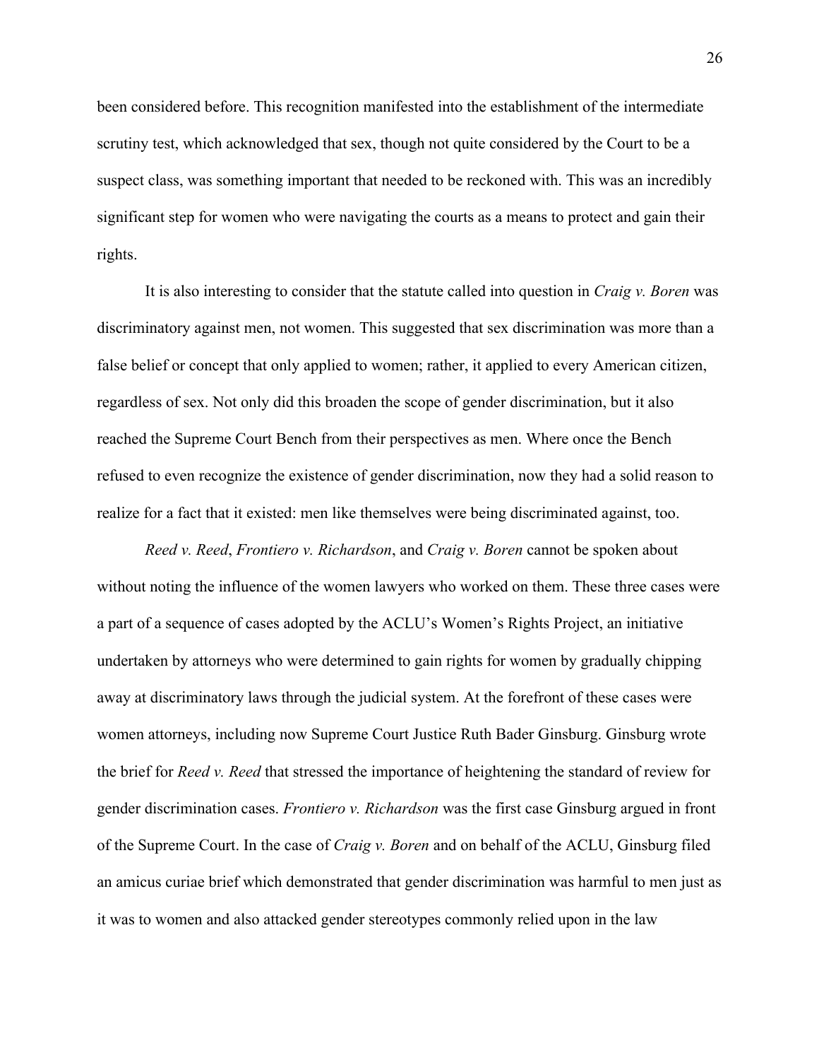been considered before. This recognition manifested into the establishment of the intermediate scrutiny test, which acknowledged that sex, though not quite considered by the Court to be a suspect class, was something important that needed to be reckoned with. This was an incredibly significant step for women who were navigating the courts as a means to protect and gain their rights.

It is also interesting to consider that the statute called into question in *Craig v. Boren* was discriminatory against men, not women. This suggested that sex discrimination was more than a false belief or concept that only applied to women; rather, it applied to every American citizen, regardless of sex. Not only did this broaden the scope of gender discrimination, but it also reached the Supreme Court Bench from their perspectives as men. Where once the Bench refused to even recognize the existence of gender discrimination, now they had a solid reason to realize for a fact that it existed: men like themselves were being discriminated against, too.

*Reed v. Reed*, *Frontiero v. Richardson*, and *Craig v. Boren* cannot be spoken about without noting the influence of the women lawyers who worked on them. These three cases were a part of a sequence of cases adopted by the ACLU's Women's Rights Project, an initiative undertaken by attorneys who were determined to gain rights for women by gradually chipping away at discriminatory laws through the judicial system. At the forefront of these cases were women attorneys, including now Supreme Court Justice Ruth Bader Ginsburg. Ginsburg wrote the brief for *Reed v. Reed* that stressed the importance of heightening the standard of review for gender discrimination cases. *Frontiero v. Richardson* was the first case Ginsburg argued in front of the Supreme Court. In the case of *Craig v. Boren* and on behalf of the ACLU, Ginsburg filed an amicus curiae brief which demonstrated that gender discrimination was harmful to men just as it was to women and also attacked gender stereotypes commonly relied upon in the law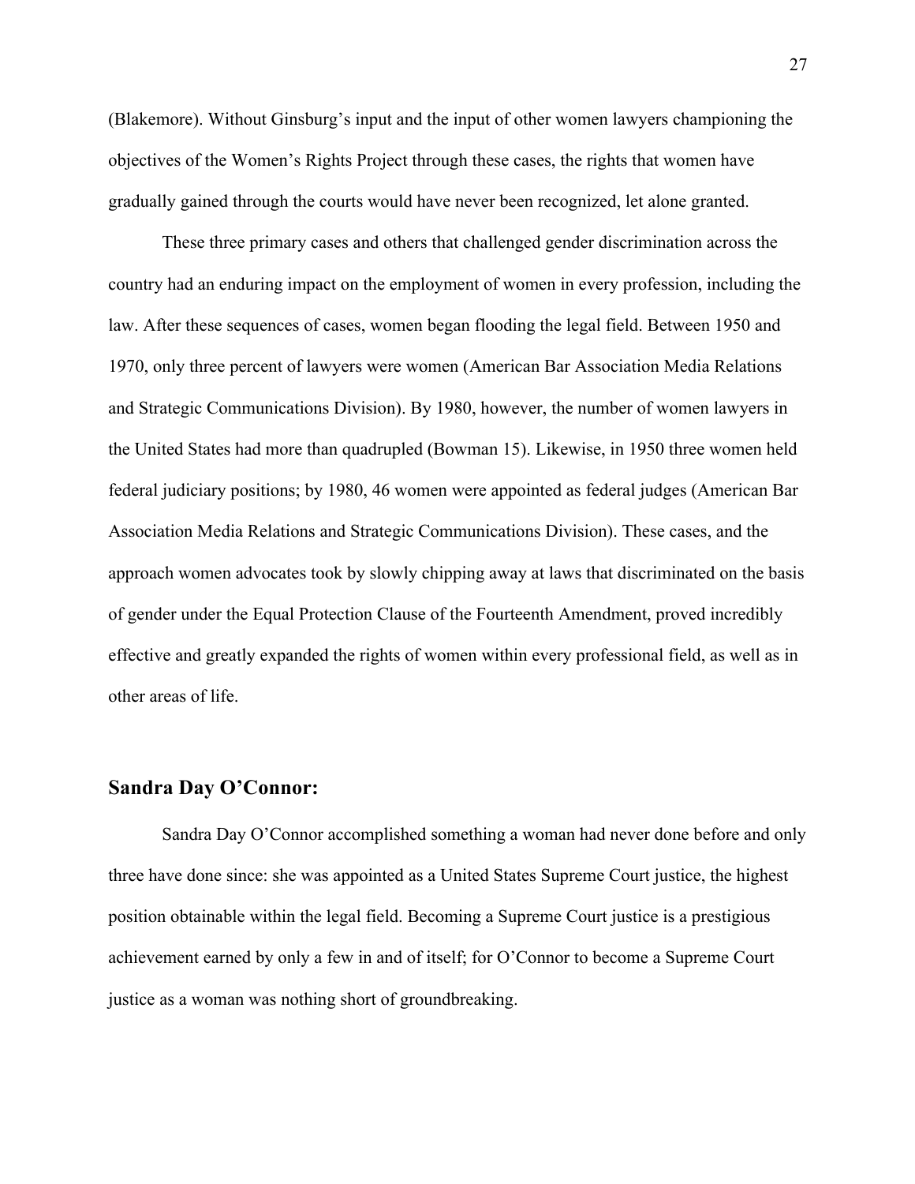(Blakemore). Without Ginsburg's input and the input of other women lawyers championing the objectives of the Women's Rights Project through these cases, the rights that women have gradually gained through the courts would have never been recognized, let alone granted.

These three primary cases and others that challenged gender discrimination across the country had an enduring impact on the employment of women in every profession, including the law. After these sequences of cases, women began flooding the legal field. Between 1950 and 1970, only three percent of lawyers were women (American Bar Association Media Relations and Strategic Communications Division). By 1980, however, the number of women lawyers in the United States had more than quadrupled (Bowman 15). Likewise, in 1950 three women held federal judiciary positions; by 1980, 46 women were appointed as federal judges (American Bar Association Media Relations and Strategic Communications Division). These cases, and the approach women advocates took by slowly chipping away at laws that discriminated on the basis of gender under the Equal Protection Clause of the Fourteenth Amendment, proved incredibly effective and greatly expanded the rights of women within every professional field, as well as in other areas of life.

## Sandra Day O'Connor:

Sandra Day O'Connor accomplished something a woman had never done before and only three have done since: she was appointed as a United States Supreme Court justice, the highest position obtainable within the legal field. Becoming a Supreme Court justice is a prestigious achievement earned by only a few in and of itself; for O'Connor to become a Supreme Court justice as a woman was nothing short of groundbreaking.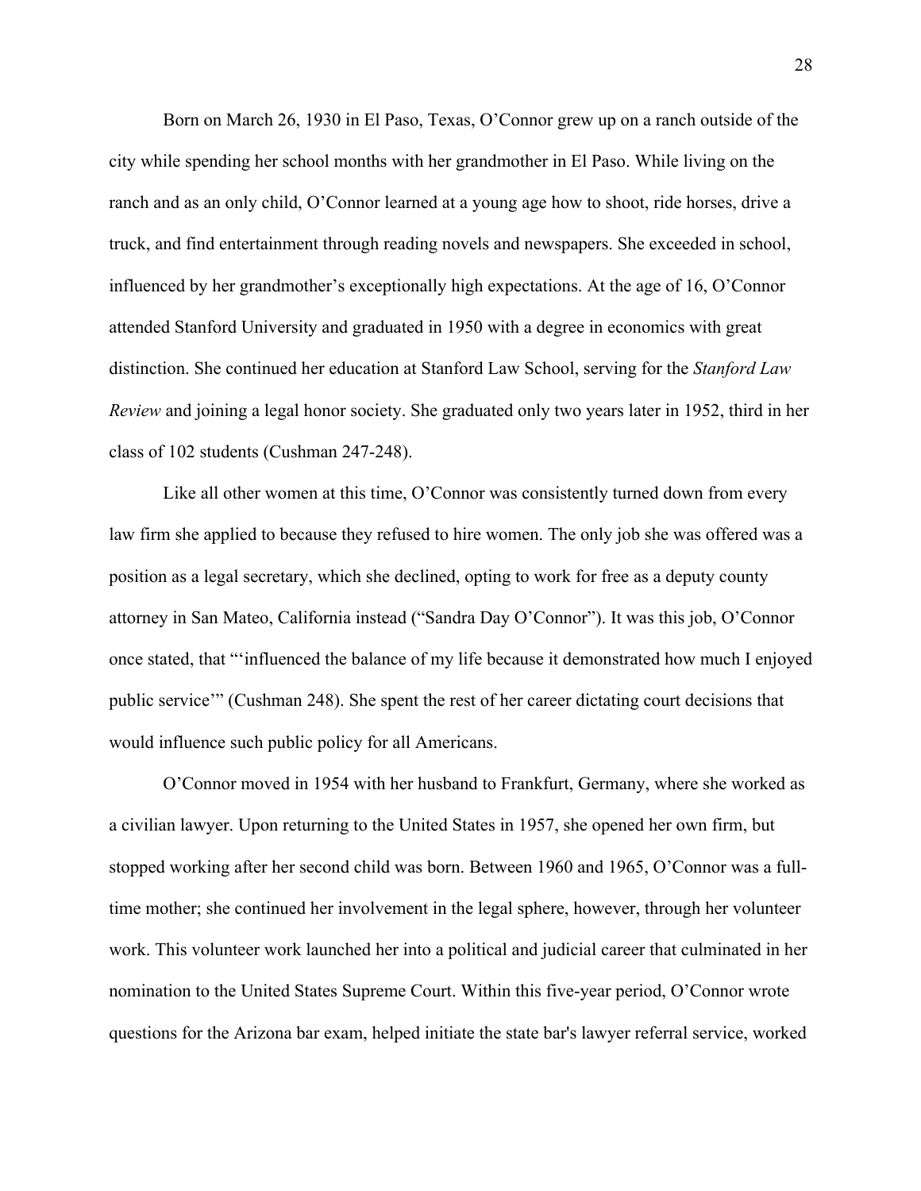Born on March 26, 1930 in El Paso, Texas, O'Connor grew up on a ranch outside of the city while spending her school months with her grandmother in El Paso. While living on the ranch and as an only child, O'Connor learned at a young age how to shoot, ride horses, drive a truck, and find entertainment through reading novels and newspapers. She exceeded in school, influenced by her grandmother's exceptionally high expectations. At the age of 16, O'Connor attended Stanford University and graduated in 1950 with a degree in economics with great distinction. She continued her education at Stanford Law School, serving for the *Stanford Law Review* and joining a legal honor society. She graduated only two years later in 1952, third in her class of 102 students (Cushman 247-248).

Like all other women at this time, O'Connor was consistently turned down from every law firm she applied to because they refused to hire women. The only job she was offered was a position as a legal secretary, which she declined, opting to work for free as a deputy county attorney in San Mateo, California instead ("Sandra Day O'Connor"). It was this job, O'Connor once stated, that "'influenced the balance of my life because it demonstrated how much I enjoyed public service'" (Cushman 248). She spent the rest of her career dictating court decisions that would influence such public policy for all Americans.

O'Connor moved in 1954 with her husband to Frankfurt, Germany, where she worked as a civilian lawyer. Upon returning to the United States in 1957, she opened her own firm, but stopped working after her second child was born. Between 1960 and 1965, O'Connor was a full-time mother; she continued her involvement in the legal sphere, however, through her volunteer work. This volunteer work launched her into a political and judicial career that culminated in her nomination to the United States Supreme Court. Within this five-year period, O'Connor wrote questions for the Arizona bar exam, helped initiate the state bar's lawyer referral service, worked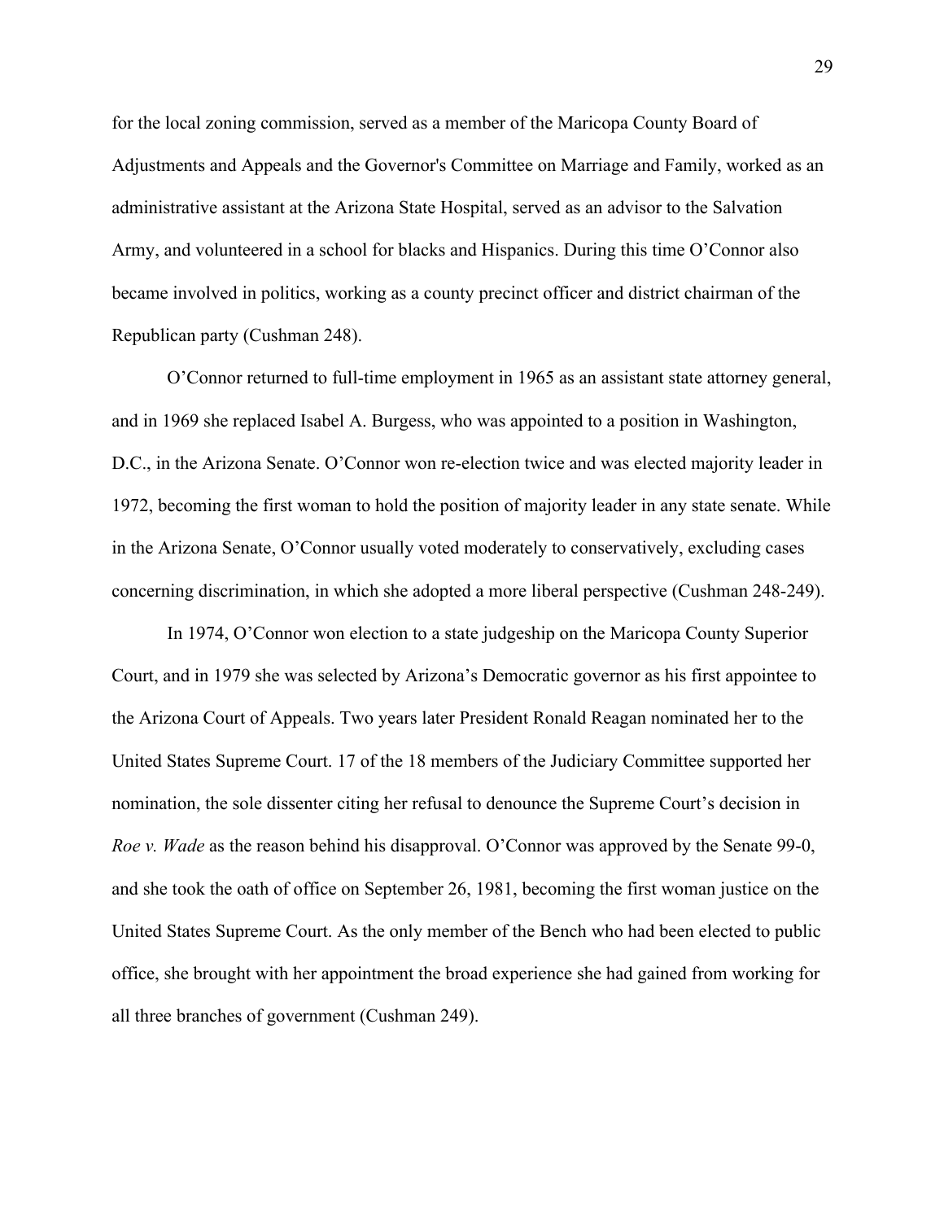for the local zoning commission, served as a member of the Maricopa County Board of Adjustments and Appeals and the Governor's Committee on Marriage and Family, worked as an administrative assistant at the Arizona State Hospital, served as an advisor to the Salvation Army, and volunteered in a school for blacks and Hispanics. During this time O'Connor also became involved in politics, working as a county precinct officer and district chairman of the Republican party (Cushman 248).

O'Connor returned to full-time employment in 1965 as an assistant state attorney general, and in 1969 she replaced Isabel A. Burgess, who was appointed to a position in Washington, D.C., in the Arizona Senate. O'Connor won re-election twice and was elected majority leader in 1972, becoming the first woman to hold the position of majority leader in any state senate. While in the Arizona Senate, O'Connor usually voted moderately to conservatively, excluding cases concerning discrimination, in which she adopted a more liberal perspective (Cushman 248-249).

In 1974, O'Connor won election to a state judgeship on the Maricopa County Superior Court, and in 1979 she was selected by Arizona's Democratic governor as his first appointee to the Arizona Court of Appeals. Two years later President Ronald Reagan nominated her to the United States Supreme Court. 17 of the 18 members of the Judiciary Committee supported her nomination, the sole dissenter citing her refusal to denounce the Supreme Court's decision in *Roe v. Wade* as the reason behind his disapproval. O'Connor was approved by the Senate 99-0, and she took the oath of office on September 26, 1981, becoming the first woman justice on the United States Supreme Court. As the only member of the Bench who had been elected to public office, she brought with her appointment the broad experience she had gained from working for all three branches of government (Cushman 249).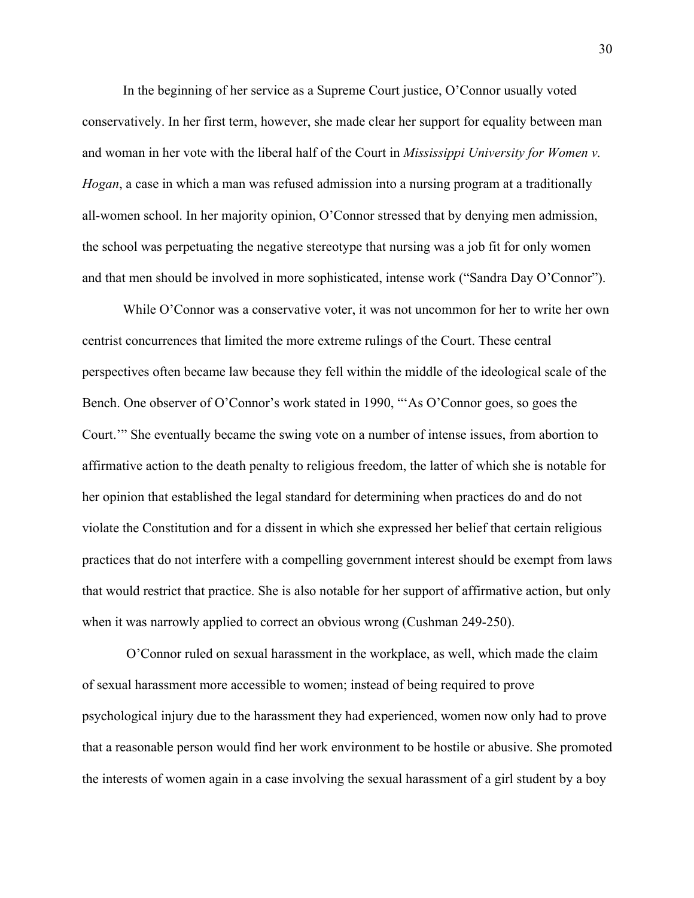In the beginning of her service as a Supreme Court justice, O'Connor usually voted conservatively. In her first term, however, she made clear her support for equality between man and woman in her vote with the liberal half of the Court in *Mississippi University for Women v. Hogan*, a case in which a man was refused admission into a nursing program at a traditionally all-women school. In her majority opinion, O'Connor stressed that by denying men admission, the school was perpetuating the negative stereotype that nursing was a job fit for only women and that men should be involved in more sophisticated, intense work ("Sandra Day O'Connor").

While O'Connor was a conservative voter, it was not uncommon for her to write her own centrist concurrences that limited the more extreme rulings of the Court. These central perspectives often became law because they fell within the middle of the ideological scale of the Bench. One observer of O'Connor's work stated in 1990, "'As O'Connor goes, so goes the Court.'" She eventually became the swing vote on a number of intense issues, from abortion to affirmative action to the death penalty to religious freedom, the latter of which she is notable for her opinion that established the legal standard for determining when practices do and do not violate the Constitution and for a dissent in which she expressed her belief that certain religious practices that do not interfere with a compelling government interest should be exempt from laws that would restrict that practice. She is also notable for her support of affirmative action, but only when it was narrowly applied to correct an obvious wrong (Cushman 249-250).

O'Connor ruled on sexual harassment in the workplace, as well, which made the claim of sexual harassment more accessible to women; instead of being required to prove psychological injury due to the harassment they had experienced, women now only had to prove that a reasonable person would find her work environment to be hostile or abusive. She promoted the interests of women again in a case involving the sexual harassment of a girl student by a boy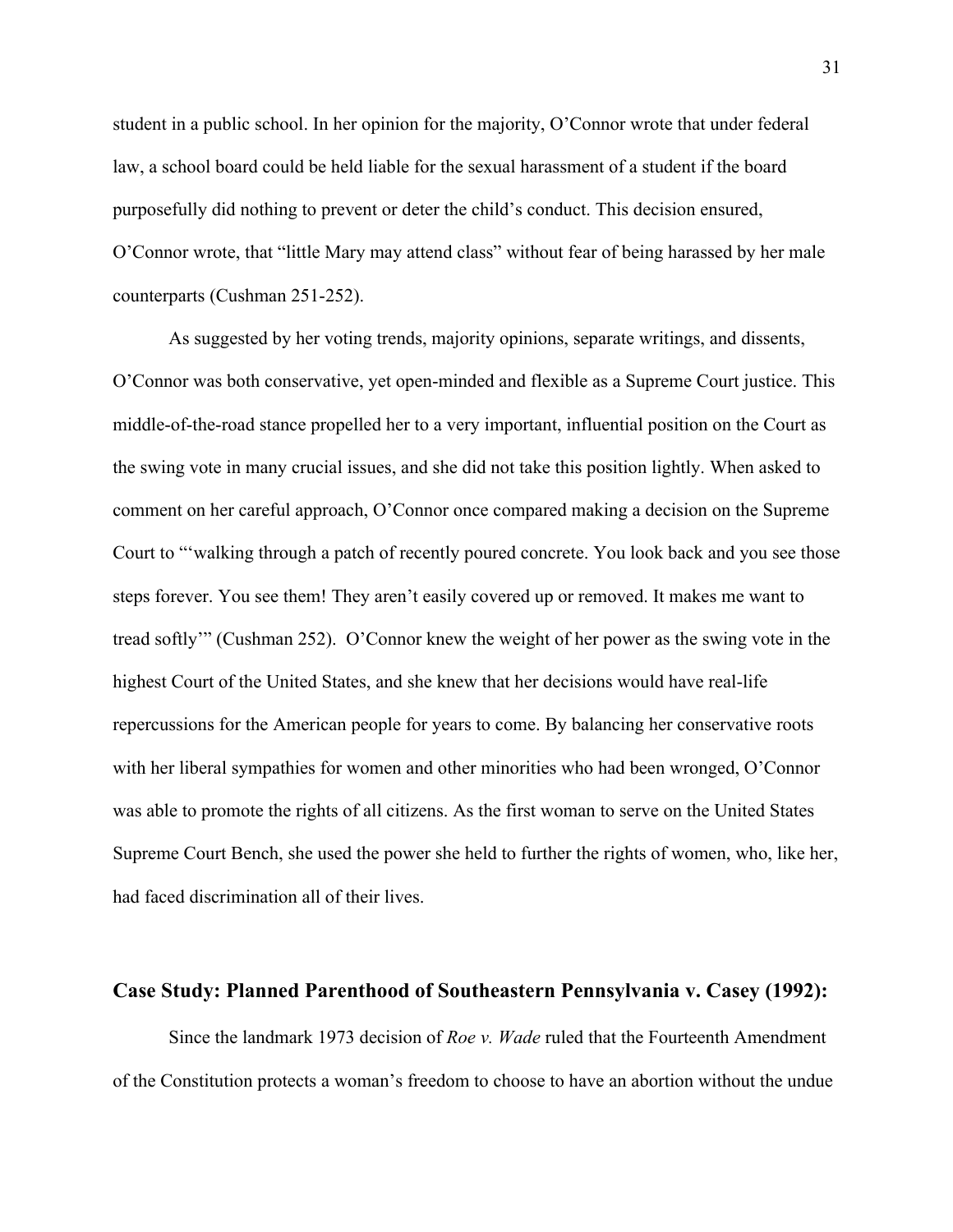student in a public school. In her opinion for the majority, O'Connor wrote that under federal law, a school board could be held liable for the sexual harassment of a student if the board purposefully did nothing to prevent or deter the child's conduct. This decision ensured, O'Connor wrote, that "little Mary may attend class" without fear of being harassed by her male counterparts (Cushman 251-252).

As suggested by her voting trends, majority opinions, separate writings, and dissents, O'Connor was both conservative, yet open-minded and flexible as a Supreme Court justice. This middle-of-the-road stance propelled her to a very important, influential position on the Court as the swing vote in many crucial issues, and she did not take this position lightly. When asked to comment on her careful approach, O'Connor once compared making a decision on the Supreme Court to "'walking through a patch of recently poured concrete. You look back and you see those steps forever. You see them! They aren't easily covered up or removed. It makes me want to tread softly'" (Cushman 252). O'Connor knew the weight of her power as the swing vote in the highest Court of the United States, and she knew that her decisions would have real-life repercussions for the American people for years to come. By balancing her conservative roots with her liberal sympathies for women and other minorities who had been wronged, O'Connor was able to promote the rights of all citizens. As the first woman to serve on the United States Supreme Court Bench, she used the power she held to further the rights of women, who, like her, had faced discrimination all of their lives.

## Case Study: Planned Parenthood of Southeastern Pennsylvania v. Casey (1992):

Since the landmark 1973 decision of *Roe v. Wade* ruled that the Fourteenth Amendment of the Constitution protects a woman's freedom to choose to have an abortion without the undue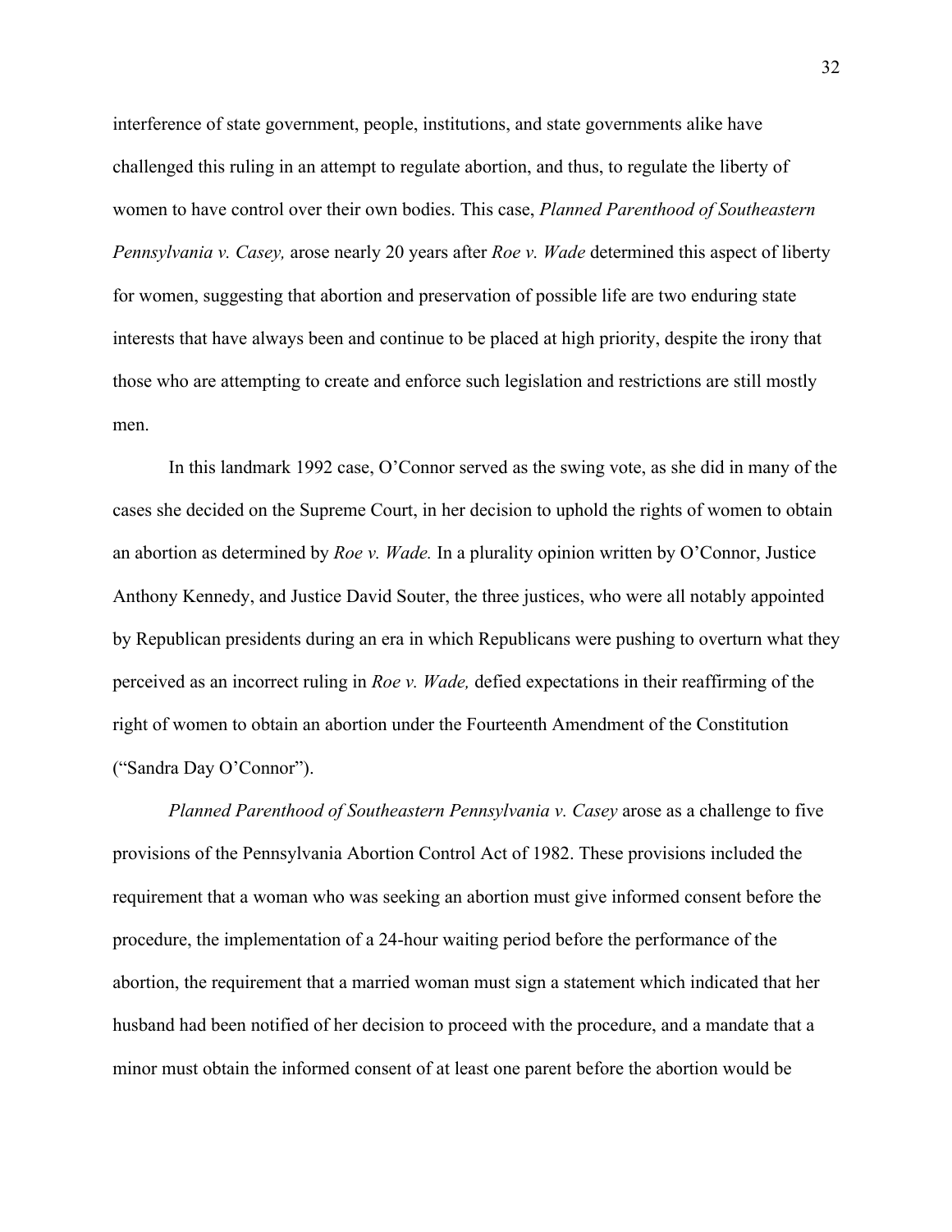interference of state government, people, institutions, and state governments alike have challenged this ruling in an attempt to regulate abortion, and thus, to regulate the liberty of women to have control over their own bodies. This case, *Planned Parenthood of Southeastern Pennsylvania v. Casey,* arose nearly 20 years after *Roe v. Wade* determined this aspect of liberty for women, suggesting that abortion and preservation of possible life are two enduring state interests that have always been and continue to be placed at high priority, despite the irony that those who are attempting to create and enforce such legislation and restrictions are still mostly men.

In this landmark 1992 case, O'Connor served as the swing vote, as she did in many of the cases she decided on the Supreme Court, in her decision to uphold the rights of women to obtain an abortion as determined by *Roe v. Wade.* In a plurality opinion written by O'Connor, Justice Anthony Kennedy, and Justice David Souter, the three justices, who were all notably appointed by Republican presidents during an era in which Republicans were pushing to overturn what they perceived as an incorrect ruling in *Roe v. Wade,* defied expectations in their reaffirming of the right of women to obtain an abortion under the Fourteenth Amendment of the Constitution ("Sandra Day O'Connor").

*Planned Parenthood of Southeastern Pennsylvania v. Casey* arose as a challenge to five provisions of the Pennsylvania Abortion Control Act of 1982. These provisions included the requirement that a woman who was seeking an abortion must give informed consent before the procedure, the implementation of a 24-hour waiting period before the performance of the abortion, the requirement that a married woman must sign a statement which indicated that her husband had been notified of her decision to proceed with the procedure, and a mandate that a minor must obtain the informed consent of at least one parent before the abortion would be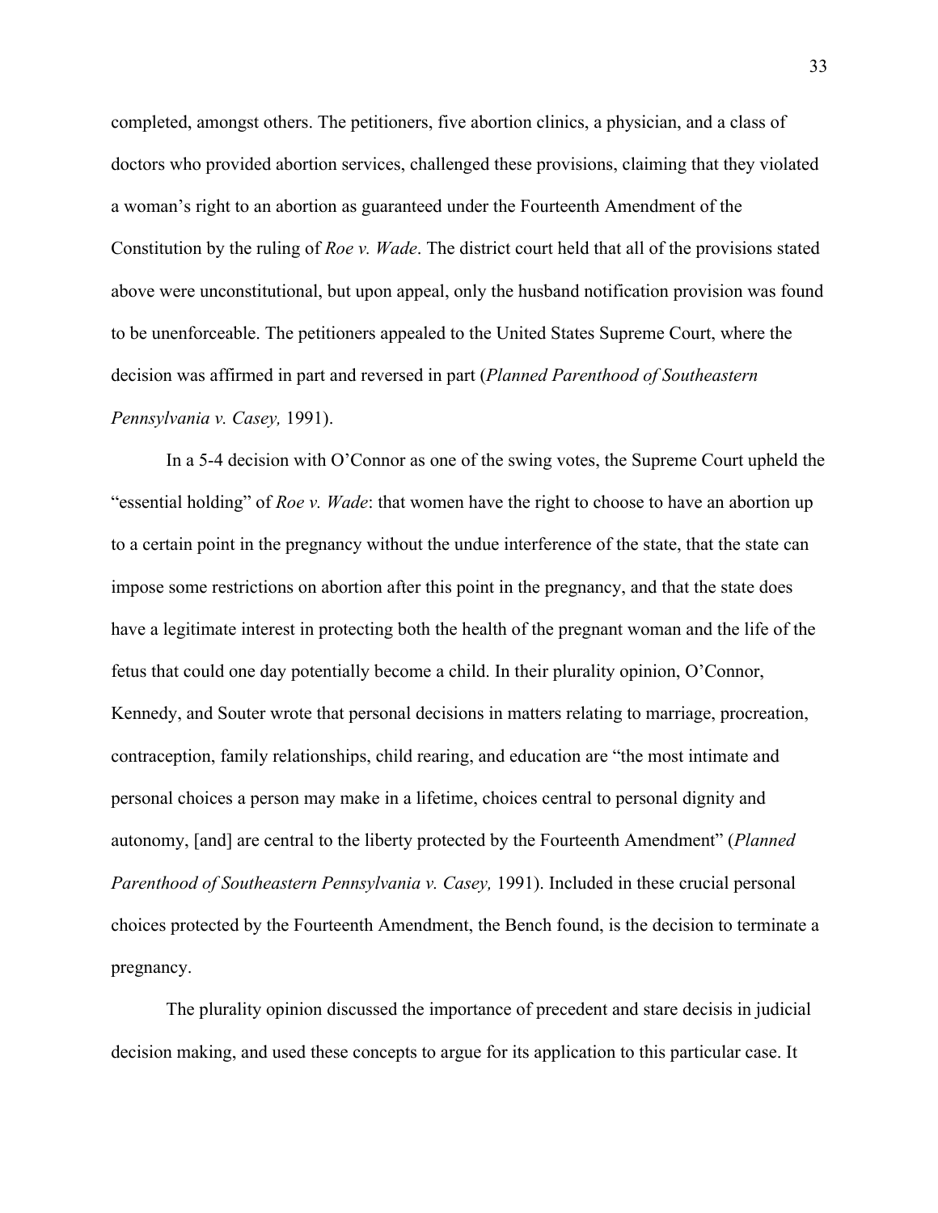completed, amongst others. The petitioners, five abortion clinics, a physician, and a class of doctors who provided abortion services, challenged these provisions, claiming that they violated a woman's right to an abortion as guaranteed under the Fourteenth Amendment of the Constitution by the ruling of *Roe v. Wade*. The district court held that all of the provisions stated above were unconstitutional, but upon appeal, only the husband notification provision was found to be unenforceable. The petitioners appealed to the United States Supreme Court, where the decision was affirmed in part and reversed in part (*Planned Parenthood of Southeastern Pennsylvania v. Casey,* 1991).

In a 5-4 decision with O'Connor as one of the swing votes, the Supreme Court upheld the "essential holding" of *Roe v. Wade*: that women have the right to choose to have an abortion up to a certain point in the pregnancy without the undue interference of the state, that the state can impose some restrictions on abortion after this point in the pregnancy, and that the state does have a legitimate interest in protecting both the health of the pregnant woman and the life of the fetus that could one day potentially become a child. In their plurality opinion, O'Connor, Kennedy, and Souter wrote that personal decisions in matters relating to marriage, procreation, contraception, family relationships, child rearing, and education are "the most intimate and personal choices a person may make in a lifetime, choices central to personal dignity and autonomy, [and] are central to the liberty protected by the Fourteenth Amendment" (*Planned Parenthood of Southeastern Pennsylvania v. Casey,* 1991). Included in these crucial personal choices protected by the Fourteenth Amendment, the Bench found, is the decision to terminate a pregnancy.

The plurality opinion discussed the importance of precedent and stare decisis in judicial decision making, and used these concepts to argue for its application to this particular case. It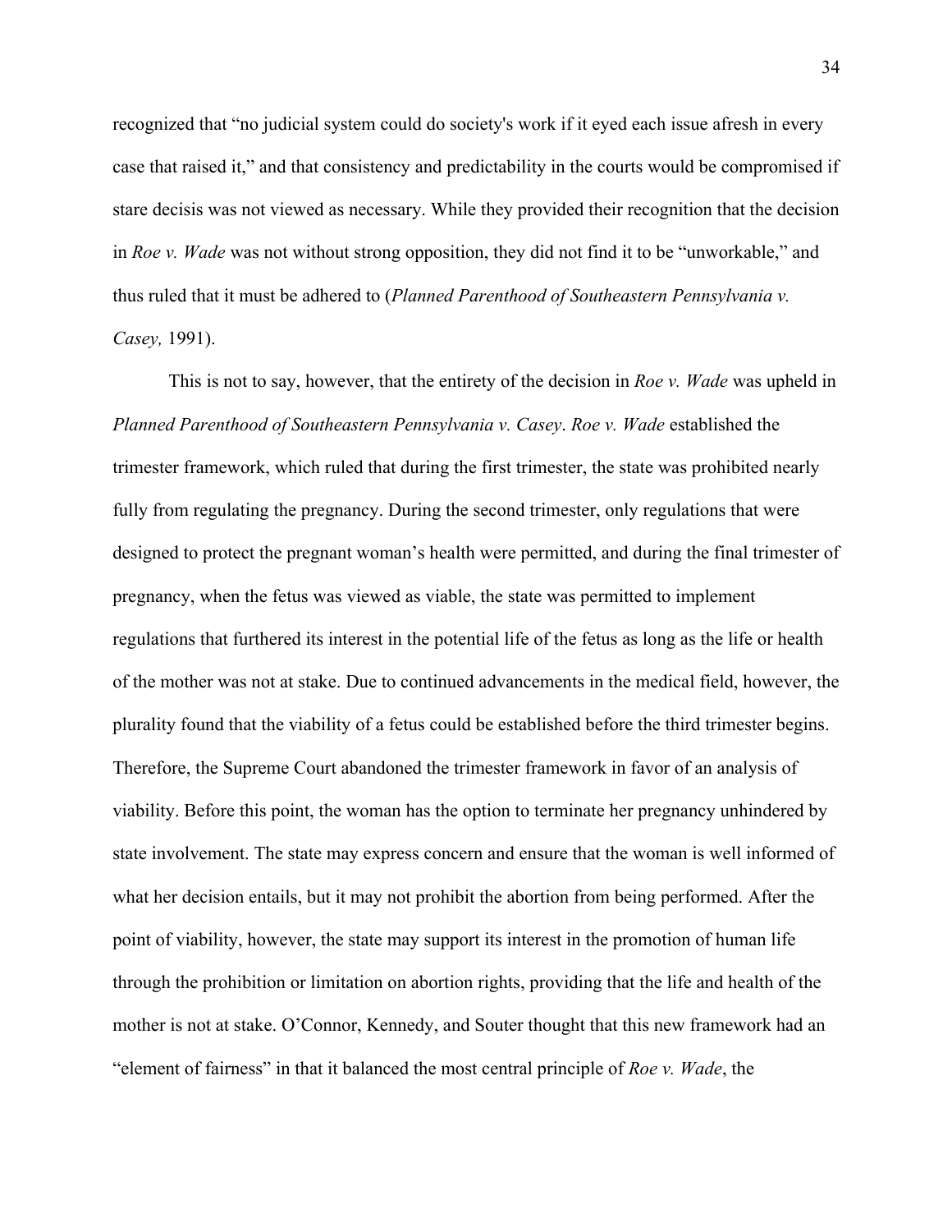recognized that "no judicial system could do society's work if it eyed each issue afresh in every case that raised it," and that consistency and predictability in the courts would be compromised if stare decisis was not viewed as necessary. While they provided their recognition that the decision in *Roe v. Wade* was not without strong opposition, they did not find it to be "unworkable," and thus ruled that it must be adhered to (*Planned Parenthood of Southeastern Pennsylvania v. Casey,* 1991).

This is not to say, however, that the entirety of the decision in *Roe v. Wade* was upheld in *Planned Parenthood of Southeastern Pennsylvania v. Casey*. *Roe v. Wade* established the trimester framework, which ruled that during the first trimester, the state was prohibited nearly fully from regulating the pregnancy. During the second trimester, only regulations that were designed to protect the pregnant woman's health were permitted, and during the final trimester of pregnancy, when the fetus was viewed as viable, the state was permitted to implement regulations that furthered its interest in the potential life of the fetus as long as the life or health of the mother was not at stake. Due to continued advancements in the medical field, however, the plurality found that the viability of a fetus could be established before the third trimester begins. Therefore, the Supreme Court abandoned the trimester framework in favor of an analysis of viability. Before this point, the woman has the option to terminate her pregnancy unhindered by state involvement. The state may express concern and ensure that the woman is well informed of what her decision entails, but it may not prohibit the abortion from being performed. After the point of viability, however, the state may support its interest in the promotion of human life through the prohibition or limitation on abortion rights, providing that the life and health of the mother is not at stake. O'Connor, Kennedy, and Souter thought that this new framework had an "element of fairness" in that it balanced the most central principle of *Roe v. Wade*, the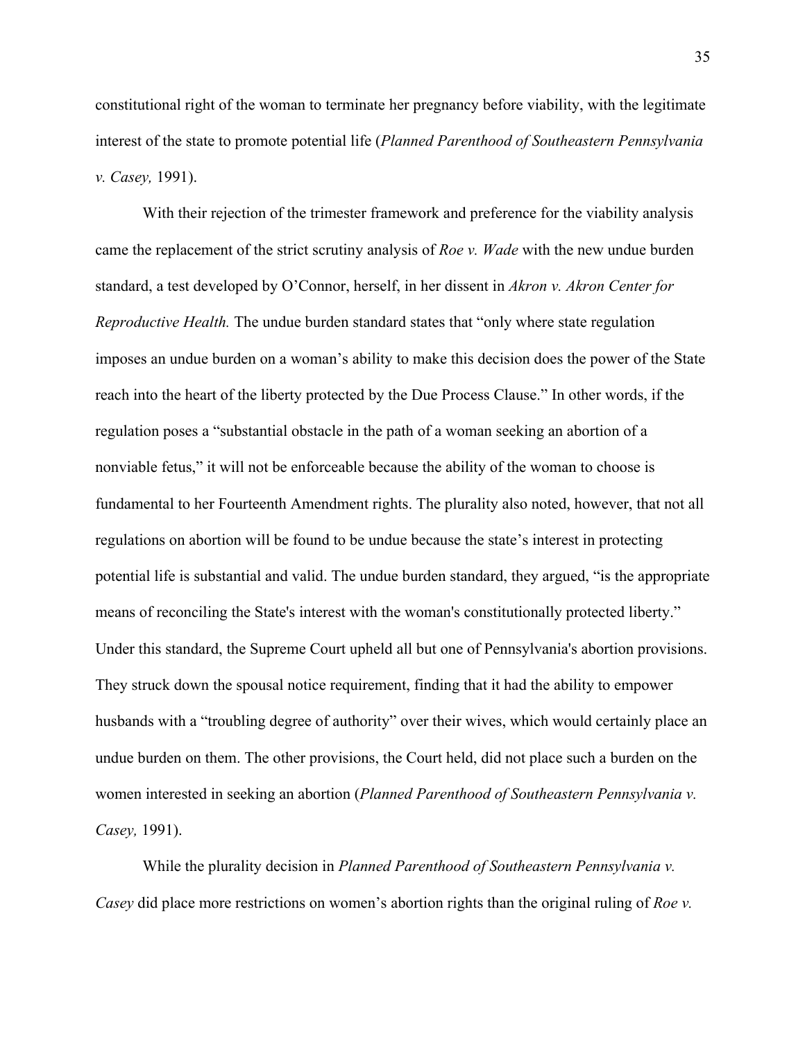constitutional right of the woman to terminate her pregnancy before viability, with the legitimate interest of the state to promote potential life (*Planned Parenthood of Southeastern Pennsylvania v. Casey,* 1991).

With their rejection of the trimester framework and preference for the viability analysis came the replacement of the strict scrutiny analysis of *Roe v. Wade* with the new undue burden standard, a test developed by O'Connor, herself, in her dissent in *Akron v. Akron Center for Reproductive Health.* The undue burden standard states that "only where state regulation imposes an undue burden on a woman's ability to make this decision does the power of the State reach into the heart of the liberty protected by the Due Process Clause." In other words, if the regulation poses a "substantial obstacle in the path of a woman seeking an abortion of a nonviable fetus," it will not be enforceable because the ability of the woman to choose is fundamental to her Fourteenth Amendment rights. The plurality also noted, however, that not all regulations on abortion will be found to be undue because the state's interest in protecting potential life is substantial and valid. The undue burden standard, they argued, "is the appropriate means of reconciling the State's interest with the woman's constitutionally protected liberty." Under this standard, the Supreme Court upheld all but one of Pennsylvania's abortion provisions. They struck down the spousal notice requirement, finding that it had the ability to empower husbands with a "troubling degree of authority" over their wives, which would certainly place an undue burden on them. The other provisions, the Court held, did not place such a burden on the women interested in seeking an abortion (*Planned Parenthood of Southeastern Pennsylvania v. Casey,* 1991).

While the plurality decision in *Planned Parenthood of Southeastern Pennsylvania v. Casey* did place more restrictions on women's abortion rights than the original ruling of *Roe v.*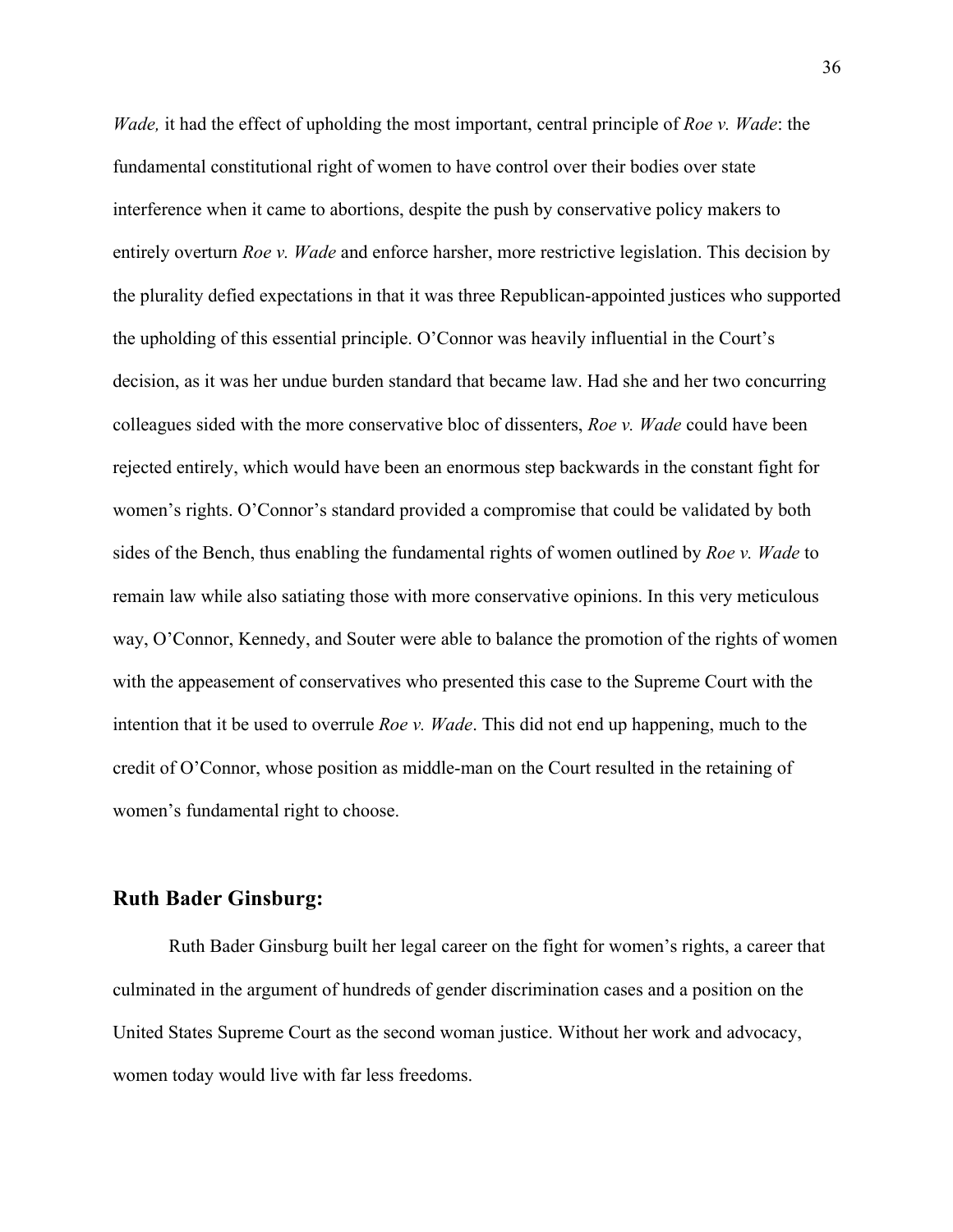*Wade,* it had the effect of upholding the most important, central principle of *Roe v. Wade*: the fundamental constitutional right of women to have control over their bodies over state interference when it came to abortions, despite the push by conservative policy makers to entirely overturn *Roe v. Wade* and enforce harsher, more restrictive legislation. This decision by the plurality defied expectations in that it was three Republican-appointed justices who supported the upholding of this essential principle. O'Connor was heavily influential in the Court's decision, as it was her undue burden standard that became law. Had she and her two concurring colleagues sided with the more conservative bloc of dissenters, *Roe v. Wade* could have been rejected entirely, which would have been an enormous step backwards in the constant fight for women's rights. O'Connor's standard provided a compromise that could be validated by both sides of the Bench, thus enabling the fundamental rights of women outlined by *Roe v. Wade* to remain law while also satiating those with more conservative opinions. In this very meticulous way, O'Connor, Kennedy, and Souter were able to balance the promotion of the rights of women with the appeasement of conservatives who presented this case to the Supreme Court with the intention that it be used to overrule *Roe v. Wade*. This did not end up happening, much to the credit of O'Connor, whose position as middle-man on the Court resulted in the retaining of women's fundamental right to choose.

## Ruth Bader Ginsburg:

Ruth Bader Ginsburg built her legal career on the fight for women's rights, a career that culminated in the argument of hundreds of gender discrimination cases and a position on the United States Supreme Court as the second woman justice. Without her work and advocacy, women today would live with far less freedoms.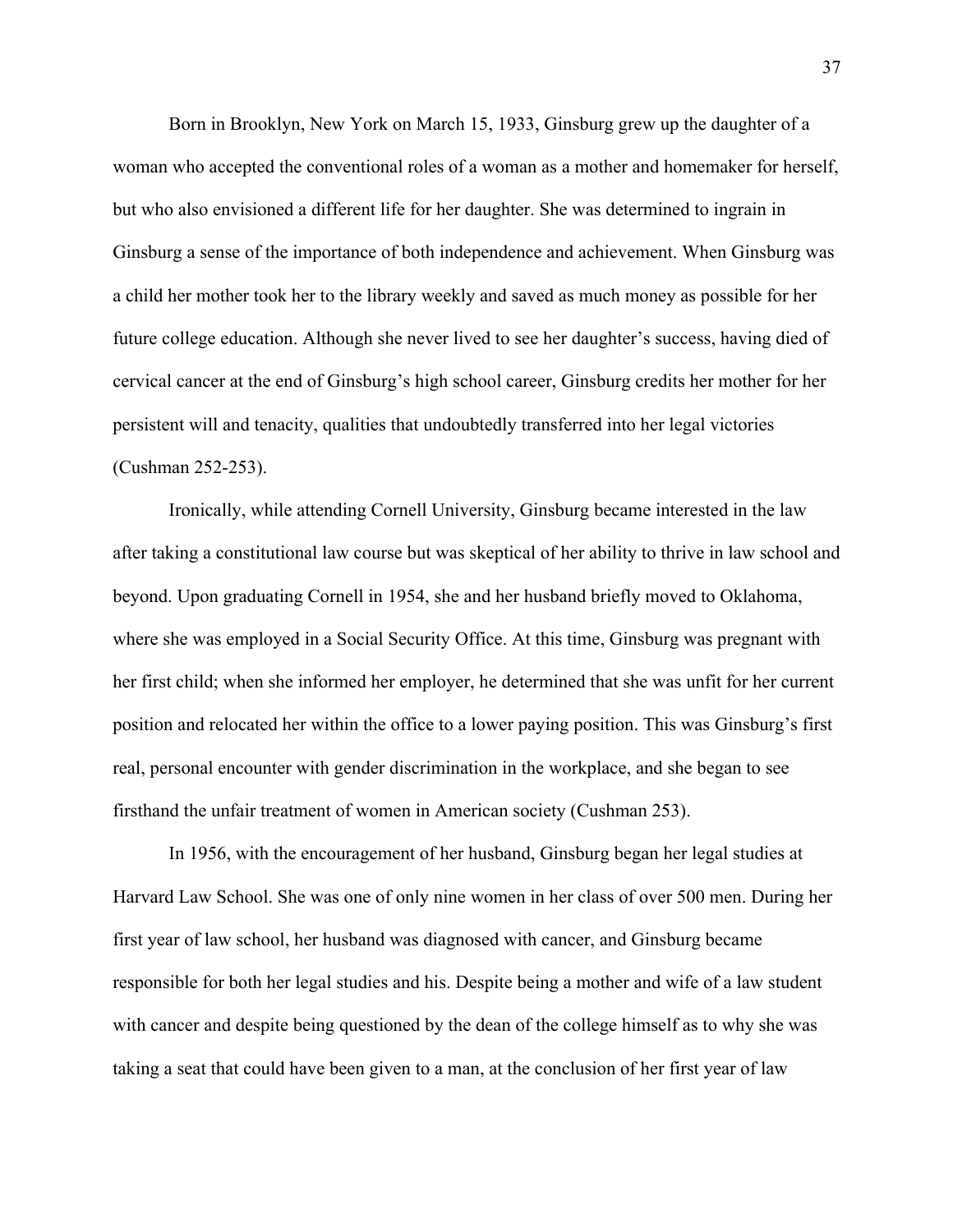Born in Brooklyn, New York on March 15, 1933, Ginsburg grew up the daughter of a woman who accepted the conventional roles of a woman as a mother and homemaker for herself, but who also envisioned a different life for her daughter. She was determined to ingrain in Ginsburg a sense of the importance of both independence and achievement. When Ginsburg was a child her mother took her to the library weekly and saved as much money as possible for her future college education. Although she never lived to see her daughter's success, having died of cervical cancer at the end of Ginsburg's high school career, Ginsburg credits her mother for her persistent will and tenacity, qualities that undoubtedly transferred into her legal victories (Cushman 252-253).

Ironically, while attending Cornell University, Ginsburg became interested in the law after taking a constitutional law course but was skeptical of her ability to thrive in law school and beyond. Upon graduating Cornell in 1954, she and her husband briefly moved to Oklahoma, where she was employed in a Social Security Office. At this time, Ginsburg was pregnant with her first child; when she informed her employer, he determined that she was unfit for her current position and relocated her within the office to a lower paying position. This was Ginsburg's first real, personal encounter with gender discrimination in the workplace, and she began to see firsthand the unfair treatment of women in American society (Cushman 253).

In 1956, with the encouragement of her husband, Ginsburg began her legal studies at Harvard Law School. She was one of only nine women in her class of over 500 men. During her first year of law school, her husband was diagnosed with cancer, and Ginsburg became responsible for both her legal studies and his. Despite being a mother and wife of a law student with cancer and despite being questioned by the dean of the college himself as to why she was taking a seat that could have been given to a man, at the conclusion of her first year of law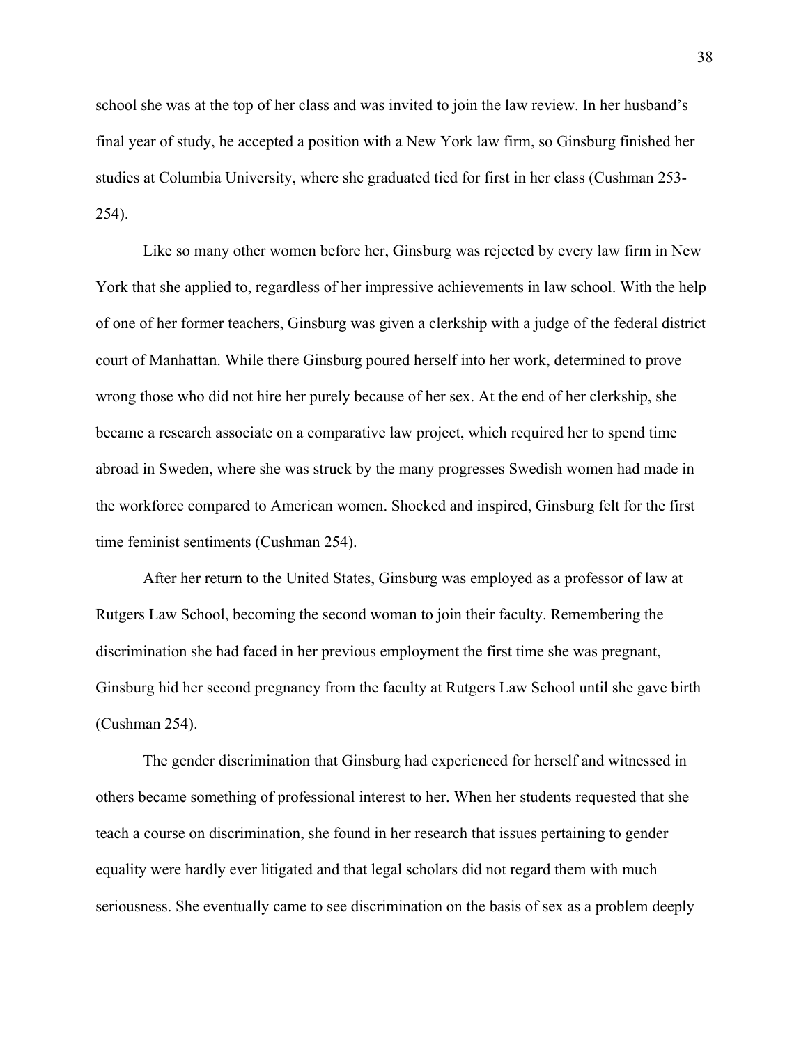school she was at the top of her class and was invited to join the law review. In her husband's final year of study, he accepted a position with a New York law firm, so Ginsburg finished her studies at Columbia University, where she graduated tied for first in her class (Cushman 253-254).

Like so many other women before her, Ginsburg was rejected by every law firm in New York that she applied to, regardless of her impressive achievements in law school. With the help of one of her former teachers, Ginsburg was given a clerkship with a judge of the federal district court of Manhattan. While there Ginsburg poured herself into her work, determined to prove wrong those who did not hire her purely because of her sex. At the end of her clerkship, she became a research associate on a comparative law project, which required her to spend time abroad in Sweden, where she was struck by the many progresses Swedish women had made in the workforce compared to American women. Shocked and inspired, Ginsburg felt for the first time feminist sentiments (Cushman 254).

After her return to the United States, Ginsburg was employed as a professor of law at Rutgers Law School, becoming the second woman to join their faculty. Remembering the discrimination she had faced in her previous employment the first time she was pregnant, Ginsburg hid her second pregnancy from the faculty at Rutgers Law School until she gave birth (Cushman 254).

The gender discrimination that Ginsburg had experienced for herself and witnessed in others became something of professional interest to her. When her students requested that she teach a course on discrimination, she found in her research that issues pertaining to gender equality were hardly ever litigated and that legal scholars did not regard them with much seriousness. She eventually came to see discrimination on the basis of sex as a problem deeply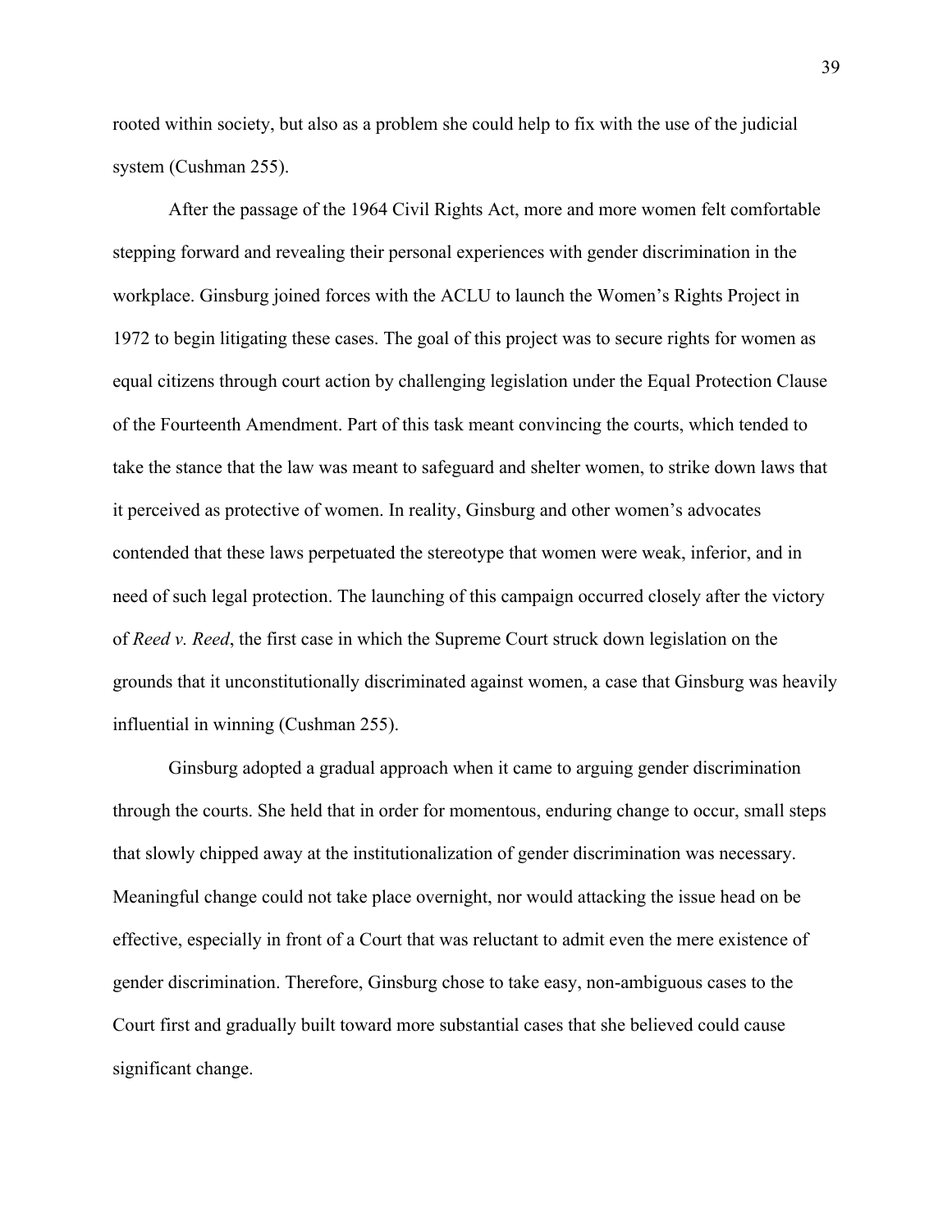rooted within society, but also as a problem she could help to fix with the use of the judicial system (Cushman 255).

After the passage of the 1964 Civil Rights Act, more and more women felt comfortable stepping forward and revealing their personal experiences with gender discrimination in the workplace. Ginsburg joined forces with the ACLU to launch the Women's Rights Project in 1972 to begin litigating these cases. The goal of this project was to secure rights for women as equal citizens through court action by challenging legislation under the Equal Protection Clause of the Fourteenth Amendment. Part of this task meant convincing the courts, which tended to take the stance that the law was meant to safeguard and shelter women, to strike down laws that it perceived as protective of women. In reality, Ginsburg and other women's advocates contended that these laws perpetuated the stereotype that women were weak, inferior, and in need of such legal protection. The launching of this campaign occurred closely after the victory of *Reed v. Reed*, the first case in which the Supreme Court struck down legislation on the grounds that it unconstitutionally discriminated against women, a case that Ginsburg was heavily influential in winning (Cushman 255).

Ginsburg adopted a gradual approach when it came to arguing gender discrimination through the courts. She held that in order for momentous, enduring change to occur, small steps that slowly chipped away at the institutionalization of gender discrimination was necessary. Meaningful change could not take place overnight, nor would attacking the issue head on be effective, especially in front of a Court that was reluctant to admit even the mere existence of gender discrimination. Therefore, Ginsburg chose to take easy, non-ambiguous cases to the Court first and gradually built toward more substantial cases that she believed could cause significant change.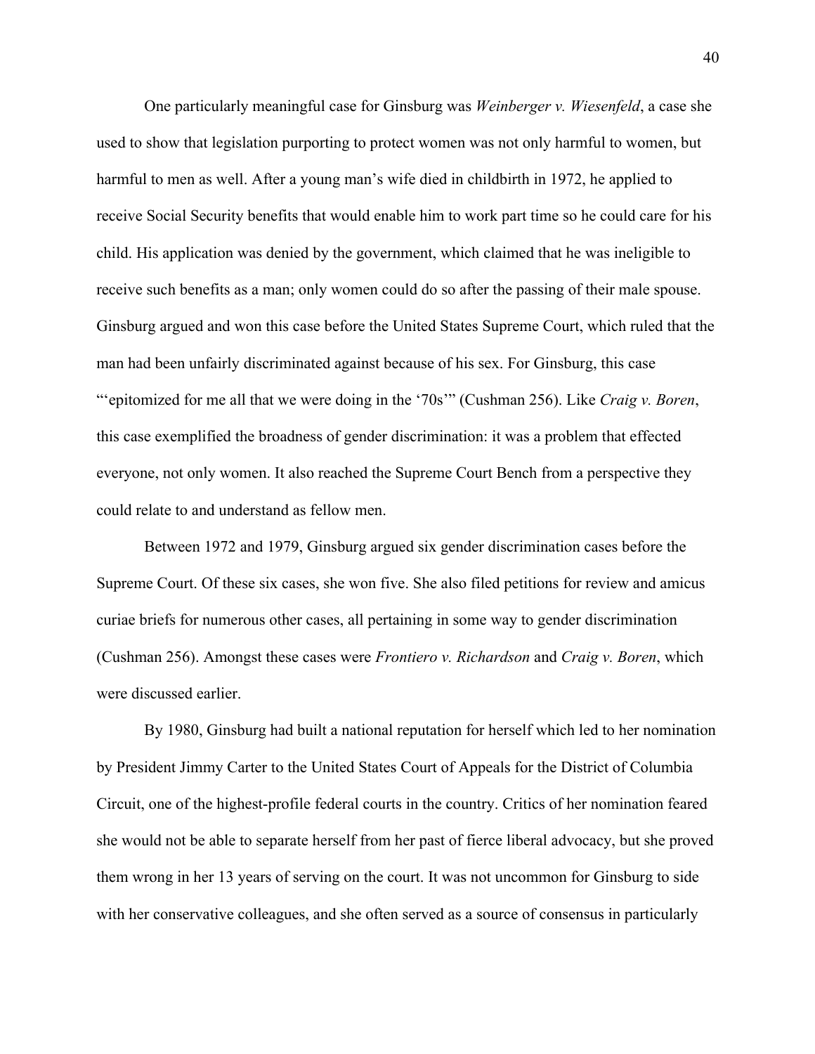One particularly meaningful case for Ginsburg was *Weinberger v. Wiesenfeld*, a case she used to show that legislation purporting to protect women was not only harmful to women, but harmful to men as well. After a young man's wife died in childbirth in 1972, he applied to receive Social Security benefits that would enable him to work part time so he could care for his child. His application was denied by the government, which claimed that he was ineligible to receive such benefits as a man; only women could do so after the passing of their male spouse. Ginsburg argued and won this case before the United States Supreme Court, which ruled that the man had been unfairly discriminated against because of his sex. For Ginsburg, this case "'epitomized for me all that we were doing in the '70s'" (Cushman 256). Like *Craig v. Boren*, this case exemplified the broadness of gender discrimination: it was a problem that effected everyone, not only women. It also reached the Supreme Court Bench from a perspective they could relate to and understand as fellow men.

Between 1972 and 1979, Ginsburg argued six gender discrimination cases before the Supreme Court. Of these six cases, she won five. She also filed petitions for review and amicus curiae briefs for numerous other cases, all pertaining in some way to gender discrimination (Cushman 256). Amongst these cases were *Frontiero v. Richardson* and *Craig v. Boren*, which were discussed earlier.

By 1980, Ginsburg had built a national reputation for herself which led to her nomination by President Jimmy Carter to the United States Court of Appeals for the District of Columbia Circuit, one of the highest-profile federal courts in the country. Critics of her nomination feared she would not be able to separate herself from her past of fierce liberal advocacy, but she proved them wrong in her 13 years of serving on the court. It was not uncommon for Ginsburg to side with her conservative colleagues, and she often served as a source of consensus in particularly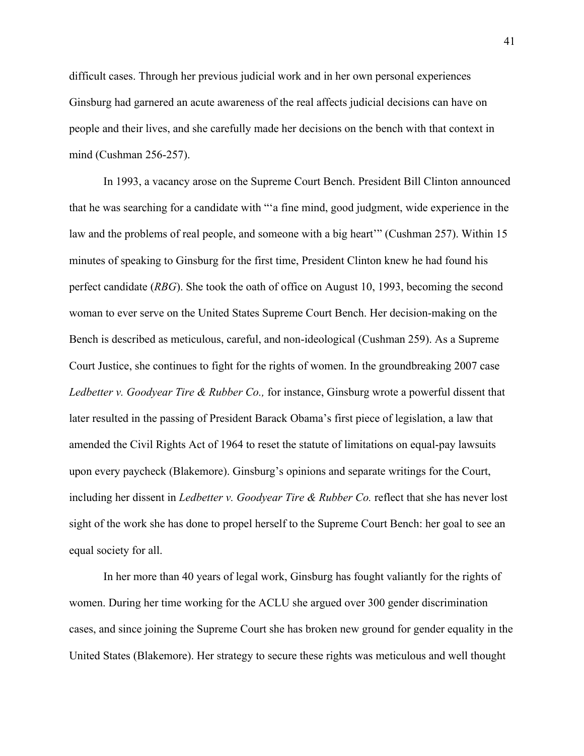difficult cases. Through her previous judicial work and in her own personal experiences Ginsburg had garnered an acute awareness of the real affects judicial decisions can have on people and their lives, and she carefully made her decisions on the bench with that context in mind (Cushman 256-257).

In 1993, a vacancy arose on the Supreme Court Bench. President Bill Clinton announced that he was searching for a candidate with "'a fine mind, good judgment, wide experience in the law and the problems of real people, and someone with a big heart'" (Cushman 257). Within 15 minutes of speaking to Ginsburg for the first time, President Clinton knew he had found his perfect candidate (*RBG*). She took the oath of office on August 10, 1993, becoming the second woman to ever serve on the United States Supreme Court Bench. Her decision-making on the Bench is described as meticulous, careful, and non-ideological (Cushman 259). As a Supreme Court Justice, she continues to fight for the rights of women. In the groundbreaking 2007 case *Ledbetter v. Goodyear Tire & Rubber Co.,* for instance, Ginsburg wrote a powerful dissent that later resulted in the passing of President Barack Obama's first piece of legislation, a law that amended the Civil Rights Act of 1964 to reset the statute of limitations on equal-pay lawsuits upon every paycheck (Blakemore). Ginsburg's opinions and separate writings for the Court, including her dissent in *Ledbetter v. Goodyear Tire & Rubber Co.* reflect that she has never lost sight of the work she has done to propel herself to the Supreme Court Bench: her goal to see an equal society for all.

In her more than 40 years of legal work, Ginsburg has fought valiantly for the rights of women. During her time working for the ACLU she argued over 300 gender discrimination cases, and since joining the Supreme Court she has broken new ground for gender equality in the United States (Blakemore). Her strategy to secure these rights was meticulous and well thought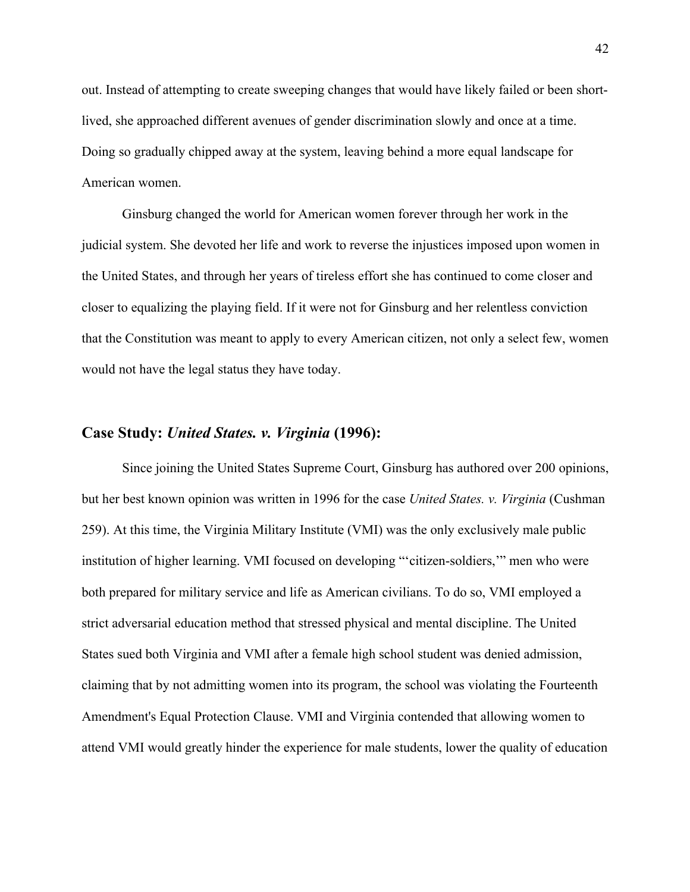out. Instead of attempting to create sweeping changes that would have likely failed or been short-lived, she approached different avenues of gender discrimination slowly and once at a time. Doing so gradually chipped away at the system, leaving behind a more equal landscape for American women.

Ginsburg changed the world for American women forever through her work in the judicial system. She devoted her life and work to reverse the injustices imposed upon women in the United States, and through her years of tireless effort she has continued to come closer and closer to equalizing the playing field. If it were not for Ginsburg and her relentless conviction that the Constitution was meant to apply to every American citizen, not only a select few, women would not have the legal status they have today.

### Case Study: *United States. v. Virginia* (1996):

Since joining the United States Supreme Court, Ginsburg has authored over 200 opinions, but her best known opinion was written in 1996 for the case *United States. v. Virginia* (Cushman 259). At this time, the Virginia Military Institute (VMI) was the only exclusively male public institution of higher learning. VMI focused on developing "'citizen-soldiers,'" men who were both prepared for military service and life as American civilians. To do so, VMI employed a strict adversarial education method that stressed physical and mental discipline. The United States sued both Virginia and VMI after a female high school student was denied admission, claiming that by not admitting women into its program, the school was violating the Fourteenth Amendment's Equal Protection Clause. VMI and Virginia contended that allowing women to attend VMI would greatly hinder the experience for male students, lower the quality of education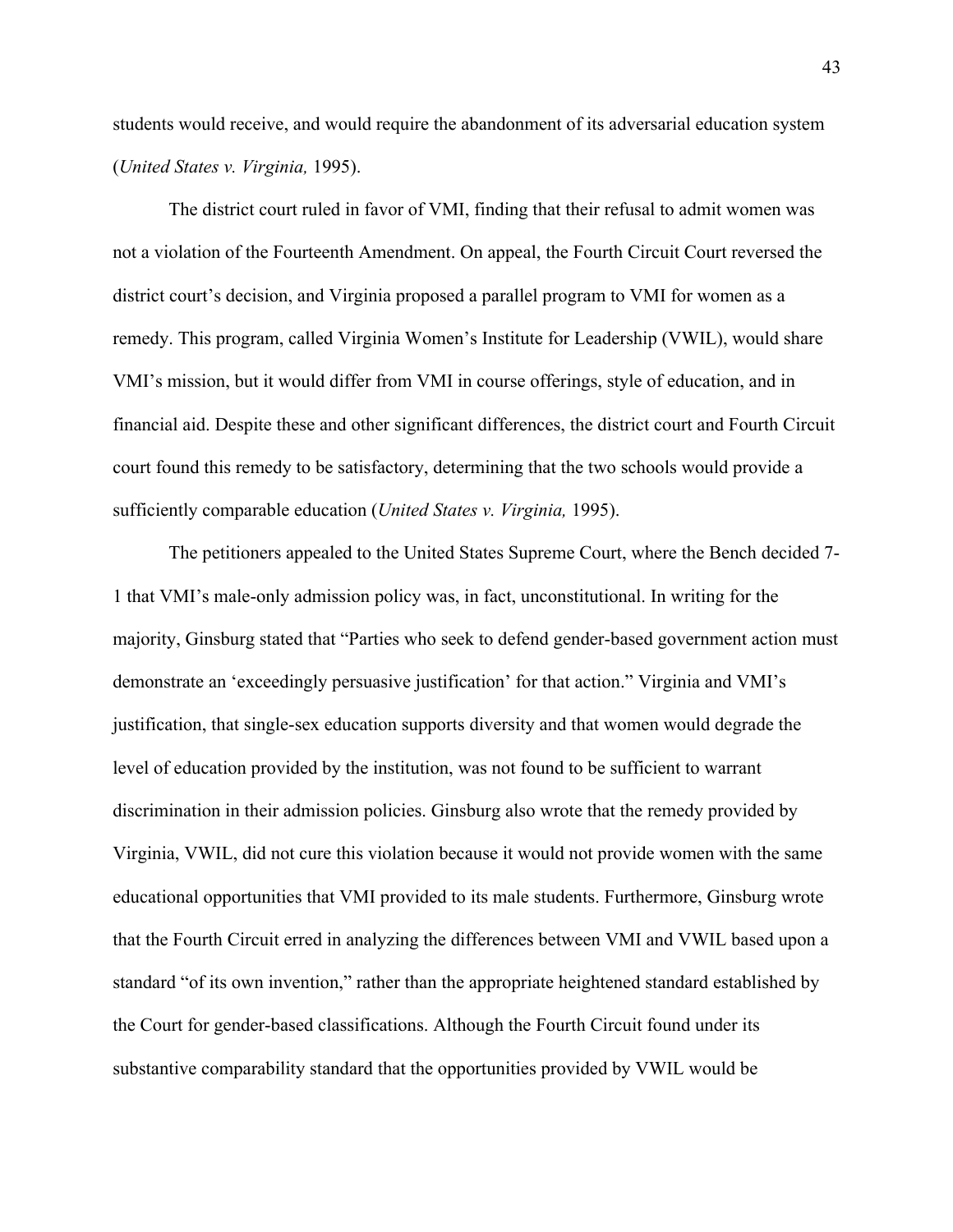students would receive, and would require the abandonment of its adversarial education system (*United States v. Virginia,* 1995).

The district court ruled in favor of VMI, finding that their refusal to admit women was not a violation of the Fourteenth Amendment. On appeal, the Fourth Circuit Court reversed the district court's decision, and Virginia proposed a parallel program to VMI for women as a remedy. This program, called Virginia Women's Institute for Leadership (VWIL), would share VMI's mission, but it would differ from VMI in course offerings, style of education, and in financial aid. Despite these and other significant differences, the district court and Fourth Circuit court found this remedy to be satisfactory, determining that the two schools would provide a sufficiently comparable education (*United States v. Virginia,* 1995).

The petitioners appealed to the United States Supreme Court, where the Bench decided 7-1 that VMI's male-only admission policy was, in fact, unconstitutional. In writing for the majority, Ginsburg stated that "Parties who seek to defend gender-based government action must demonstrate an 'exceedingly persuasive justification' for that action." Virginia and VMI's justification, that single-sex education supports diversity and that women would degrade the level of education provided by the institution, was not found to be sufficient to warrant discrimination in their admission policies. Ginsburg also wrote that the remedy provided by Virginia, VWIL, did not cure this violation because it would not provide women with the same educational opportunities that VMI provided to its male students. Furthermore, Ginsburg wrote that the Fourth Circuit erred in analyzing the differences between VMI and VWIL based upon a standard "of its own invention," rather than the appropriate heightened standard established by the Court for gender-based classifications. Although the Fourth Circuit found under its substantive comparability standard that the opportunities provided by VWIL would be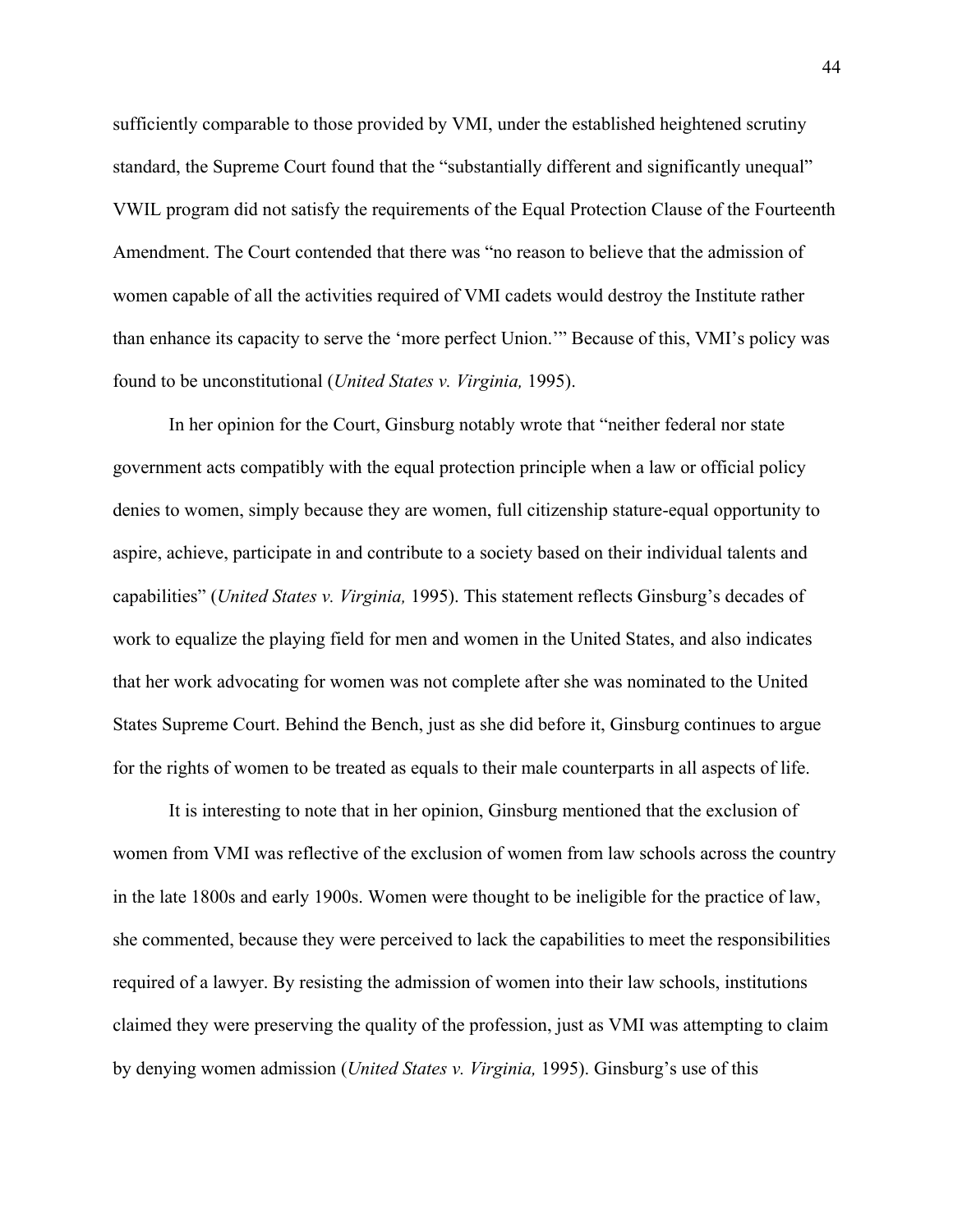sufficiently comparable to those provided by VMI, under the established heightened scrutiny standard, the Supreme Court found that the "substantially different and significantly unequal" VWIL program did not satisfy the requirements of the Equal Protection Clause of the Fourteenth Amendment. The Court contended that there was "no reason to believe that the admission of women capable of all the activities required of VMI cadets would destroy the Institute rather than enhance its capacity to serve the 'more perfect Union.'" Because of this, VMI's policy was found to be unconstitutional (*United States v. Virginia,* 1995).

In her opinion for the Court, Ginsburg notably wrote that "neither federal nor state government acts compatibly with the equal protection principle when a law or official policy denies to women, simply because they are women, full citizenship stature-equal opportunity to aspire, achieve, participate in and contribute to a society based on their individual talents and capabilities" (*United States v. Virginia,* 1995). This statement reflects Ginsburg's decades of work to equalize the playing field for men and women in the United States, and also indicates that her work advocating for women was not complete after she was nominated to the United States Supreme Court. Behind the Bench, just as she did before it, Ginsburg continues to argue for the rights of women to be treated as equals to their male counterparts in all aspects of life.

It is interesting to note that in her opinion, Ginsburg mentioned that the exclusion of women from VMI was reflective of the exclusion of women from law schools across the country in the late 1800s and early 1900s. Women were thought to be ineligible for the practice of law, she commented, because they were perceived to lack the capabilities to meet the responsibilities required of a lawyer. By resisting the admission of women into their law schools, institutions claimed they were preserving the quality of the profession, just as VMI was attempting to claim by denying women admission (*United States v. Virginia,* 1995). Ginsburg's use of this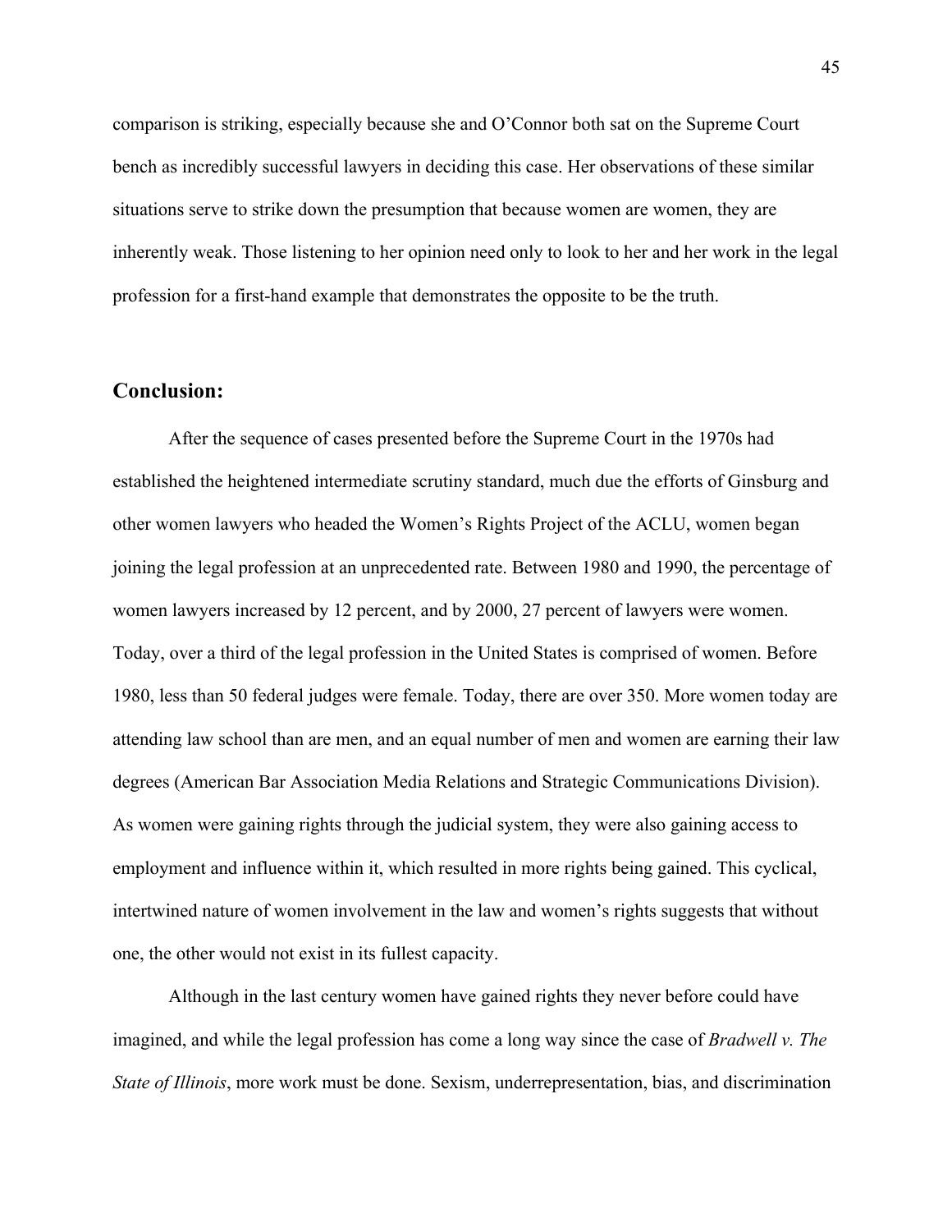comparison is striking, especially because she and O'Connor both sat on the Supreme Court bench as incredibly successful lawyers in deciding this case. Her observations of these similar situations serve to strike down the presumption that because women are women, they are inherently weak. Those listening to her opinion need only to look to her and her work in the legal profession for a first-hand example that demonstrates the opposite to be the truth.

## Conclusion:

After the sequence of cases presented before the Supreme Court in the 1970s had established the heightened intermediate scrutiny standard, much due the efforts of Ginsburg and other women lawyers who headed the Women's Rights Project of the ACLU, women began joining the legal profession at an unprecedented rate. Between 1980 and 1990, the percentage of women lawyers increased by 12 percent, and by 2000, 27 percent of lawyers were women. Today, over a third of the legal profession in the United States is comprised of women. Before 1980, less than 50 federal judges were female. Today, there are over 350. More women today are attending law school than are men, and an equal number of men and women are earning their law degrees (American Bar Association Media Relations and Strategic Communications Division). As women were gaining rights through the judicial system, they were also gaining access to employment and influence within it, which resulted in more rights being gained. This cyclical, intertwined nature of women involvement in the law and women's rights suggests that without one, the other would not exist in its fullest capacity.

Although in the last century women have gained rights they never before could have imagined, and while the legal profession has come a long way since the case of *Bradwell v. The State of Illinois*, more work must be done. Sexism, underrepresentation, bias, and discrimination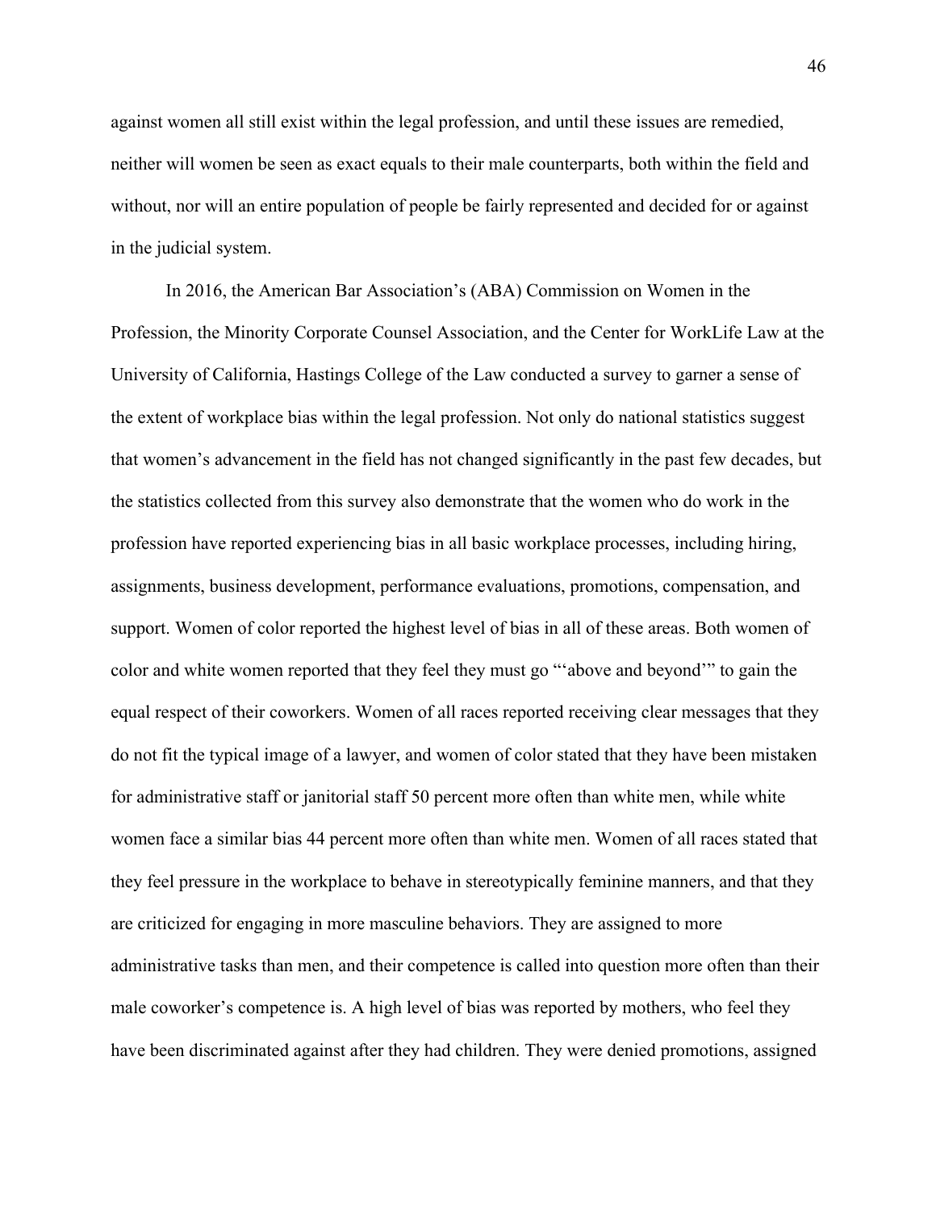against women all still exist within the legal profession, and until these issues are remedied, neither will women be seen as exact equals to their male counterparts, both within the field and without, nor will an entire population of people be fairly represented and decided for or against in the judicial system.

In 2016, the American Bar Association's (ABA) Commission on Women in the Profession, the Minority Corporate Counsel Association, and the Center for WorkLife Law at the University of California, Hastings College of the Law conducted a survey to garner a sense of the extent of workplace bias within the legal profession. Not only do national statistics suggest that women's advancement in the field has not changed significantly in the past few decades, but the statistics collected from this survey also demonstrate that the women who do work in the profession have reported experiencing bias in all basic workplace processes, including hiring, assignments, business development, performance evaluations, promotions, compensation, and support. Women of color reported the highest level of bias in all of these areas. Both women of color and white women reported that they feel they must go "'above and beyond'" to gain the equal respect of their coworkers. Women of all races reported receiving clear messages that they do not fit the typical image of a lawyer, and women of color stated that they have been mistaken for administrative staff or janitorial staff 50 percent more often than white men, while white women face a similar bias 44 percent more often than white men. Women of all races stated that they feel pressure in the workplace to behave in stereotypically feminine manners, and that they are criticized for engaging in more masculine behaviors. They are assigned to more administrative tasks than men, and their competence is called into question more often than their male coworker's competence is. A high level of bias was reported by mothers, who feel they have been discriminated against after they had children. They were denied promotions, assigned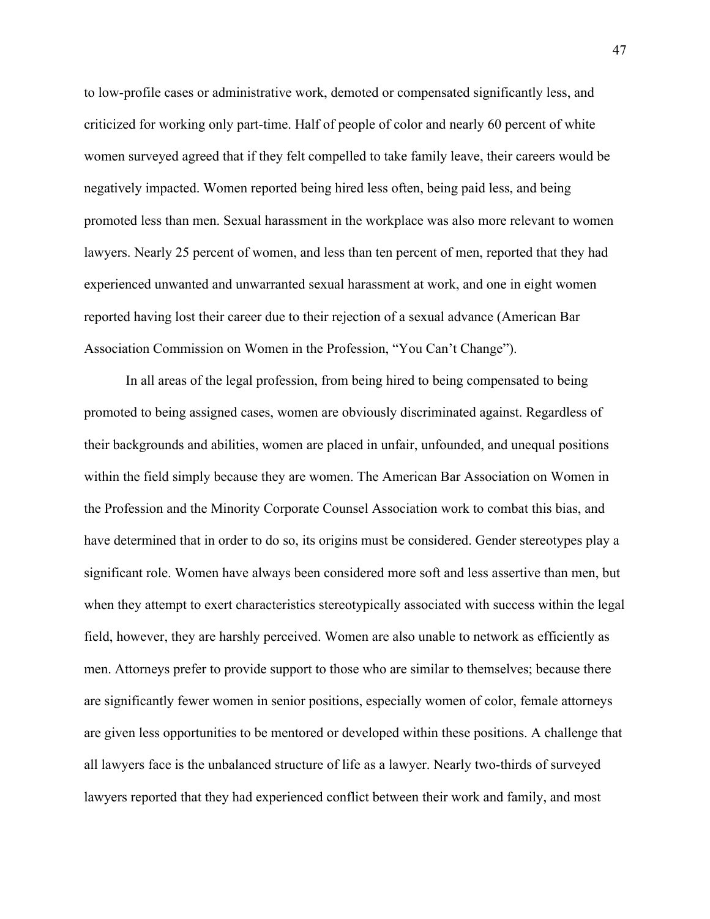to low-profile cases or administrative work, demoted or compensated significantly less, and criticized for working only part-time. Half of people of color and nearly 60 percent of white women surveyed agreed that if they felt compelled to take family leave, their careers would be negatively impacted. Women reported being hired less often, being paid less, and being promoted less than men. Sexual harassment in the workplace was also more relevant to women lawyers. Nearly 25 percent of women, and less than ten percent of men, reported that they had experienced unwanted and unwarranted sexual harassment at work, and one in eight women reported having lost their career due to their rejection of a sexual advance (American Bar Association Commission on Women in the Profession, "You Can't Change").

In all areas of the legal profession, from being hired to being compensated to being promoted to being assigned cases, women are obviously discriminated against. Regardless of their backgrounds and abilities, women are placed in unfair, unfounded, and unequal positions within the field simply because they are women. The American Bar Association on Women in the Profession and the Minority Corporate Counsel Association work to combat this bias, and have determined that in order to do so, its origins must be considered. Gender stereotypes play a significant role. Women have always been considered more soft and less assertive than men, but when they attempt to exert characteristics stereotypically associated with success within the legal field, however, they are harshly perceived. Women are also unable to network as efficiently as men. Attorneys prefer to provide support to those who are similar to themselves; because there are significantly fewer women in senior positions, especially women of color, female attorneys are given less opportunities to be mentored or developed within these positions. A challenge that all lawyers face is the unbalanced structure of life as a lawyer. Nearly two-thirds of surveyed lawyers reported that they had experienced conflict between their work and family, and most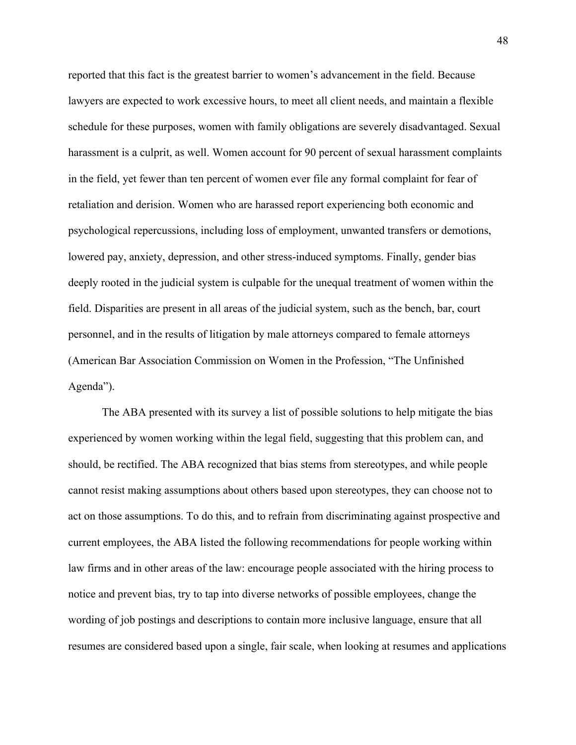reported that this fact is the greatest barrier to women's advancement in the field. Because lawyers are expected to work excessive hours, to meet all client needs, and maintain a flexible schedule for these purposes, women with family obligations are severely disadvantaged. Sexual harassment is a culprit, as well. Women account for 90 percent of sexual harassment complaints in the field, yet fewer than ten percent of women ever file any formal complaint for fear of retaliation and derision. Women who are harassed report experiencing both economic and psychological repercussions, including loss of employment, unwanted transfers or demotions, lowered pay, anxiety, depression, and other stress-induced symptoms. Finally, gender bias deeply rooted in the judicial system is culpable for the unequal treatment of women within the field. Disparities are present in all areas of the judicial system, such as the bench, bar, court personnel, and in the results of litigation by male attorneys compared to female attorneys (American Bar Association Commission on Women in the Profession, "The Unfinished Agenda").

The ABA presented with its survey a list of possible solutions to help mitigate the bias experienced by women working within the legal field, suggesting that this problem can, and should, be rectified. The ABA recognized that bias stems from stereotypes, and while people cannot resist making assumptions about others based upon stereotypes, they can choose not to act on those assumptions. To do this, and to refrain from discriminating against prospective and current employees, the ABA listed the following recommendations for people working within law firms and in other areas of the law: encourage people associated with the hiring process to notice and prevent bias, try to tap into diverse networks of possible employees, change the wording of job postings and descriptions to contain more inclusive language, ensure that all resumes are considered based upon a single, fair scale, when looking at resumes and applications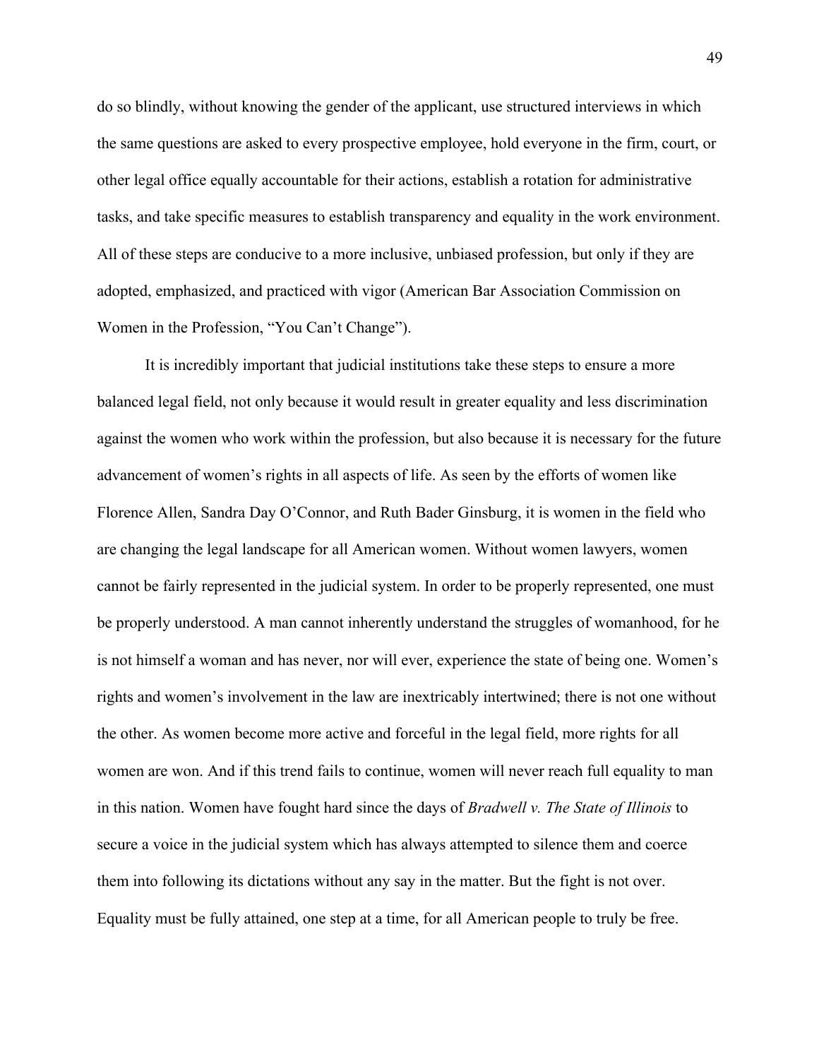do so blindly, without knowing the gender of the applicant, use structured interviews in which the same questions are asked to every prospective employee, hold everyone in the firm, court, or other legal office equally accountable for their actions, establish a rotation for administrative tasks, and take specific measures to establish transparency and equality in the work environment. All of these steps are conducive to a more inclusive, unbiased profession, but only if they are adopted, emphasized, and practiced with vigor (American Bar Association Commission on Women in the Profession, "You Can't Change").

It is incredibly important that judicial institutions take these steps to ensure a more balanced legal field, not only because it would result in greater equality and less discrimination against the women who work within the profession, but also because it is necessary for the future advancement of women's rights in all aspects of life. As seen by the efforts of women like Florence Allen, Sandra Day O'Connor, and Ruth Bader Ginsburg, it is women in the field who are changing the legal landscape for all American women. Without women lawyers, women cannot be fairly represented in the judicial system. In order to be properly represented, one must be properly understood. A man cannot inherently understand the struggles of womanhood, for he is not himself a woman and has never, nor will ever, experience the state of being one. Women's rights and women's involvement in the law are inextricably intertwined; there is not one without the other. As women become more active and forceful in the legal field, more rights for all women are won. And if this trend fails to continue, women will never reach full equality to man in this nation. Women have fought hard since the days of *Bradwell v. The State of Illinois* to secure a voice in the judicial system which has always attempted to silence them and coerce them into following its dictations without any say in the matter. But the fight is not over. Equality must be fully attained, one step at a time, for all American people to truly be free.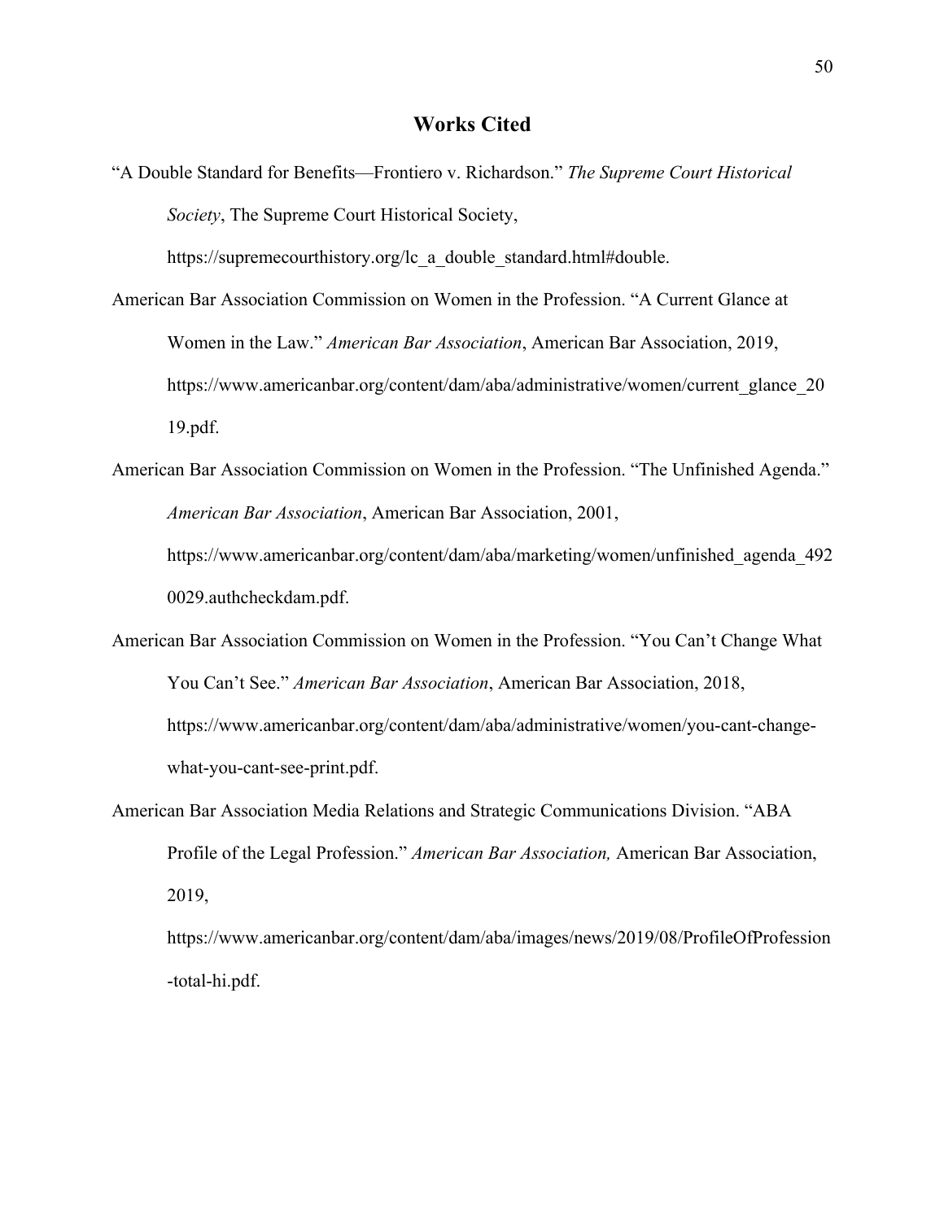## Works Cited

"A Double Standard for Benefits—Frontiero v. Richardson." *The Supreme Court Historical Society*, The Supreme Court Historical Society, https://supremecourthistory.org/lc_a_double_standard.html#double.

American Bar Association Commission on Women in the Profession. "A Current Glance at Women in the Law." *American Bar Association*, American Bar Association, 2019, https://www.americanbar.org/content/dam/aba/administrative/women/current_glance_2019.pdf.

American Bar Association Commission on Women in the Profession. "The Unfinished Agenda." *American Bar Association*, American Bar Association, 2001, https://www.americanbar.org/content/dam/aba/marketing/women/unfinished_agenda_4920029.authcheckdam.pdf.

American Bar Association Commission on Women in the Profession. "You Can't Change What You Can't See." *American Bar Association*, American Bar Association, 2018, https://www.americanbar.org/content/dam/aba/administrative/women/you-cant-change-what-you-cant-see-print.pdf.

American Bar Association Media Relations and Strategic Communications Division. "ABA Profile of the Legal Profession." *American Bar Association,* American Bar Association, 2019, https://www.americanbar.org/content/dam/aba/images/news/2019/08/ProfileOfProfession-total-hi.pdf.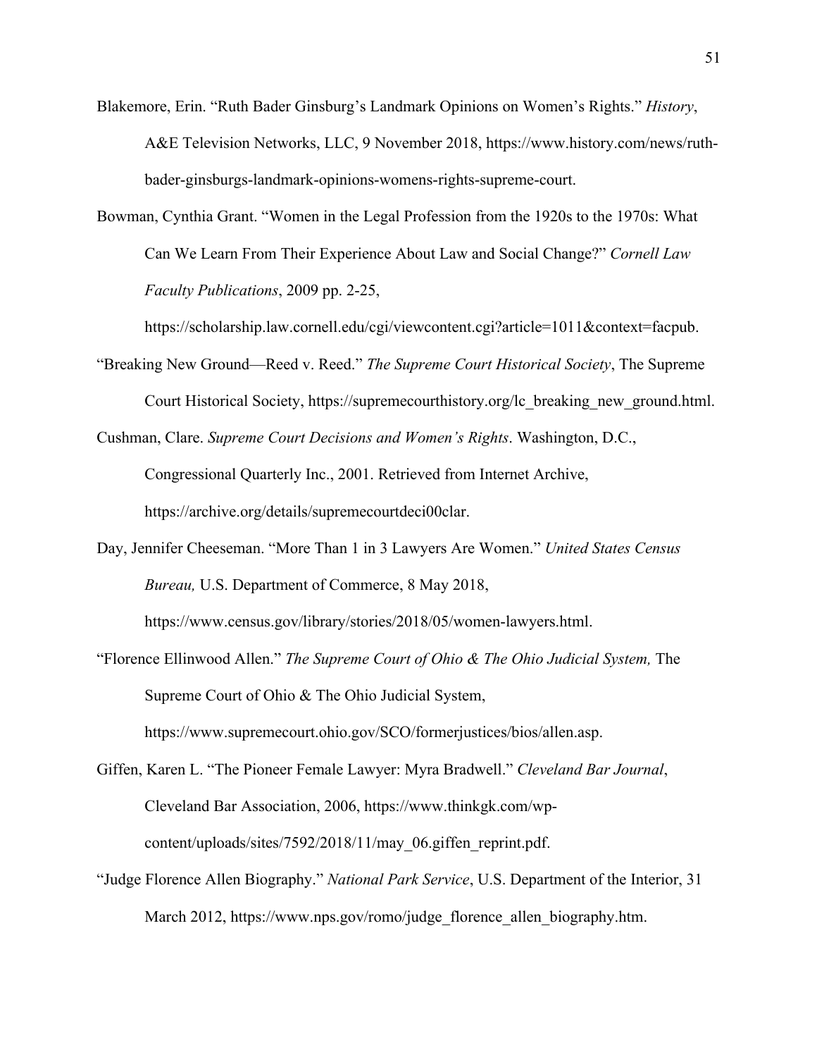Blakemore, Erin. "Ruth Bader Ginsburg's Landmark Opinions on Women's Rights." *History*, A&E Television Networks, LLC, 9 November 2018, https://www.history.com/news/ruth-bader-ginsburgs-landmark-opinions-womens-rights-supreme-court.

Bowman, Cynthia Grant. "Women in the Legal Profession from the 1920s to the 1970s: What Can We Learn From Their Experience About Law and Social Change?" *Cornell Law Faculty Publications*, 2009 pp. 2-25, https://scholarship.law.cornell.edu/cgi/viewcontent.cgi?article=1011&context=facpub.

"Breaking New Ground—Reed v. Reed." *The Supreme Court Historical Society*, The Supreme Court Historical Society, https://supremecourthistory.org/lc_breaking_new_ground.html.

Cushman, Clare. *Supreme Court Decisions and Women's Rights*. Washington, D.C., Congressional Quarterly Inc., 2001. Retrieved from Internet Archive, https://archive.org/details/supremecourtdeci00clar.

Day, Jennifer Cheeseman. "More Than 1 in 3 Lawyers Are Women." *United States Census Bureau,* U.S. Department of Commerce, 8 May 2018, https://www.census.gov/library/stories/2018/05/women-lawyers.html.

"Florence Ellinwood Allen." *The Supreme Court of Ohio & The Ohio Judicial System,* The Supreme Court of Ohio & The Ohio Judicial System, https://www.supremecourt.ohio.gov/SCO/formerjustices/bios/allen.asp.

Giffen, Karen L. "The Pioneer Female Lawyer: Myra Bradwell." *Cleveland Bar Journal*, Cleveland Bar Association, 2006, https://www.thinkgk.com/wp-content/uploads/sites/7592/2018/11/may_06.giffen_reprint.pdf.

"Judge Florence Allen Biography." *National Park Service*, U.S. Department of the Interior, 31 March 2012, https://www.nps.gov/romo/judge_florence_allen_biography.htm.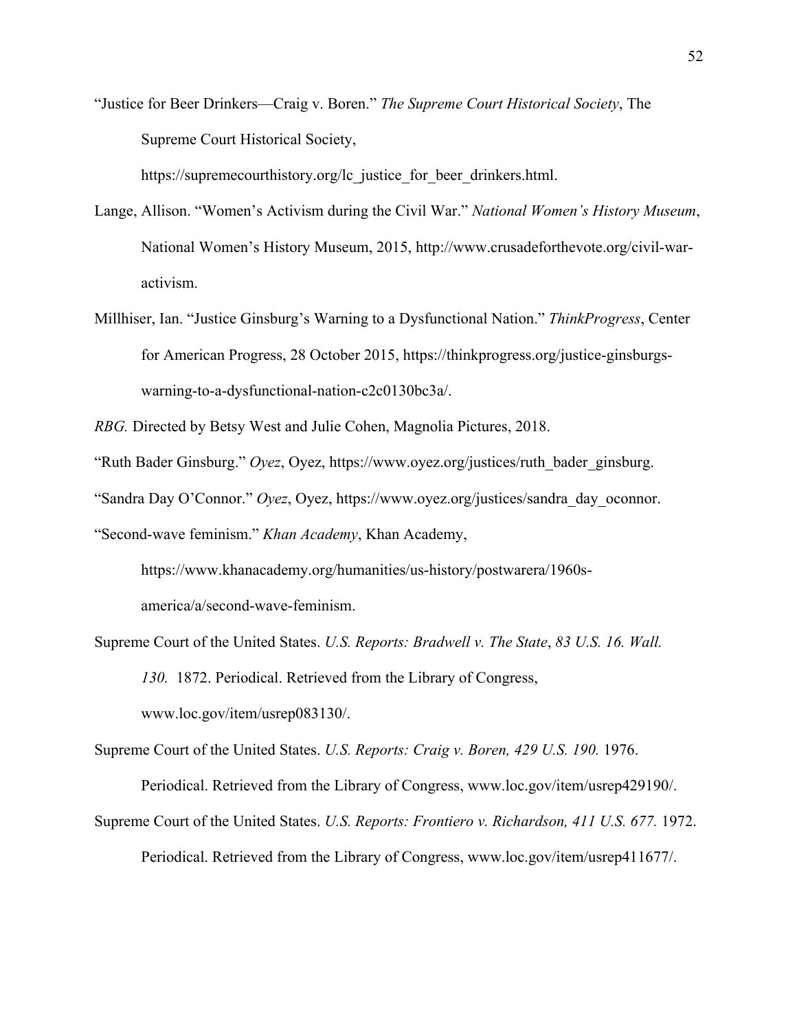"Justice for Beer Drinkers—Craig v. Boren." *The Supreme Court Historical Society*, The Supreme Court Historical Society, https://supremecourthistory.org/lc_justice_for_beer_drinkers.html.

Lange, Allison. "Women's Activism during the Civil War." *National Women's History Museum*, National Women's History Museum, 2015, http://www.crusadeforthevote.org/civil-war-activism.

Millhiser, Ian. "Justice Ginsburg's Warning to a Dysfunctional Nation." *ThinkProgress*, Center for American Progress, 28 October 2015, https://thinkprogress.org/justice-ginsburgs-warning-to-a-dysfunctional-nation-c2c0130bc3a/.

*RBG.* Directed by Betsy West and Julie Cohen, Magnolia Pictures, 2018.

"Ruth Bader Ginsburg." *Oyez*, Oyez, https://www.oyez.org/justices/ruth_bader_ginsburg.

"Sandra Day O'Connor." *Oyez*, Oyez, https://www.oyez.org/justices/sandra_day_oconnor.

"Second-wave feminism." *Khan Academy*, Khan Academy, https://www.khanacademy.org/humanities/us-history/postwarera/1960s-america/a/second-wave-feminism.

Supreme Court of the United States. *U.S. Reports: Bradwell v. The State*, *83 U.S. 16. Wall. 130.* 1872. Periodical. Retrieved from the Library of Congress, www.loc.gov/item/usrep083130/.

Supreme Court of the United States. *U.S. Reports: Craig v. Boren, 429 U.S. 190.* 1976. Periodical. Retrieved from the Library of Congress, www.loc.gov/item/usrep429190/.

Supreme Court of the United States. *U.S. Reports: Frontiero v. Richardson, 411 U.S. 677.* 1972. Periodical. Retrieved from the Library of Congress, www.loc.gov/item/usrep411677/.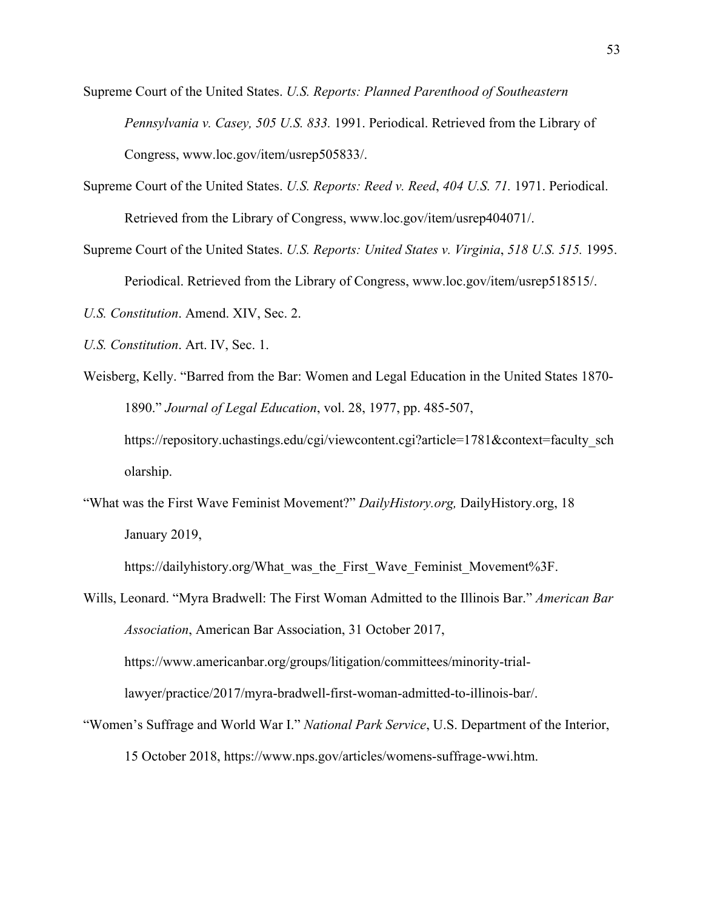Supreme Court of the United States. *U.S. Reports: Planned Parenthood of Southeastern Pennsylvania v. Casey, 505 U.S. 833.* 1991. Periodical. Retrieved from the Library of Congress, www.loc.gov/item/usrep505833/.

Supreme Court of the United States. *U.S. Reports: Reed v. Reed*, *404 U.S. 71.* 1971. Periodical. Retrieved from the Library of Congress, www.loc.gov/item/usrep404071/.

Supreme Court of the United States. *U.S. Reports: United States v. Virginia*, *518 U.S. 515.* 1995. Periodical. Retrieved from the Library of Congress, www.loc.gov/item/usrep518515/.

*U.S. Constitution*. Amend. XIV, Sec. 2.

*U.S. Constitution*. Art. IV, Sec. 1.

Weisberg, Kelly. "Barred from the Bar: Women and Legal Education in the United States 1870-1890." *Journal of Legal Education*, vol. 28, 1977, pp. 485-507, https://repository.uchastings.edu/cgi/viewcontent.cgi?article=1781&context=faculty_scholarship.

"What was the First Wave Feminist Movement?" *DailyHistory.org,* DailyHistory.org, 18 January 2019, https://dailyhistory.org/What_was_the_First_Wave_Feminist_Movement%3F.

Wills, Leonard. "Myra Bradwell: The First Woman Admitted to the Illinois Bar." *American Bar Association*, American Bar Association, 31 October 2017, https://www.americanbar.org/groups/litigation/committees/minority-trial-lawyer/practice/2017/myra-bradwell-first-woman-admitted-to-illinois-bar/.

"Women's Suffrage and World War I." *National Park Service*, U.S. Department of the Interior, 15 October 2018, https://www.nps.gov/articles/womens-suffrage-wwi.htm.